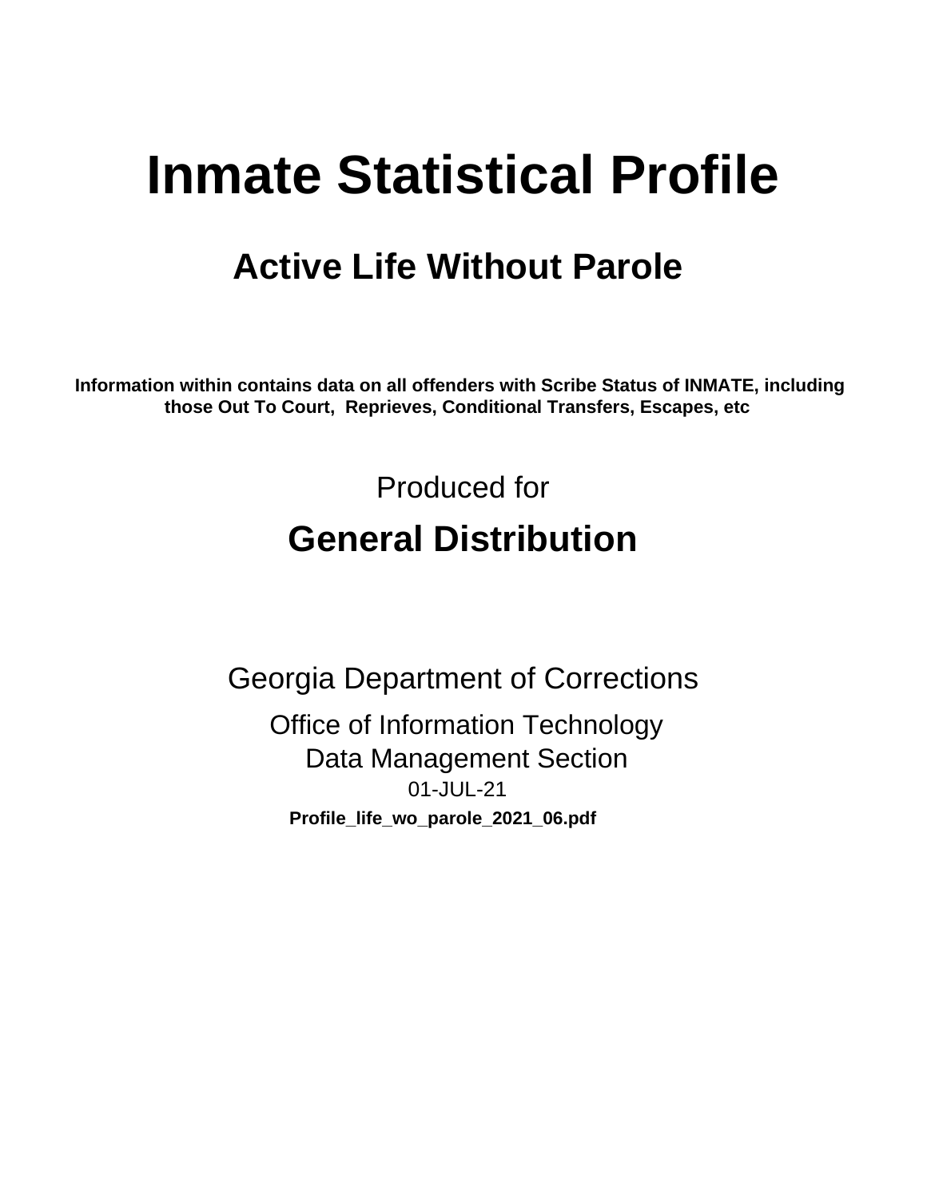# Inmate Statistical Profile

## Active Life Without Parole

**Information within contains data on all offenders with Scribe Status of INMATE, including those Out To Court, Reprieves, Conditional Transfers, Escapes, etc**

Produced for

## General Distribution

Georgia Department of Corrections

Office of Information Technology
Data Management Section
01-JUL-21

**Profile_life_wo_parole_2021_06.pdf**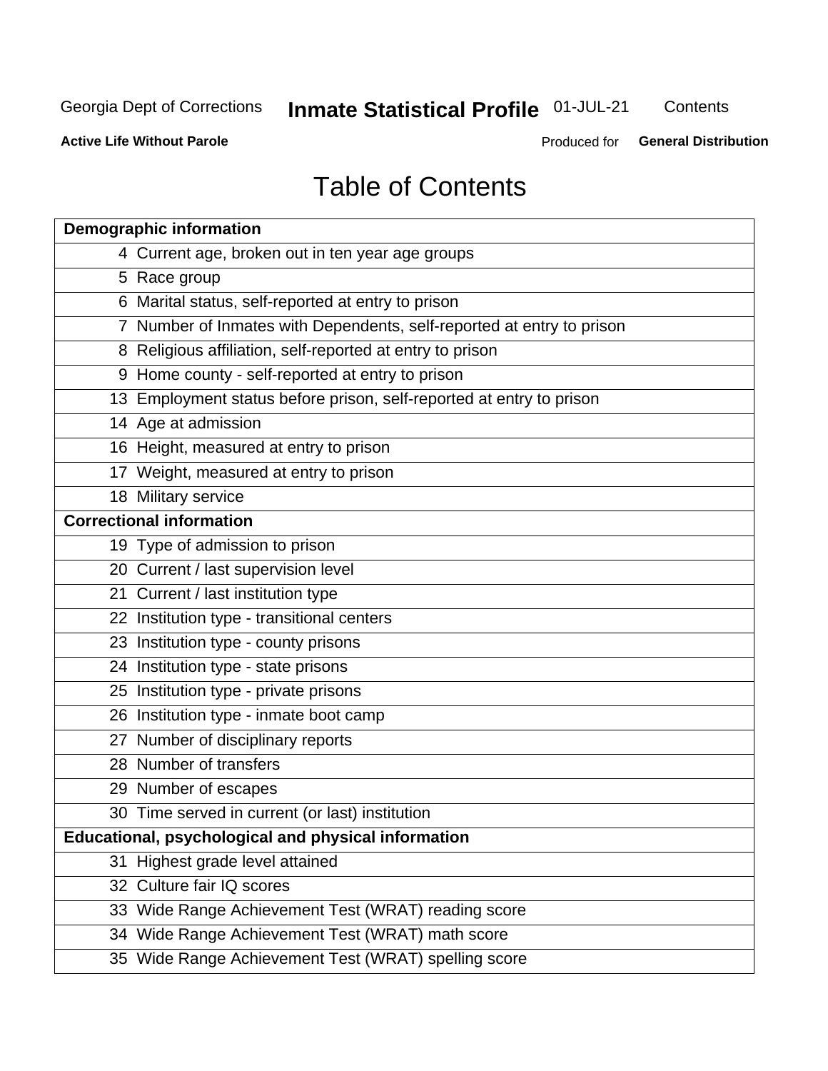# Table of Contents

| Demographic information | |
|---|---|
| 4 | Current age, broken out in ten year age groups |
| 5 | Race group |
| 6 | Marital status, self-reported at entry to prison |
| 7 | Number of Inmates with Dependents, self-reported at entry to prison |
| 8 | Religious affiliation, self-reported at entry to prison |
| 9 | Home county - self-reported at entry to prison |
| 13 | Employment status before prison, self-reported at entry to prison |
| 14 | Age at admission |
| 16 | Height, measured at entry to prison |
| 17 | Weight, measured at entry to prison |
| 18 | Military service |
| **Correctional information** | |
| 19 | Type of admission to prison |
| 20 | Current / last supervision level |
| 21 | Current / last institution type |
| 22 | Institution type - transitional centers |
| 23 | Institution type - county prisons |
| 24 | Institution type - state prisons |
| 25 | Institution type - private prisons |
| 26 | Institution type - inmate boot camp |
| 27 | Number of disciplinary reports |
| 28 | Number of transfers |
| 29 | Number of escapes |
| 30 | Time served in current (or last) institution |
| **Educational, psychological and physical information** | |
| 31 | Highest grade level attained |
| 32 | Culture fair IQ scores |
| 33 | Wide Range Achievement Test (WRAT) reading score |
| 34 | Wide Range Achievement Test (WRAT) math score |
| 35 | Wide Range Achievement Test (WRAT) spelling score |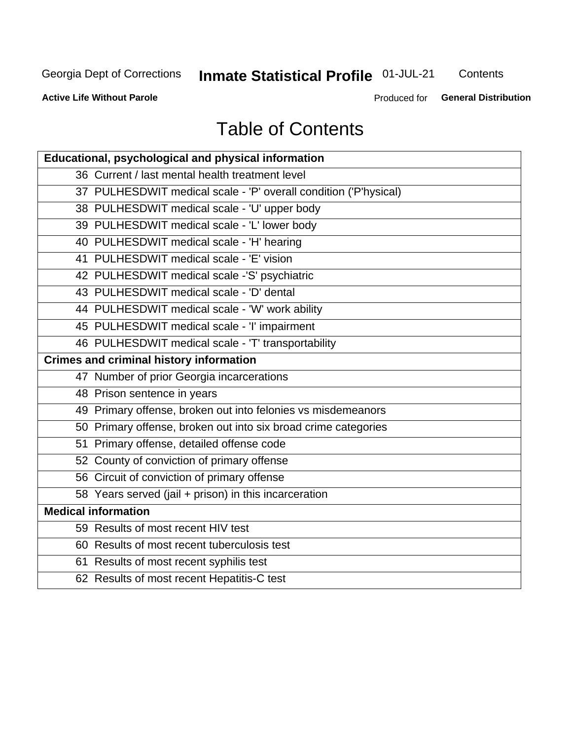# Table of Contents

| Educational, psychological and physical information |
|---|
| 36 Current / last mental health treatment level |
| 37 PULHESDWIT medical scale - 'P' overall condition ('P'hysical) |
| 38 PULHESDWIT medical scale - 'U' upper body |
| 39 PULHESDWIT medical scale - 'L' lower body |
| 40 PULHESDWIT medical scale - 'H' hearing |
| 41 PULHESDWIT medical scale - 'E' vision |
| 42 PULHESDWIT medical scale -'S' psychiatric |
| 43 PULHESDWIT medical scale - 'D' dental |
| 44 PULHESDWIT medical scale - 'W' work ability |
| 45 PULHESDWIT medical scale - 'I' impairment |
| 46 PULHESDWIT medical scale - 'T' transportability |
| **Crimes and criminal history information** |
| 47 Number of prior Georgia incarcerations |
| 48 Prison sentence in years |
| 49 Primary offense, broken out into felonies vs misdemeanors |
| 50 Primary offense, broken out into six broad crime categories |
| 51 Primary offense, detailed offense code |
| 52 County of conviction of primary offense |
| 56 Circuit of conviction of primary offense |
| 58 Years served (jail + prison) in this incarceration |
| **Medical information** |
| 59 Results of most recent HIV test |
| 60 Results of most recent tuberculosis test |
| 61 Results of most recent syphilis test |
| 62 Results of most recent Hepatitis-C test |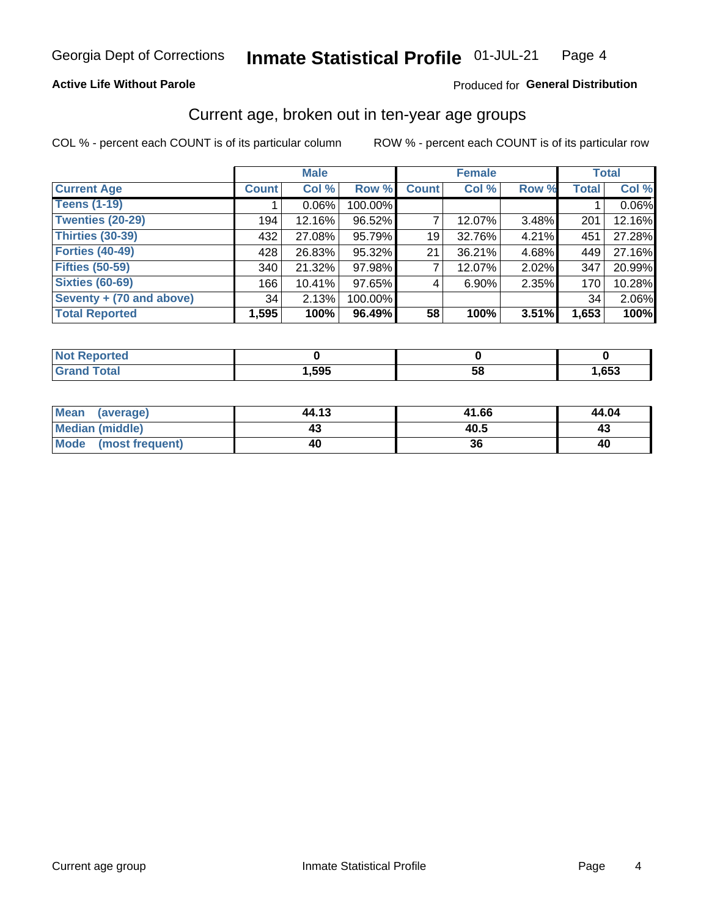# Georgia Dept of Corrections — Inmate Statistical Profile 01-JUL-21

**Active Life Without Parole** — Produced for **General Distribution**

## Current age, broken out in ten-year age groups

COL % - percent each COUNT is of its particular column

ROW % - percent each COUNT is of its particular row

| | Male | | | Female | | | Total | |
|---|---|---|---|---|---|---|---|---|
| **Current Age** | **Count** | **Col %** | **Row %** | **Count** | **Col %** | **Row %** | **Total** | **Col %** |
| **Teens (1-19)** | 1 | 0.06% | 100.00% | | | | 1 | 0.06% |
| **Twenties (20-29)** | 194 | 12.16% | 96.52% | 7 | 12.07% | 3.48% | 201 | 12.16% |
| **Thirties (30-39)** | 432 | 27.08% | 95.79% | 19 | 32.76% | 4.21% | 451 | 27.28% |
| **Forties (40-49)** | 428 | 26.83% | 95.32% | 21 | 36.21% | 4.68% | 449 | 27.16% |
| **Fifties (50-59)** | 340 | 21.32% | 97.98% | 7 | 12.07% | 2.02% | 347 | 20.99% |
| **Sixties (60-69)** | 166 | 10.41% | 97.65% | 4 | 6.90% | 2.35% | 170 | 10.28% |
| **Seventy + (70 and above)** | 34 | 2.13% | 100.00% | | | | 34 | 2.06% |
| **Total Reported** | **1,595** | **100%** | **96.49%** | **58** | **100%** | **3.51%** | **1,653** | **100%** |

| | Male | Female | Total |
|---|---|---|---|
| **Not Reported** | **0** | **0** | **0** |
| **Grand Total** | **1,595** | **58** | **1,653** |

| | Male | Female | Total |
|---|---|---|---|
| **Mean (average)** | **44.13** | **41.66** | **44.04** |
| **Median (middle)** | **43** | **40.5** | **43** |
| **Mode (most frequent)** | **40** | **36** | **40** |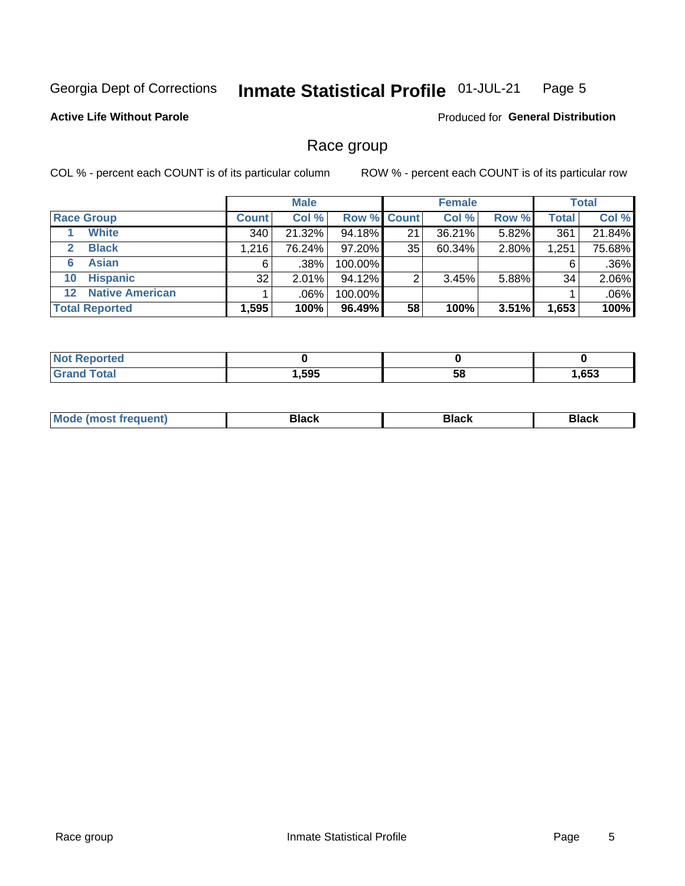Georgia Dept of Corrections **Inmate Statistical Profile** 01-JUL-21

**Active Life Without Parole**

Produced for **General Distribution**

## Race group

COL % - percent each COUNT is of its particular column ROW % - percent each COUNT is of its particular row

| | | Male | | | Female | | | Total | |
|---|---|---|---|---|---|---|---|---|---|
| **Race Group** | | **Count** | **Col %** | **Row %** | **Count** | **Col %** | **Row %** | **Total** | **Col %** |
| 1 | **White** | 340 | 21.32% | 94.18% | 21 | 36.21% | 5.82% | 361 | 21.84% |
| 2 | **Black** | 1,216 | 76.24% | 97.20% | 35 | 60.34% | 2.80% | 1,251 | 75.68% |
| 6 | **Asian** | 6 | .38% | 100.00% | | | | 6 | .36% |
| 10 | **Hispanic** | 32 | 2.01% | 94.12% | 2 | 3.45% | 5.88% | 34 | 2.06% |
| 12 | **Native American** | 1 | .06% | 100.00% | | | | 1 | .06% |
| **Total Reported** | | **1,595** | **100%** | **96.49%** | **58** | **100%** | **3.51%** | **1,653** | **100%** |

| | Male | Female | Total |
|---|---|---|---|
| **Not Reported** | **0** | **0** | **0** |
| **Grand Total** | **1,595** | **58** | **1,653** |

| | Male | Female | Total |
|---|---|---|---|
| **Mode (most frequent)** | **Black** | **Black** | **Black** |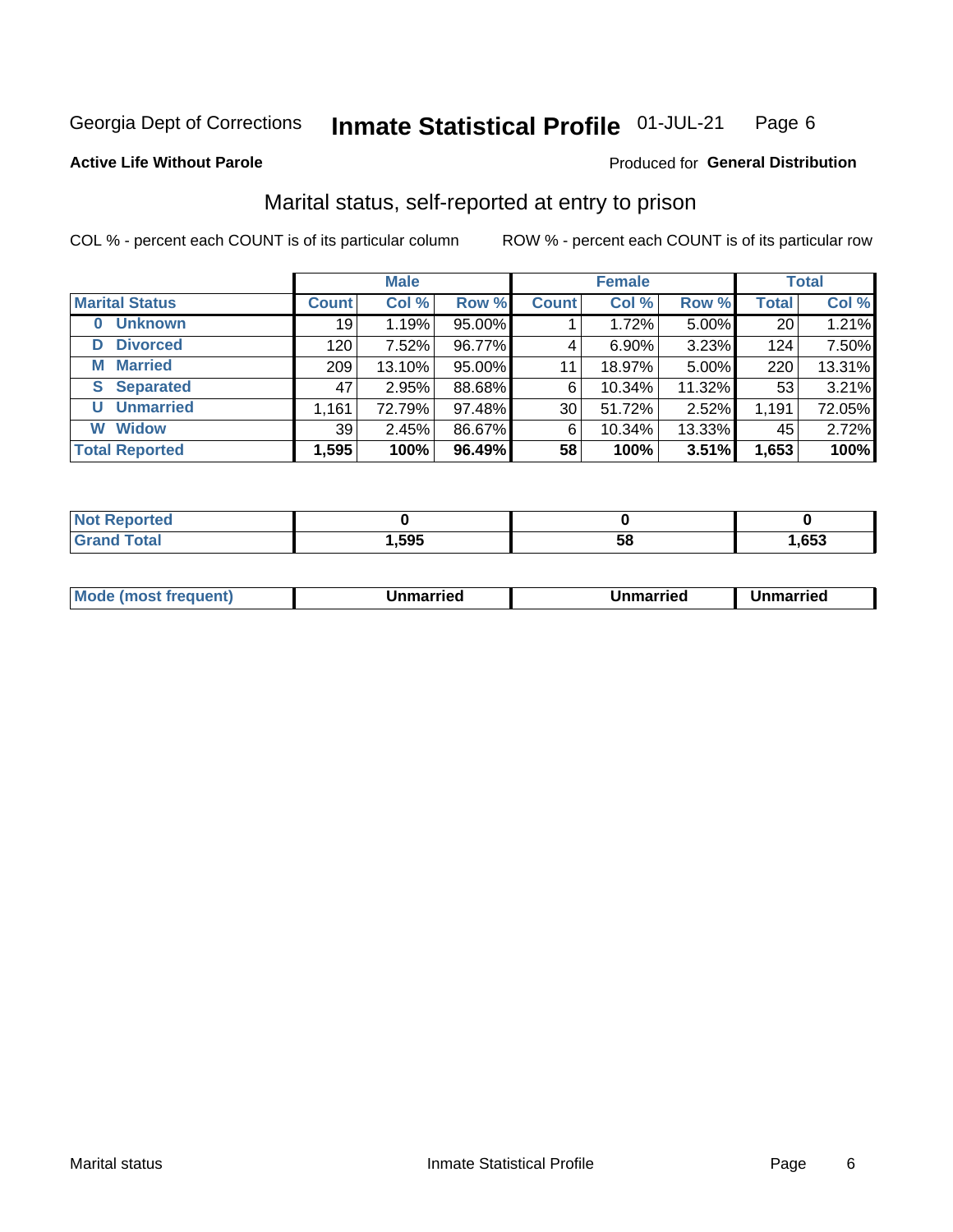Georgia Dept of Corrections **Inmate Statistical Profile** 01-JUL-21

**Active Life Without Parole**

Produced for **General Distribution**

## Marital status, self-reported at entry to prison

COL % - percent each COUNT is of its particular column

ROW % - percent each COUNT is of its particular row

| | Male | | | Female | | | Total | |
|---|---|---|---|---|---|---|---|---|
| **Marital Status** | **Count** | **Col %** | **Row %** | **Count** | **Col %** | **Row %** | **Total** | **Col %** |
| 0 Unknown | 19 | 1.19% | 95.00% | 1 | 1.72% | 5.00% | 20 | 1.21% |
| D Divorced | 120 | 7.52% | 96.77% | 4 | 6.90% | 3.23% | 124 | 7.50% |
| M Married | 209 | 13.10% | 95.00% | 11 | 18.97% | 5.00% | 220 | 13.31% |
| S Separated | 47 | 2.95% | 88.68% | 6 | 10.34% | 11.32% | 53 | 3.21% |
| U Unmarried | 1,161 | 72.79% | 97.48% | 30 | 51.72% | 2.52% | 1,191 | 72.05% |
| W Widow | 39 | 2.45% | 86.67% | 6 | 10.34% | 13.33% | 45 | 2.72% |
| **Total Reported** | **1,595** | **100%** | **96.49%** | **58** | **100%** | **3.51%** | **1,653** | **100%** |

| | Male | Female | Total |
|---|---|---|---|
| Not Reported | 0 | 0 | 0 |
| Grand Total | 1,595 | 58 | 1,653 |

| | Male | Female | Total |
|---|---|---|---|
| Mode (most frequent) | Unmarried | Unmarried | Unmarried |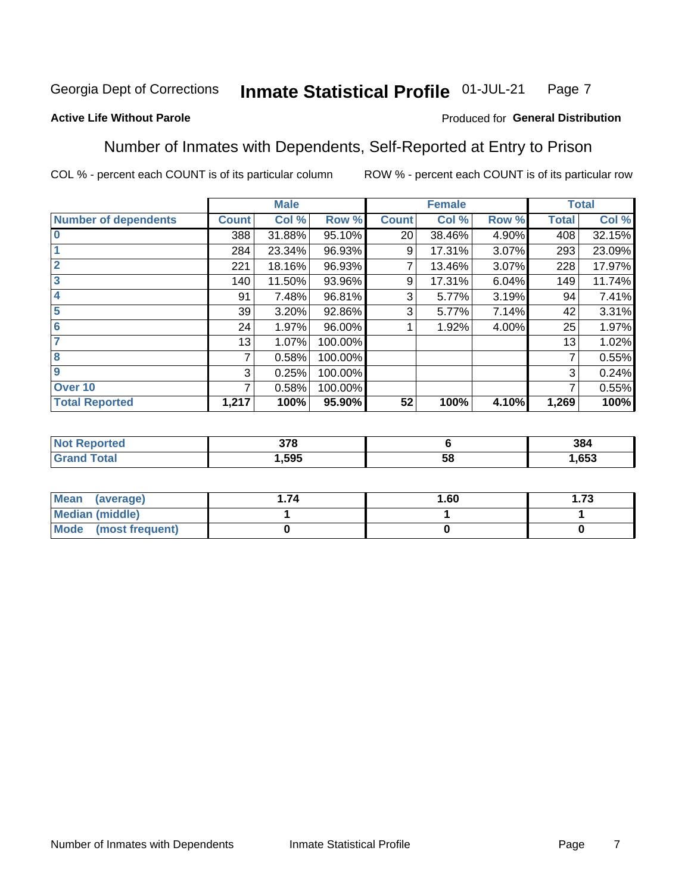Georgia Dept of Corrections **Inmate Statistical Profile** 01-JUL-21 Page 7

**Active Life Without Parole**

Produced for **General Distribution**

## Number of Inmates with Dependents, Self-Reported at Entry to Prison

COL % - percent each COUNT is of its particular column ROW % - percent each COUNT is of its particular row

| | Male | | | Female | | | Total | |
|---|---|---|---|---|---|---|---|---|
| **Number of dependents** | **Count** | **Col %** | **Row %** | **Count** | **Col %** | **Row %** | **Total** | **Col %** |
| **0** | 388 | 31.88% | 95.10% | 20 | 38.46% | 4.90% | 408 | 32.15% |
| **1** | 284 | 23.34% | 96.93% | 9 | 17.31% | 3.07% | 293 | 23.09% |
| **2** | 221 | 18.16% | 96.93% | 7 | 13.46% | 3.07% | 228 | 17.97% |
| **3** | 140 | 11.50% | 93.96% | 9 | 17.31% | 6.04% | 149 | 11.74% |
| **4** | 91 | 7.48% | 96.81% | 3 | 5.77% | 3.19% | 94 | 7.41% |
| **5** | 39 | 3.20% | 92.86% | 3 | 5.77% | 7.14% | 42 | 3.31% |
| **6** | 24 | 1.97% | 96.00% | 1 | 1.92% | 4.00% | 25 | 1.97% |
| **7** | 13 | 1.07% | 100.00% | | | | 13 | 1.02% |
| **8** | 7 | 0.58% | 100.00% | | | | 7 | 0.55% |
| **9** | 3 | 0.25% | 100.00% | | | | 3 | 0.24% |
| **Over 10** | 7 | 0.58% | 100.00% | | | | 7 | 0.55% |
| **Total Reported** | **1,217** | **100%** | **95.90%** | **52** | **100%** | **4.10%** | **1,269** | **100%** |

| | Male | Female | Total |
|---|---|---|---|
| **Not Reported** | **378** | **6** | **384** |
| **Grand Total** | **1,595** | **58** | **1,653** |

| | Male | Female | Total |
|---|---|---|---|
| **Mean (average)** | **1.74** | **1.60** | **1.73** |
| **Median (middle)** | **1** | **1** | **1** |
| **Mode (most frequent)** | **0** | **0** | **0** |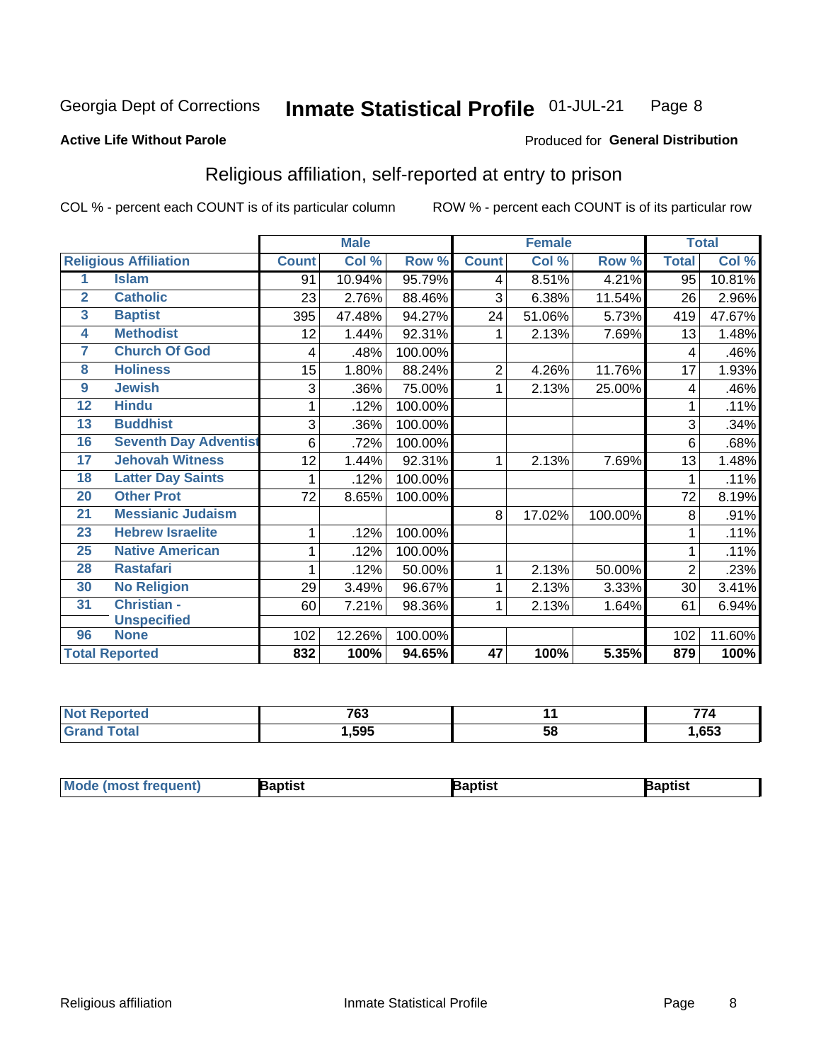Georgia Dept of Corrections **Inmate Statistical Profile** 01-JUL-21

**Active Life Without Parole**

Produced for **General Distribution**

## Religious affiliation, self-reported at entry to prison

COL % - percent each COUNT is of its particular column     ROW % - percent each COUNT is of its particular row

| | | Male | | | Female | | | Total | |
|---|---|---|---|---|---|---|---|---|---|
| **Religious Affiliation** | | **Count** | **Col %** | **Row %** | **Count** | **Col %** | **Row %** | **Total** | **Col %** |
| 1 | Islam | 91 | 10.94% | 95.79% | 4 | 8.51% | 4.21% | 95 | 10.81% |
| 2 | Catholic | 23 | 2.76% | 88.46% | 3 | 6.38% | 11.54% | 26 | 2.96% |
| 3 | Baptist | 395 | 47.48% | 94.27% | 24 | 51.06% | 5.73% | 419 | 47.67% |
| 4 | Methodist | 12 | 1.44% | 92.31% | 1 | 2.13% | 7.69% | 13 | 1.48% |
| 7 | Church Of God | 4 | .48% | 100.00% | | | | 4 | .46% |
| 8 | Holiness | 15 | 1.80% | 88.24% | 2 | 4.26% | 11.76% | 17 | 1.93% |
| 9 | Jewish | 3 | .36% | 75.00% | 1 | 2.13% | 25.00% | 4 | .46% |
| 12 | Hindu | 1 | .12% | 100.00% | | | | 1 | .11% |
| 13 | Buddhist | 3 | .36% | 100.00% | | | | 3 | .34% |
| 16 | Seventh Day Adventist | 6 | .72% | 100.00% | | | | 6 | .68% |
| 17 | Jehovah Witness | 12 | 1.44% | 92.31% | 1 | 2.13% | 7.69% | 13 | 1.48% |
| 18 | Latter Day Saints | 1 | .12% | 100.00% | | | | 1 | .11% |
| 20 | Other Prot | 72 | 8.65% | 100.00% | | | | 72 | 8.19% |
| 21 | Messianic Judaism | | | | 8 | 17.02% | 100.00% | 8 | .91% |
| 23 | Hebrew Israelite | 1 | .12% | 100.00% | | | | 1 | .11% |
| 25 | Native American | 1 | .12% | 100.00% | | | | 1 | .11% |
| 28 | Rastafari | 1 | .12% | 50.00% | 1 | 2.13% | 50.00% | 2 | .23% |
| 30 | No Religion | 29 | 3.49% | 96.67% | 1 | 2.13% | 3.33% | 30 | 3.41% |
| 31 | Christian - Unspecified | 60 | 7.21% | 98.36% | 1 | 2.13% | 1.64% | 61 | 6.94% |
| 96 | None | 102 | 12.26% | 100.00% | | | | 102 | 11.60% |
| **Total Reported** | | **832** | **100%** | **94.65%** | **47** | **100%** | **5.35%** | **879** | **100%** |

| | Male | Female | Total |
|---|---|---|---|
| **Not Reported** | **763** | **11** | **774** |
| **Grand Total** | **1,595** | **58** | **1,653** |

| | Male | Female | Total |
|---|---|---|---|
| **Mode (most frequent)** | **Baptist** | **Baptist** | **Baptist** |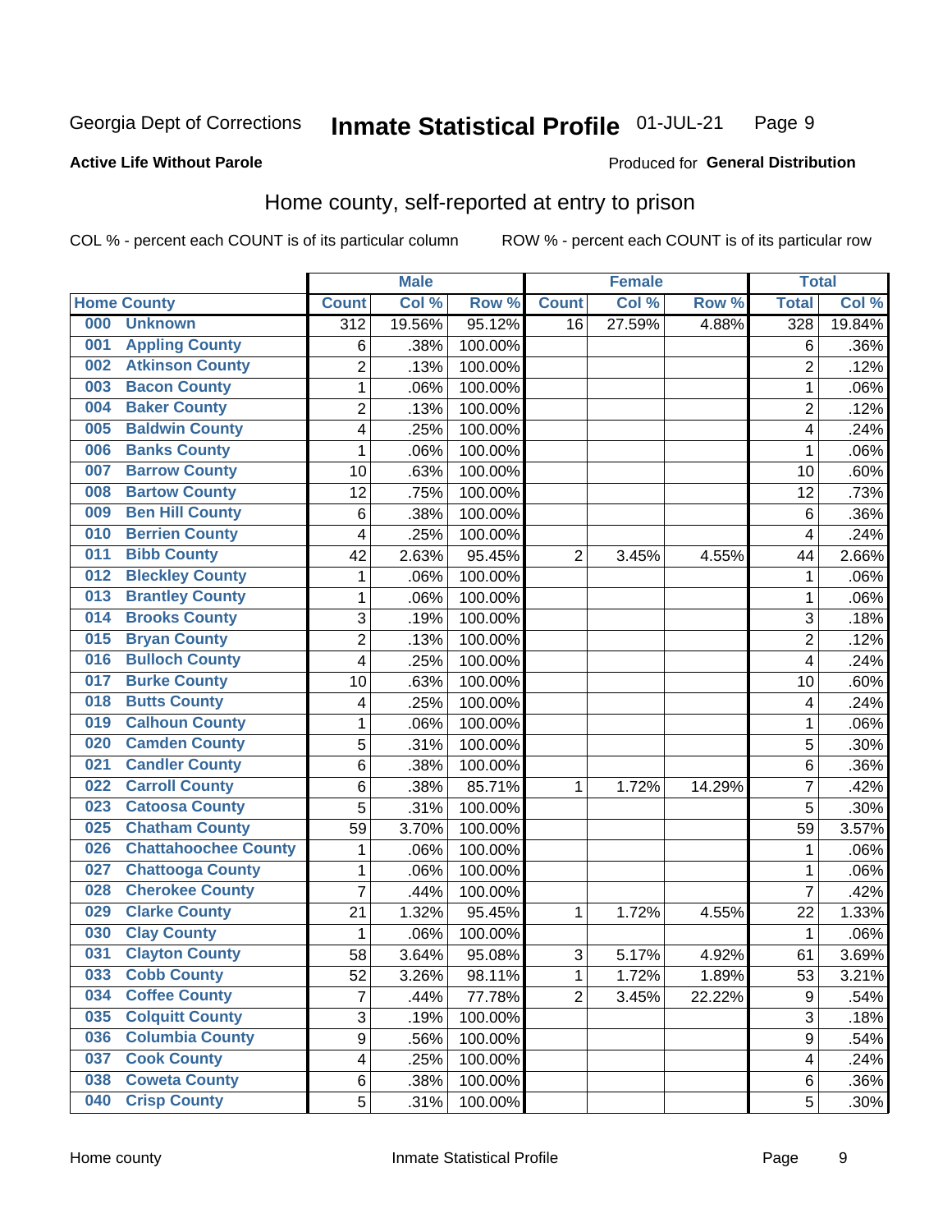Georgia Dept of Corrections **Inmate Statistical Profile** 01-JUL-21

**Active Life Without Parole**

Produced for **General Distribution**

## Home county, self-reported at entry to prison

COL % - percent each COUNT is of its particular column    ROW % - percent each COUNT is of its particular row

| Home County | | Male | | | Female | | | Total | |
|---|---|---|---|---|---|---|---|---|---|
| | | Count | Col % | Row % | Count | Col % | Row % | Total | Col % |
| 000 | Unknown | 312 | 19.56% | 95.12% | 16 | 27.59% | 4.88% | 328 | 19.84% |
| 001 | Appling County | 6 | .38% | 100.00% | | | | 6 | .36% |
| 002 | Atkinson County | 2 | .13% | 100.00% | | | | 2 | .12% |
| 003 | Bacon County | 1 | .06% | 100.00% | | | | 1 | .06% |
| 004 | Baker County | 2 | .13% | 100.00% | | | | 2 | .12% |
| 005 | Baldwin County | 4 | .25% | 100.00% | | | | 4 | .24% |
| 006 | Banks County | 1 | .06% | 100.00% | | | | 1 | .06% |
| 007 | Barrow County | 10 | .63% | 100.00% | | | | 10 | .60% |
| 008 | Bartow County | 12 | .75% | 100.00% | | | | 12 | .73% |
| 009 | Ben Hill County | 6 | .38% | 100.00% | | | | 6 | .36% |
| 010 | Berrien County | 4 | .25% | 100.00% | | | | 4 | .24% |
| 011 | Bibb County | 42 | 2.63% | 95.45% | 2 | 3.45% | 4.55% | 44 | 2.66% |
| 012 | Bleckley County | 1 | .06% | 100.00% | | | | 1 | .06% |
| 013 | Brantley County | 1 | .06% | 100.00% | | | | 1 | .06% |
| 014 | Brooks County | 3 | .19% | 100.00% | | | | 3 | .18% |
| 015 | Bryan County | 2 | .13% | 100.00% | | | | 2 | .12% |
| 016 | Bulloch County | 4 | .25% | 100.00% | | | | 4 | .24% |
| 017 | Burke County | 10 | .63% | 100.00% | | | | 10 | .60% |
| 018 | Butts County | 4 | .25% | 100.00% | | | | 4 | .24% |
| 019 | Calhoun County | 1 | .06% | 100.00% | | | | 1 | .06% |
| 020 | Camden County | 5 | .31% | 100.00% | | | | 5 | .30% |
| 021 | Candler County | 6 | .38% | 100.00% | | | | 6 | .36% |
| 022 | Carroll County | 6 | .38% | 85.71% | 1 | 1.72% | 14.29% | 7 | .42% |
| 023 | Catoosa County | 5 | .31% | 100.00% | | | | 5 | .30% |
| 025 | Chatham County | 59 | 3.70% | 100.00% | | | | 59 | 3.57% |
| 026 | Chattahoochee County | 1 | .06% | 100.00% | | | | 1 | .06% |
| 027 | Chattooga County | 1 | .06% | 100.00% | | | | 1 | .06% |
| 028 | Cherokee County | 7 | .44% | 100.00% | | | | 7 | .42% |
| 029 | Clarke County | 21 | 1.32% | 95.45% | 1 | 1.72% | 4.55% | 22 | 1.33% |
| 030 | Clay County | 1 | .06% | 100.00% | | | | 1 | .06% |
| 031 | Clayton County | 58 | 3.64% | 95.08% | 3 | 5.17% | 4.92% | 61 | 3.69% |
| 033 | Cobb County | 52 | 3.26% | 98.11% | 1 | 1.72% | 1.89% | 53 | 3.21% |
| 034 | Coffee County | 7 | .44% | 77.78% | 2 | 3.45% | 22.22% | 9 | .54% |
| 035 | Colquitt County | 3 | .19% | 100.00% | | | | 3 | .18% |
| 036 | Columbia County | 9 | .56% | 100.00% | | | | 9 | .54% |
| 037 | Cook County | 4 | .25% | 100.00% | | | | 4 | .24% |
| 038 | Coweta County | 6 | .38% | 100.00% | | | | 6 | .36% |
| 040 | Crisp County | 5 | .31% | 100.00% | | | | 5 | .30% |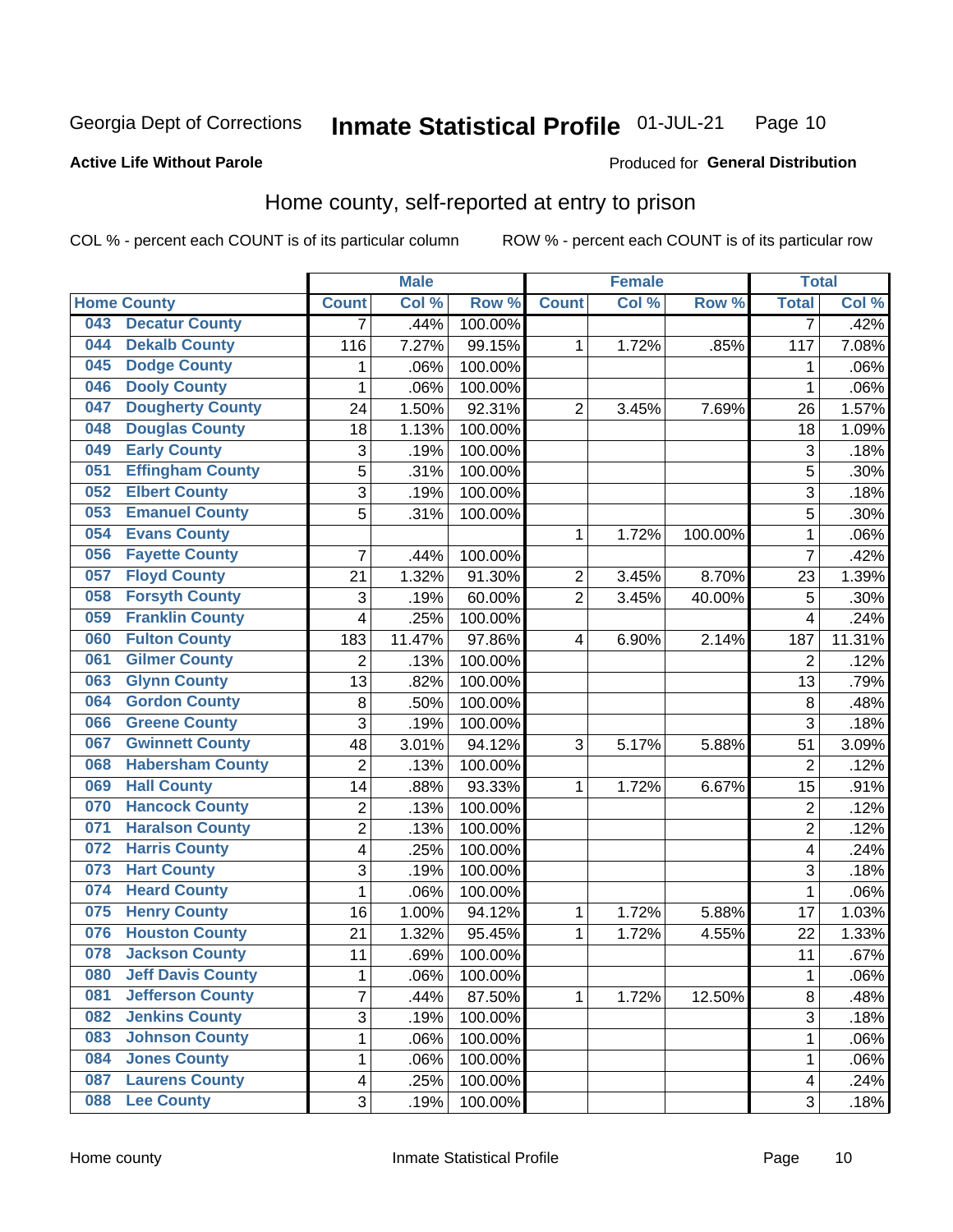Georgia Dept of Corrections **Inmate Statistical Profile** 01-JUL-21

**Active Life Without Parole**

Produced for **General Distribution**

## Home county, self-reported at entry to prison

COL % - percent each COUNT is of its particular column ROW % - percent each COUNT is of its particular row

| Home County | Male | | | Female | | | Total | |
|---|---|---|---|---|---|---|---|---|
| | Count | Col % | Row % | Count | Col % | Row % | Total | Col % |
| 043 Decatur County | 7 | .44% | 100.00% | | | | 7 | .42% |
| 044 Dekalb County | 116 | 7.27% | 99.15% | 1 | 1.72% | .85% | 117 | 7.08% |
| 045 Dodge County | 1 | .06% | 100.00% | | | | 1 | .06% |
| 046 Dooly County | 1 | .06% | 100.00% | | | | 1 | .06% |
| 047 Dougherty County | 24 | 1.50% | 92.31% | 2 | 3.45% | 7.69% | 26 | 1.57% |
| 048 Douglas County | 18 | 1.13% | 100.00% | | | | 18 | 1.09% |
| 049 Early County | 3 | .19% | 100.00% | | | | 3 | .18% |
| 051 Effingham County | 5 | .31% | 100.00% | | | | 5 | .30% |
| 052 Elbert County | 3 | .19% | 100.00% | | | | 3 | .18% |
| 053 Emanuel County | 5 | .31% | 100.00% | | | | 5 | .30% |
| 054 Evans County | | | | 1 | 1.72% | 100.00% | 1 | .06% |
| 056 Fayette County | 7 | .44% | 100.00% | | | | 7 | .42% |
| 057 Floyd County | 21 | 1.32% | 91.30% | 2 | 3.45% | 8.70% | 23 | 1.39% |
| 058 Forsyth County | 3 | .19% | 60.00% | 2 | 3.45% | 40.00% | 5 | .30% |
| 059 Franklin County | 4 | .25% | 100.00% | | | | 4 | .24% |
| 060 Fulton County | 183 | 11.47% | 97.86% | 4 | 6.90% | 2.14% | 187 | 11.31% |
| 061 Gilmer County | 2 | .13% | 100.00% | | | | 2 | .12% |
| 063 Glynn County | 13 | .82% | 100.00% | | | | 13 | .79% |
| 064 Gordon County | 8 | .50% | 100.00% | | | | 8 | .48% |
| 066 Greene County | 3 | .19% | 100.00% | | | | 3 | .18% |
| 067 Gwinnett County | 48 | 3.01% | 94.12% | 3 | 5.17% | 5.88% | 51 | 3.09% |
| 068 Habersham County | 2 | .13% | 100.00% | | | | 2 | .12% |
| 069 Hall County | 14 | .88% | 93.33% | 1 | 1.72% | 6.67% | 15 | .91% |
| 070 Hancock County | 2 | .13% | 100.00% | | | | 2 | .12% |
| 071 Haralson County | 2 | .13% | 100.00% | | | | 2 | .12% |
| 072 Harris County | 4 | .25% | 100.00% | | | | 4 | .24% |
| 073 Hart County | 3 | .19% | 100.00% | | | | 3 | .18% |
| 074 Heard County | 1 | .06% | 100.00% | | | | 1 | .06% |
| 075 Henry County | 16 | 1.00% | 94.12% | 1 | 1.72% | 5.88% | 17 | 1.03% |
| 076 Houston County | 21 | 1.32% | 95.45% | 1 | 1.72% | 4.55% | 22 | 1.33% |
| 078 Jackson County | 11 | .69% | 100.00% | | | | 11 | .67% |
| 080 Jeff Davis County | 1 | .06% | 100.00% | | | | 1 | .06% |
| 081 Jefferson County | 7 | .44% | 87.50% | 1 | 1.72% | 12.50% | 8 | .48% |
| 082 Jenkins County | 3 | .19% | 100.00% | | | | 3 | .18% |
| 083 Johnson County | 1 | .06% | 100.00% | | | | 1 | .06% |
| 084 Jones County | 1 | .06% | 100.00% | | | | 1 | .06% |
| 087 Laurens County | 4 | .25% | 100.00% | | | | 4 | .24% |
| 088 Lee County | 3 | .19% | 100.00% | | | | 3 | .18% |

Home county Inmate Statistical Profile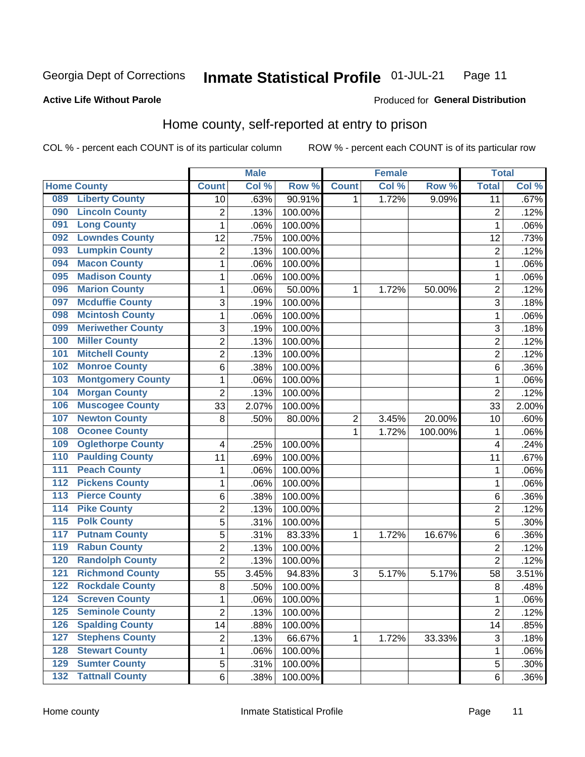Georgia Dept of Corrections **Inmate Statistical Profile** 01-JUL-21

**Active Life Without Parole**

Produced for **General Distribution**

## Home county, self-reported at entry to prison

COL % - percent each COUNT is of its particular column    ROW % - percent each COUNT is of its particular row

| Home County | | Male | | | Female | | | Total | |
|---|---|---|---|---|---|---|---|---|---|
| | | Count | Col % | Row % | Count | Col % | Row % | Total | Col % |
| 089 | Liberty County | 10 | .63% | 90.91% | 1 | 1.72% | 9.09% | 11 | .67% |
| 090 | Lincoln County | 2 | .13% | 100.00% | | | | 2 | .12% |
| 091 | Long County | 1 | .06% | 100.00% | | | | 1 | .06% |
| 092 | Lowndes County | 12 | .75% | 100.00% | | | | 12 | .73% |
| 093 | Lumpkin County | 2 | .13% | 100.00% | | | | 2 | .12% |
| 094 | Macon County | 1 | .06% | 100.00% | | | | 1 | .06% |
| 095 | Madison County | 1 | .06% | 100.00% | | | | 1 | .06% |
| 096 | Marion County | 1 | .06% | 50.00% | 1 | 1.72% | 50.00% | 2 | .12% |
| 097 | Mcduffie County | 3 | .19% | 100.00% | | | | 3 | .18% |
| 098 | Mcintosh County | 1 | .06% | 100.00% | | | | 1 | .06% |
| 099 | Meriwether County | 3 | .19% | 100.00% | | | | 3 | .18% |
| 100 | Miller County | 2 | .13% | 100.00% | | | | 2 | .12% |
| 101 | Mitchell County | 2 | .13% | 100.00% | | | | 2 | .12% |
| 102 | Monroe County | 6 | .38% | 100.00% | | | | 6 | .36% |
| 103 | Montgomery County | 1 | .06% | 100.00% | | | | 1 | .06% |
| 104 | Morgan County | 2 | .13% | 100.00% | | | | 2 | .12% |
| 106 | Muscogee County | 33 | 2.07% | 100.00% | | | | 33 | 2.00% |
| 107 | Newton County | 8 | .50% | 80.00% | 2 | 3.45% | 20.00% | 10 | .60% |
| 108 | Oconee County | | | | 1 | 1.72% | 100.00% | 1 | .06% |
| 109 | Oglethorpe County | 4 | .25% | 100.00% | | | | 4 | .24% |
| 110 | Paulding County | 11 | .69% | 100.00% | | | | 11 | .67% |
| 111 | Peach County | 1 | .06% | 100.00% | | | | 1 | .06% |
| 112 | Pickens County | 1 | .06% | 100.00% | | | | 1 | .06% |
| 113 | Pierce County | 6 | .38% | 100.00% | | | | 6 | .36% |
| 114 | Pike County | 2 | .13% | 100.00% | | | | 2 | .12% |
| 115 | Polk County | 5 | .31% | 100.00% | | | | 5 | .30% |
| 117 | Putnam County | 5 | .31% | 83.33% | 1 | 1.72% | 16.67% | 6 | .36% |
| 119 | Rabun County | 2 | .13% | 100.00% | | | | 2 | .12% |
| 120 | Randolph County | 2 | .13% | 100.00% | | | | 2 | .12% |
| 121 | Richmond County | 55 | 3.45% | 94.83% | 3 | 5.17% | 5.17% | 58 | 3.51% |
| 122 | Rockdale County | 8 | .50% | 100.00% | | | | 8 | .48% |
| 124 | Screven County | 1 | .06% | 100.00% | | | | 1 | .06% |
| 125 | Seminole County | 2 | .13% | 100.00% | | | | 2 | .12% |
| 126 | Spalding County | 14 | .88% | 100.00% | | | | 14 | .85% |
| 127 | Stephens County | 2 | .13% | 66.67% | 1 | 1.72% | 33.33% | 3 | .18% |
| 128 | Stewart County | 1 | .06% | 100.00% | | | | 1 | .06% |
| 129 | Sumter County | 5 | .31% | 100.00% | | | | 5 | .30% |
| 132 | Tattnall County | 6 | .38% | 100.00% | | | | 6 | .36% |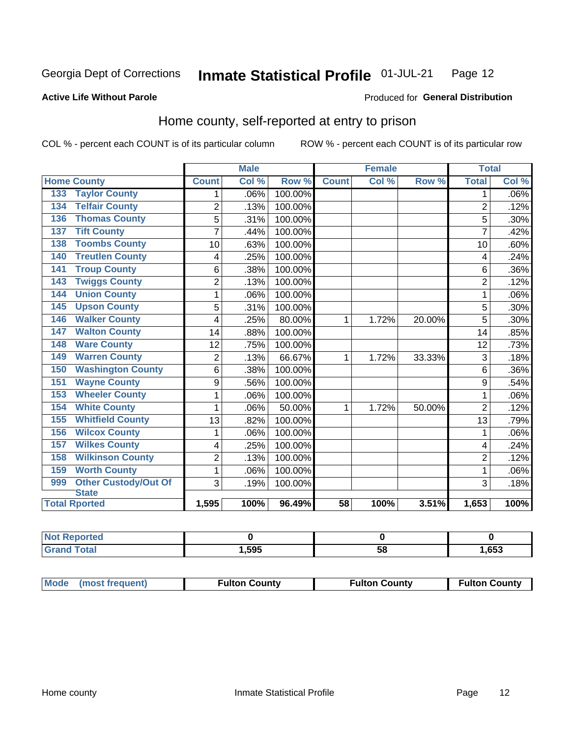Georgia Dept of Corrections **Inmate Statistical Profile** 01-JUL-21

**Active Life Without Parole**

Produced for **General Distribution**

## Home county, self-reported at entry to prison

COL % - percent each COUNT is of its particular column ROW % - percent each COUNT is of its particular row

| Home County | | Male | | | Female | | | Total | |
|---|---|---|---|---|---|---|---|---|---|
| | | Count | Col % | Row % | Count | Col % | Row % | Total | Col % |
| 133 | Taylor County | 1 | .06% | 100.00% | | | | 1 | .06% |
| 134 | Telfair County | 2 | .13% | 100.00% | | | | 2 | .12% |
| 136 | Thomas County | 5 | .31% | 100.00% | | | | 5 | .30% |
| 137 | Tift County | 7 | .44% | 100.00% | | | | 7 | .42% |
| 138 | Toombs County | 10 | .63% | 100.00% | | | | 10 | .60% |
| 140 | Treutlen County | 4 | .25% | 100.00% | | | | 4 | .24% |
| 141 | Troup County | 6 | .38% | 100.00% | | | | 6 | .36% |
| 143 | Twiggs County | 2 | .13% | 100.00% | | | | 2 | .12% |
| 144 | Union County | 1 | .06% | 100.00% | | | | 1 | .06% |
| 145 | Upson County | 5 | .31% | 100.00% | | | | 5 | .30% |
| 146 | Walker County | 4 | .25% | 80.00% | 1 | 1.72% | 20.00% | 5 | .30% |
| 147 | Walton County | 14 | .88% | 100.00% | | | | 14 | .85% |
| 148 | Ware County | 12 | .75% | 100.00% | | | | 12 | .73% |
| 149 | Warren County | 2 | .13% | 66.67% | 1 | 1.72% | 33.33% | 3 | .18% |
| 150 | Washington County | 6 | .38% | 100.00% | | | | 6 | .36% |
| 151 | Wayne County | 9 | .56% | 100.00% | | | | 9 | .54% |
| 153 | Wheeler County | 1 | .06% | 100.00% | | | | 1 | .06% |
| 154 | White County | 1 | .06% | 50.00% | 1 | 1.72% | 50.00% | 2 | .12% |
| 155 | Whitfield County | 13 | .82% | 100.00% | | | | 13 | .79% |
| 156 | Wilcox County | 1 | .06% | 100.00% | | | | 1 | .06% |
| 157 | Wilkes County | 4 | .25% | 100.00% | | | | 4 | .24% |
| 158 | Wilkinson County | 2 | .13% | 100.00% | | | | 2 | .12% |
| 159 | Worth County | 1 | .06% | 100.00% | | | | 1 | .06% |
| 999 | Other Custody/Out Of State | 3 | .19% | 100.00% | | | | 3 | .18% |
| Total Rported | | 1,595 | 100% | 96.49% | 58 | 100% | 3.51% | 1,653 | 100% |

| | Male | Female | Total |
|---|---|---|---|
| Not Reported | 0 | 0 | 0 |
| Grand Total | 1,595 | 58 | 1,653 |

| | Male | Female | Total |
|---|---|---|---|
| Mode (most frequent) | Fulton County | Fulton County | Fulton County |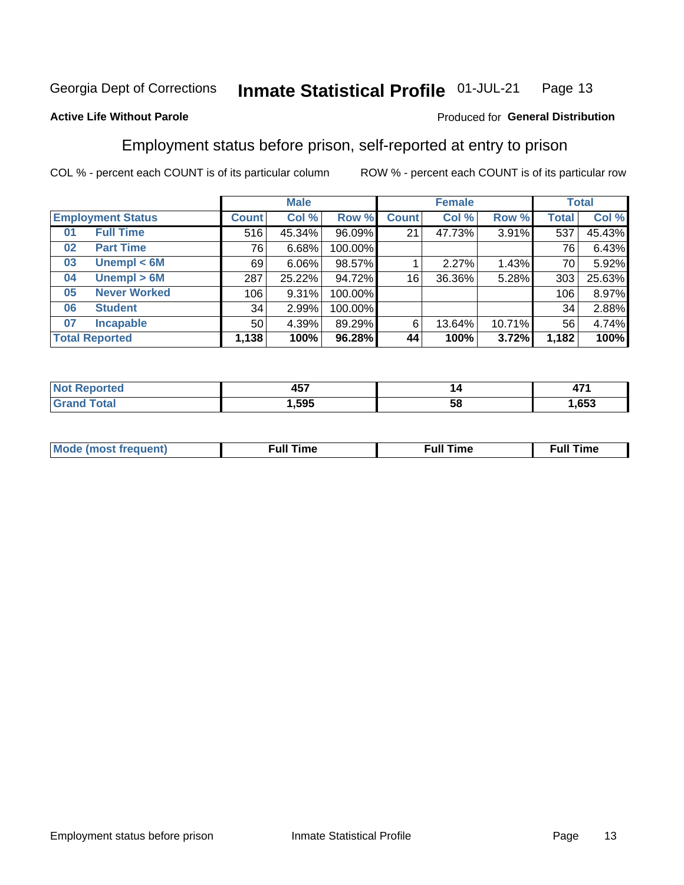Georgia Dept of Corrections **Inmate Statistical Profile** 01-JUL-21

**Active Life Without Parole**

Produced for **General Distribution**

## Employment status before prison, self-reported at entry to prison

COL % - percent each COUNT is of its particular column ROW % - percent each COUNT is of its particular row

| Employment Status | | Male | | | Female | | | Total | |
|---|---|---|---|---|---|---|---|---|---|
| | | Count | Col % | Row % | Count | Col % | Row % | Total | Col % |
| 01 | Full Time | 516 | 45.34% | 96.09% | 21 | 47.73% | 3.91% | 537 | 45.43% |
| 02 | Part Time | 76 | 6.68% | 100.00% | | | | 76 | 6.43% |
| 03 | Unempl < 6M | 69 | 6.06% | 98.57% | 1 | 2.27% | 1.43% | 70 | 5.92% |
| 04 | Unempl > 6M | 287 | 25.22% | 94.72% | 16 | 36.36% | 5.28% | 303 | 25.63% |
| 05 | Never Worked | 106 | 9.31% | 100.00% | | | | 106 | 8.97% |
| 06 | Student | 34 | 2.99% | 100.00% | | | | 34 | 2.88% |
| 07 | Incapable | 50 | 4.39% | 89.29% | 6 | 13.64% | 10.71% | 56 | 4.74% |
| **Total Reported** | | **1,138** | **100%** | **96.28%** | **44** | **100%** | **3.72%** | **1,182** | **100%** |

| | Male | Female | Total |
|---|---|---|---|
| Not Reported | 457 | 14 | 471 |
| Grand Total | 1,595 | 58 | 1,653 |

| | Male | Female | Total |
|---|---|---|---|
| Mode (most frequent) | Full Time | Full Time | Full Time |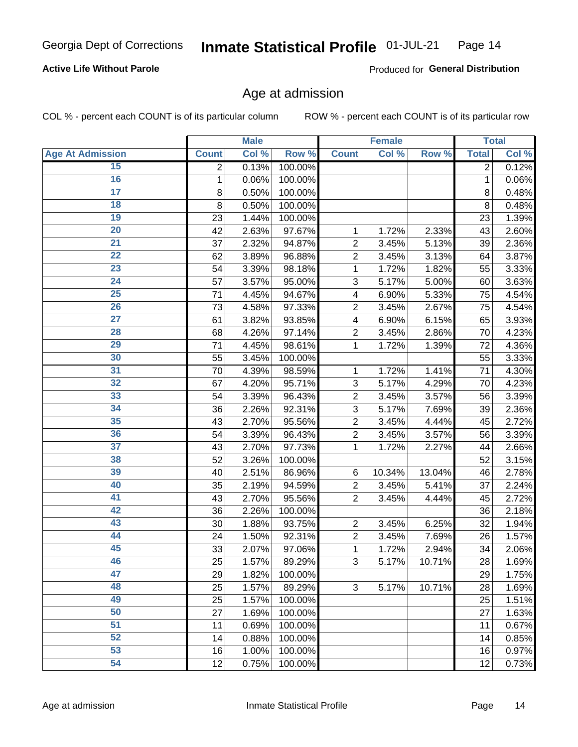Georgia Dept of Corrections **Inmate Statistical Profile** 01-JUL-21

**Active Life Without Parole**

Produced for **General Distribution**

## Age at admission

COL % - percent each COUNT is of its particular column ROW % - percent each COUNT is of its particular row

| | Male | | | Female | | | Total | |
|---|---|---|---|---|---|---|---|---|
| **Age At Admission** | **Count** | **Col %** | **Row %** | **Count** | **Col %** | **Row %** | **Total** | **Col %** |
| 15 | 2 | 0.13% | 100.00% | | | | 2 | 0.12% |
| 16 | 1 | 0.06% | 100.00% | | | | 1 | 0.06% |
| 17 | 8 | 0.50% | 100.00% | | | | 8 | 0.48% |
| 18 | 8 | 0.50% | 100.00% | | | | 8 | 0.48% |
| 19 | 23 | 1.44% | 100.00% | | | | 23 | 1.39% |
| 20 | 42 | 2.63% | 97.67% | 1 | 1.72% | 2.33% | 43 | 2.60% |
| 21 | 37 | 2.32% | 94.87% | 2 | 3.45% | 5.13% | 39 | 2.36% |
| 22 | 62 | 3.89% | 96.88% | 2 | 3.45% | 3.13% | 64 | 3.87% |
| 23 | 54 | 3.39% | 98.18% | 1 | 1.72% | 1.82% | 55 | 3.33% |
| 24 | 57 | 3.57% | 95.00% | 3 | 5.17% | 5.00% | 60 | 3.63% |
| 25 | 71 | 4.45% | 94.67% | 4 | 6.90% | 5.33% | 75 | 4.54% |
| 26 | 73 | 4.58% | 97.33% | 2 | 3.45% | 2.67% | 75 | 4.54% |
| 27 | 61 | 3.82% | 93.85% | 4 | 6.90% | 6.15% | 65 | 3.93% |
| 28 | 68 | 4.26% | 97.14% | 2 | 3.45% | 2.86% | 70 | 4.23% |
| 29 | 71 | 4.45% | 98.61% | 1 | 1.72% | 1.39% | 72 | 4.36% |
| 30 | 55 | 3.45% | 100.00% | | | | 55 | 3.33% |
| 31 | 70 | 4.39% | 98.59% | 1 | 1.72% | 1.41% | 71 | 4.30% |
| 32 | 67 | 4.20% | 95.71% | 3 | 5.17% | 4.29% | 70 | 4.23% |
| 33 | 54 | 3.39% | 96.43% | 2 | 3.45% | 3.57% | 56 | 3.39% |
| 34 | 36 | 2.26% | 92.31% | 3 | 5.17% | 7.69% | 39 | 2.36% |
| 35 | 43 | 2.70% | 95.56% | 2 | 3.45% | 4.44% | 45 | 2.72% |
| 36 | 54 | 3.39% | 96.43% | 2 | 3.45% | 3.57% | 56 | 3.39% |
| 37 | 43 | 2.70% | 97.73% | 1 | 1.72% | 2.27% | 44 | 2.66% |
| 38 | 52 | 3.26% | 100.00% | | | | 52 | 3.15% |
| 39 | 40 | 2.51% | 86.96% | 6 | 10.34% | 13.04% | 46 | 2.78% |
| 40 | 35 | 2.19% | 94.59% | 2 | 3.45% | 5.41% | 37 | 2.24% |
| 41 | 43 | 2.70% | 95.56% | 2 | 3.45% | 4.44% | 45 | 2.72% |
| 42 | 36 | 2.26% | 100.00% | | | | 36 | 2.18% |
| 43 | 30 | 1.88% | 93.75% | 2 | 3.45% | 6.25% | 32 | 1.94% |
| 44 | 24 | 1.50% | 92.31% | 2 | 3.45% | 7.69% | 26 | 1.57% |
| 45 | 33 | 2.07% | 97.06% | 1 | 1.72% | 2.94% | 34 | 2.06% |
| 46 | 25 | 1.57% | 89.29% | 3 | 5.17% | 10.71% | 28 | 1.69% |
| 47 | 29 | 1.82% | 100.00% | | | | 29 | 1.75% |
| 48 | 25 | 1.57% | 89.29% | 3 | 5.17% | 10.71% | 28 | 1.69% |
| 49 | 25 | 1.57% | 100.00% | | | | 25 | 1.51% |
| 50 | 27 | 1.69% | 100.00% | | | | 27 | 1.63% |
| 51 | 11 | 0.69% | 100.00% | | | | 11 | 0.67% |
| 52 | 14 | 0.88% | 100.00% | | | | 14 | 0.85% |
| 53 | 16 | 1.00% | 100.00% | | | | 16 | 0.97% |
| 54 | 12 | 0.75% | 100.00% | | | | 12 | 0.73% |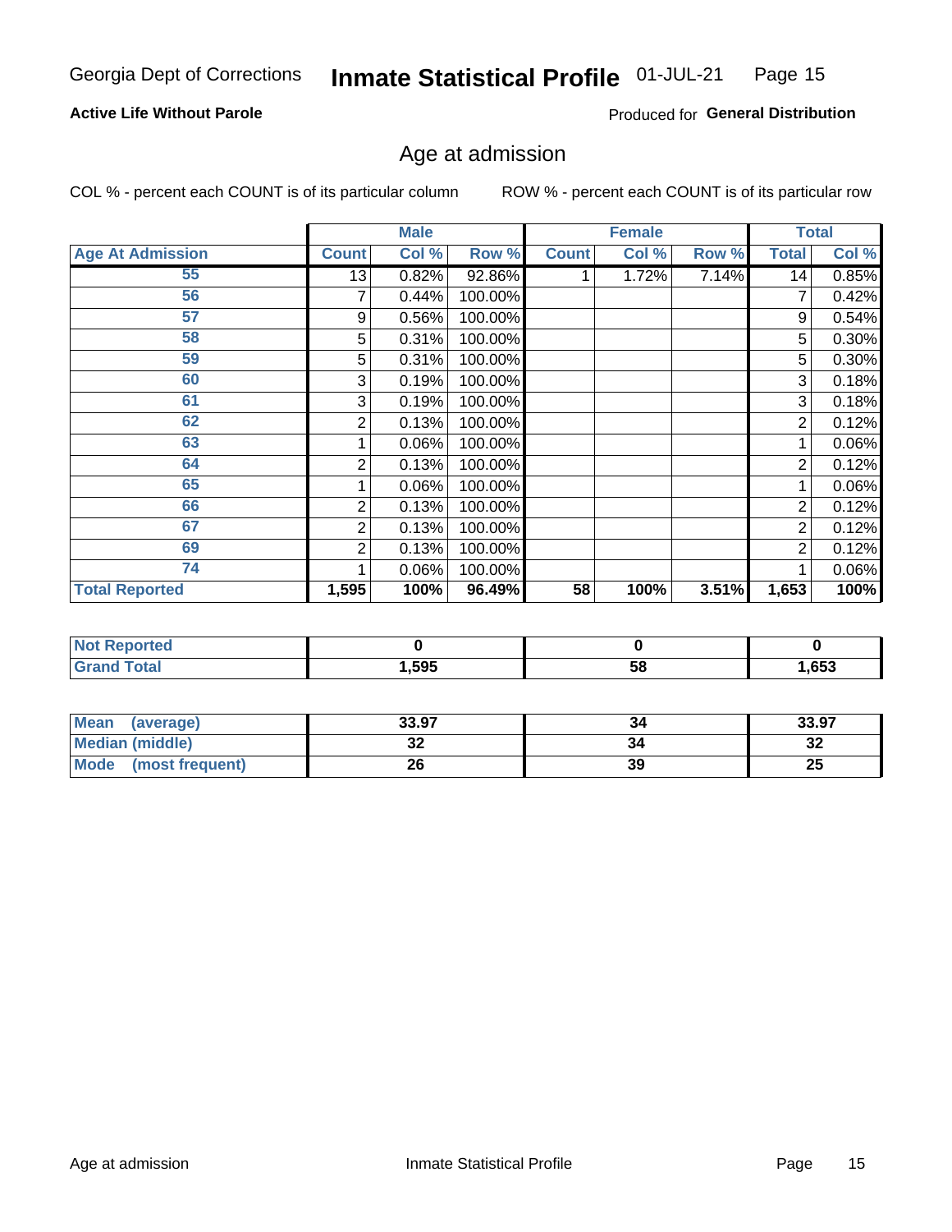# Georgia Dept of Corrections — Inmate Statistical Profile 01-JUL-21

**Active Life Without Parole**

Produced for **General Distribution**

## Age at admission

COL % - percent each COUNT is of its particular column

ROW % - percent each COUNT is of its particular row

| | Male | | | Female | | | Total | |
|---|---|---|---|---|---|---|---|---|
| **Age At Admission** | **Count** | **Col %** | **Row %** | **Count** | **Col %** | **Row %** | **Total** | **Col %** |
| 55 | 13 | 0.82% | 92.86% | 1 | 1.72% | 7.14% | 14 | 0.85% |
| 56 | 7 | 0.44% | 100.00% | | | | 7 | 0.42% |
| 57 | 9 | 0.56% | 100.00% | | | | 9 | 0.54% |
| 58 | 5 | 0.31% | 100.00% | | | | 5 | 0.30% |
| 59 | 5 | 0.31% | 100.00% | | | | 5 | 0.30% |
| 60 | 3 | 0.19% | 100.00% | | | | 3 | 0.18% |
| 61 | 3 | 0.19% | 100.00% | | | | 3 | 0.18% |
| 62 | 2 | 0.13% | 100.00% | | | | 2 | 0.12% |
| 63 | 1 | 0.06% | 100.00% | | | | 1 | 0.06% |
| 64 | 2 | 0.13% | 100.00% | | | | 2 | 0.12% |
| 65 | 1 | 0.06% | 100.00% | | | | 1 | 0.06% |
| 66 | 2 | 0.13% | 100.00% | | | | 2 | 0.12% |
| 67 | 2 | 0.13% | 100.00% | | | | 2 | 0.12% |
| 69 | 2 | 0.13% | 100.00% | | | | 2 | 0.12% |
| 74 | 1 | 0.06% | 100.00% | | | | 1 | 0.06% |
| **Total Reported** | **1,595** | **100%** | **96.49%** | **58** | **100%** | **3.51%** | **1,653** | **100%** |

| | Male | Female | Total |
|---|---|---|---|
| **Not Reported** | **0** | **0** | **0** |
| **Grand Total** | **1,595** | **58** | **1,653** |

| | Male | Female | Total |
|---|---|---|---|
| **Mean (average)** | **33.97** | **34** | **33.97** |
| **Median (middle)** | **32** | **34** | **32** |
| **Mode (most frequent)** | **26** | **39** | **25** |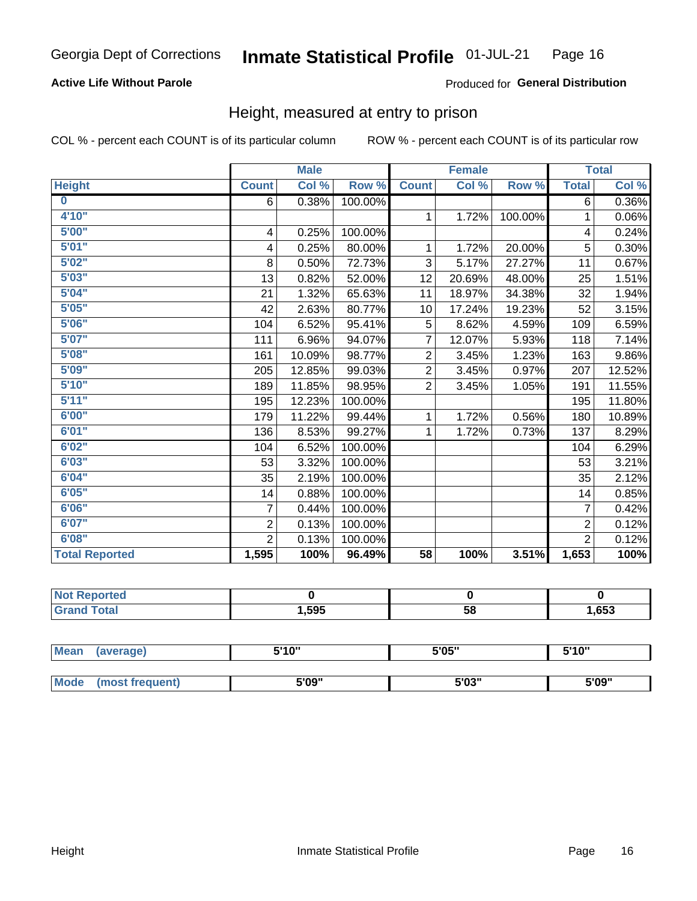Georgia Dept of Corrections **Inmate Statistical Profile** 01-JUL-21

**Active Life Without Parole**

Produced for **General Distribution**

## Height, measured at entry to prison

COL % - percent each COUNT is of its particular column

ROW % - percent each COUNT is of its particular row

| | Male | | | Female | | | Total | |
|---|---|---|---|---|---|---|---|---|
| **Height** | **Count** | **Col %** | **Row %** | **Count** | **Col %** | **Row %** | **Total** | **Col %** |
| **0** | 6 | 0.38% | 100.00% | | | | 6 | 0.36% |
| **4'10"** | | | | 1 | 1.72% | 100.00% | 1 | 0.06% |
| **5'00"** | 4 | 0.25% | 100.00% | | | | 4 | 0.24% |
| **5'01"** | 4 | 0.25% | 80.00% | 1 | 1.72% | 20.00% | 5 | 0.30% |
| **5'02"** | 8 | 0.50% | 72.73% | 3 | 5.17% | 27.27% | 11 | 0.67% |
| **5'03"** | 13 | 0.82% | 52.00% | 12 | 20.69% | 48.00% | 25 | 1.51% |
| **5'04"** | 21 | 1.32% | 65.63% | 11 | 18.97% | 34.38% | 32 | 1.94% |
| **5'05"** | 42 | 2.63% | 80.77% | 10 | 17.24% | 19.23% | 52 | 3.15% |
| **5'06"** | 104 | 6.52% | 95.41% | 5 | 8.62% | 4.59% | 109 | 6.59% |
| **5'07"** | 111 | 6.96% | 94.07% | 7 | 12.07% | 5.93% | 118 | 7.14% |
| **5'08"** | 161 | 10.09% | 98.77% | 2 | 3.45% | 1.23% | 163 | 9.86% |
| **5'09"** | 205 | 12.85% | 99.03% | 2 | 3.45% | 0.97% | 207 | 12.52% |
| **5'10"** | 189 | 11.85% | 98.95% | 2 | 3.45% | 1.05% | 191 | 11.55% |
| **5'11"** | 195 | 12.23% | 100.00% | | | | 195 | 11.80% |
| **6'00"** | 179 | 11.22% | 99.44% | 1 | 1.72% | 0.56% | 180 | 10.89% |
| **6'01"** | 136 | 8.53% | 99.27% | 1 | 1.72% | 0.73% | 137 | 8.29% |
| **6'02"** | 104 | 6.52% | 100.00% | | | | 104 | 6.29% |
| **6'03"** | 53 | 3.32% | 100.00% | | | | 53 | 3.21% |
| **6'04"** | 35 | 2.19% | 100.00% | | | | 35 | 2.12% |
| **6'05"** | 14 | 0.88% | 100.00% | | | | 14 | 0.85% |
| **6'06"** | 7 | 0.44% | 100.00% | | | | 7 | 0.42% |
| **6'07"** | 2 | 0.13% | 100.00% | | | | 2 | 0.12% |
| **6'08"** | 2 | 0.13% | 100.00% | | | | 2 | 0.12% |
| **Total Reported** | **1,595** | **100%** | **96.49%** | **58** | **100%** | **3.51%** | **1,653** | **100%** |

| | Male | Female | Total |
|---|---|---|---|
| **Not Reported** | **0** | **0** | **0** |
| **Grand Total** | **1,595** | **58** | **1,653** |

| | Male | Female | Total |
|---|---|---|---|
| **Mean (average)** | **5'10"** | **5'05"** | **5'10"** |
| **Mode (most frequent)** | **5'09"** | **5'03"** | **5'09"** |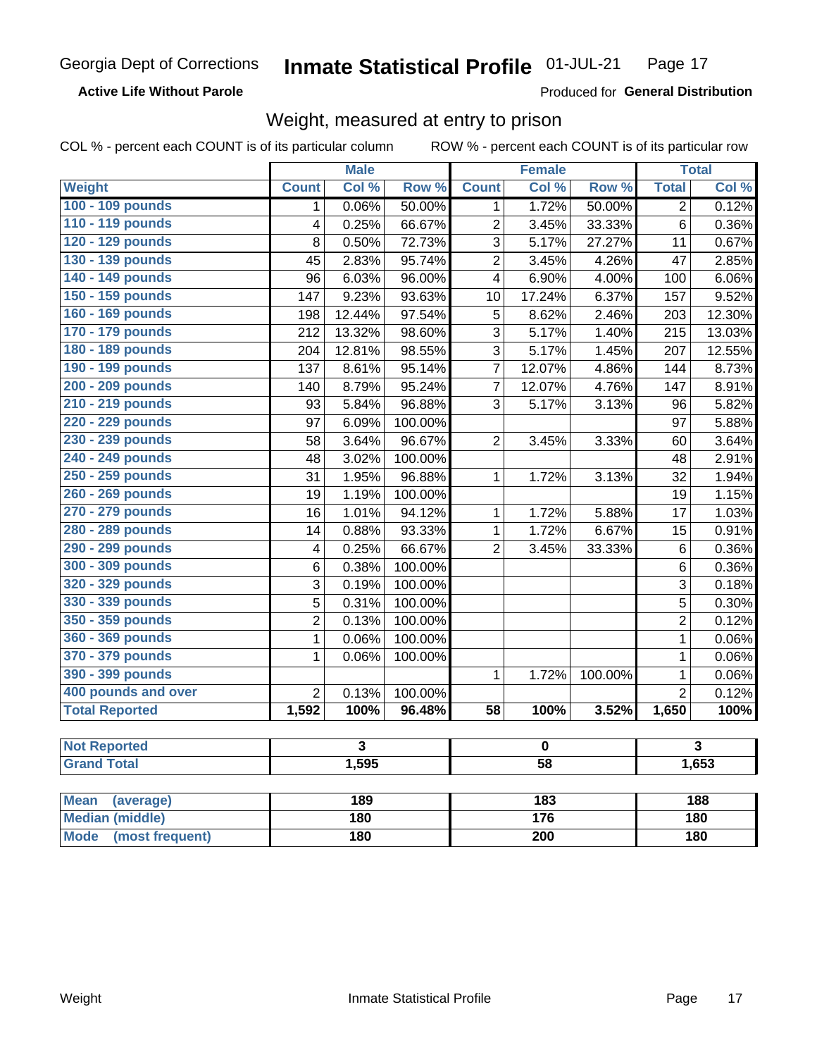# Georgia Dept of Corrections — Inmate Statistical Profile 01-JUL-21

**Active Life Without Parole**

Produced for **General Distribution**

## Weight, measured at entry to prison

COL % - percent each COUNT is of its particular column

ROW % - percent each COUNT is of its particular row

| | Male | | | Female | | | Total | |
|---|---|---|---|---|---|---|---|---|
| **Weight** | **Count** | **Col %** | **Row %** | **Count** | **Col %** | **Row %** | **Total** | **Col %** |
| 100 - 109 pounds | 1 | 0.06% | 50.00% | 1 | 1.72% | 50.00% | 2 | 0.12% |
| 110 - 119 pounds | 4 | 0.25% | 66.67% | 2 | 3.45% | 33.33% | 6 | 0.36% |
| 120 - 129 pounds | 8 | 0.50% | 72.73% | 3 | 5.17% | 27.27% | 11 | 0.67% |
| 130 - 139 pounds | 45 | 2.83% | 95.74% | 2 | 3.45% | 4.26% | 47 | 2.85% |
| 140 - 149 pounds | 96 | 6.03% | 96.00% | 4 | 6.90% | 4.00% | 100 | 6.06% |
| 150 - 159 pounds | 147 | 9.23% | 93.63% | 10 | 17.24% | 6.37% | 157 | 9.52% |
| 160 - 169 pounds | 198 | 12.44% | 97.54% | 5 | 8.62% | 2.46% | 203 | 12.30% |
| 170 - 179 pounds | 212 | 13.32% | 98.60% | 3 | 5.17% | 1.40% | 215 | 13.03% |
| 180 - 189 pounds | 204 | 12.81% | 98.55% | 3 | 5.17% | 1.45% | 207 | 12.55% |
| 190 - 199 pounds | 137 | 8.61% | 95.14% | 7 | 12.07% | 4.86% | 144 | 8.73% |
| 200 - 209 pounds | 140 | 8.79% | 95.24% | 7 | 12.07% | 4.76% | 147 | 8.91% |
| 210 - 219 pounds | 93 | 5.84% | 96.88% | 3 | 5.17% | 3.13% | 96 | 5.82% |
| 220 - 229 pounds | 97 | 6.09% | 100.00% | | | | 97 | 5.88% |
| 230 - 239 pounds | 58 | 3.64% | 96.67% | 2 | 3.45% | 3.33% | 60 | 3.64% |
| 240 - 249 pounds | 48 | 3.02% | 100.00% | | | | 48 | 2.91% |
| 250 - 259 pounds | 31 | 1.95% | 96.88% | 1 | 1.72% | 3.13% | 32 | 1.94% |
| 260 - 269 pounds | 19 | 1.19% | 100.00% | | | | 19 | 1.15% |
| 270 - 279 pounds | 16 | 1.01% | 94.12% | 1 | 1.72% | 5.88% | 17 | 1.03% |
| 280 - 289 pounds | 14 | 0.88% | 93.33% | 1 | 1.72% | 6.67% | 15 | 0.91% |
| 290 - 299 pounds | 4 | 0.25% | 66.67% | 2 | 3.45% | 33.33% | 6 | 0.36% |
| 300 - 309 pounds | 6 | 0.38% | 100.00% | | | | 6 | 0.36% |
| 320 - 329 pounds | 3 | 0.19% | 100.00% | | | | 3 | 0.18% |
| 330 - 339 pounds | 5 | 0.31% | 100.00% | | | | 5 | 0.30% |
| 350 - 359 pounds | 2 | 0.13% | 100.00% | | | | 2 | 0.12% |
| 360 - 369 pounds | 1 | 0.06% | 100.00% | | | | 1 | 0.06% |
| 370 - 379 pounds | 1 | 0.06% | 100.00% | | | | 1 | 0.06% |
| 390 - 399 pounds | | | | 1 | 1.72% | 100.00% | 1 | 0.06% |
| 400 pounds and over | 2 | 0.13% | 100.00% | | | | 2 | 0.12% |
| **Total Reported** | **1,592** | **100%** | **96.48%** | **58** | **100%** | **3.52%** | **1,650** | **100%** |

| | Male | Female | Total |
|---|---|---|---|
| Not Reported | 3 | 0 | 3 |
| Grand Total | 1,595 | 58 | 1,653 |

| | Male | Female | Total |
|---|---|---|---|
| Mean (average) | 189 | 183 | 188 |
| Median (middle) | 180 | 176 | 180 |
| Mode (most frequent) | 180 | 200 | 180 |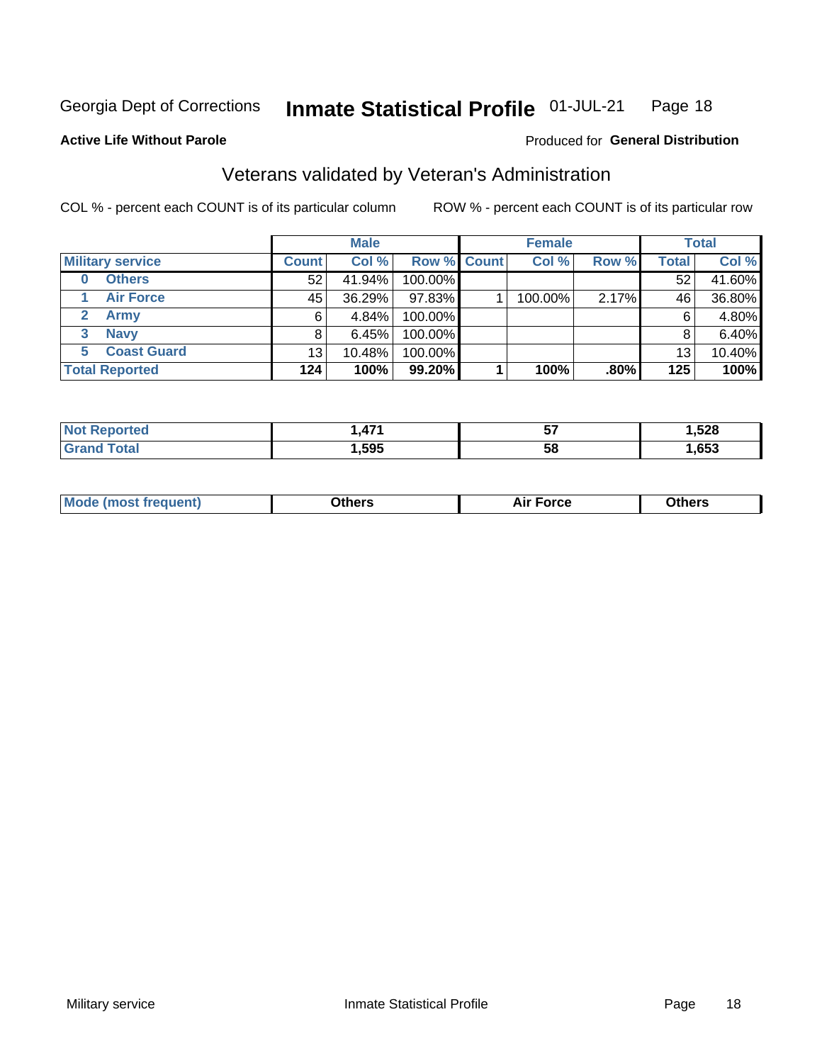Georgia Dept of Corrections **Inmate Statistical Profile** 01-JUL-21

**Active Life Without Parole**

Produced for **General Distribution**

## Veterans validated by Veteran's Administration

COL % - percent each COUNT is of its particular column

ROW % - percent each COUNT is of its particular row

| Military service | Male | | | Female | | | Total | |
|---|---|---|---|---|---|---|---|---|
| | Count | Col % | Row % | Count | Col % | Row % | Total | Col % |
| 0 Others | 52 | 41.94% | 100.00% | | | | 52 | 41.60% |
| 1 Air Force | 45 | 36.29% | 97.83% | 1 | 100.00% | 2.17% | 46 | 36.80% |
| 2 Army | 6 | 4.84% | 100.00% | | | | 6 | 4.80% |
| 3 Navy | 8 | 6.45% | 100.00% | | | | 8 | 6.40% |
| 5 Coast Guard | 13 | 10.48% | 100.00% | | | | 13 | 10.40% |
| **Total Reported** | **124** | **100%** | **99.20%** | **1** | **100%** | **.80%** | **125** | **100%** |

| | Male | Female | Total |
|---|---|---|---|
| Not Reported | 1,471 | 57 | 1,528 |
| Grand Total | 1,595 | 58 | 1,653 |

| | Male | Female | Total |
|---|---|---|---|
| Mode (most frequent) | Others | Air Force | Others |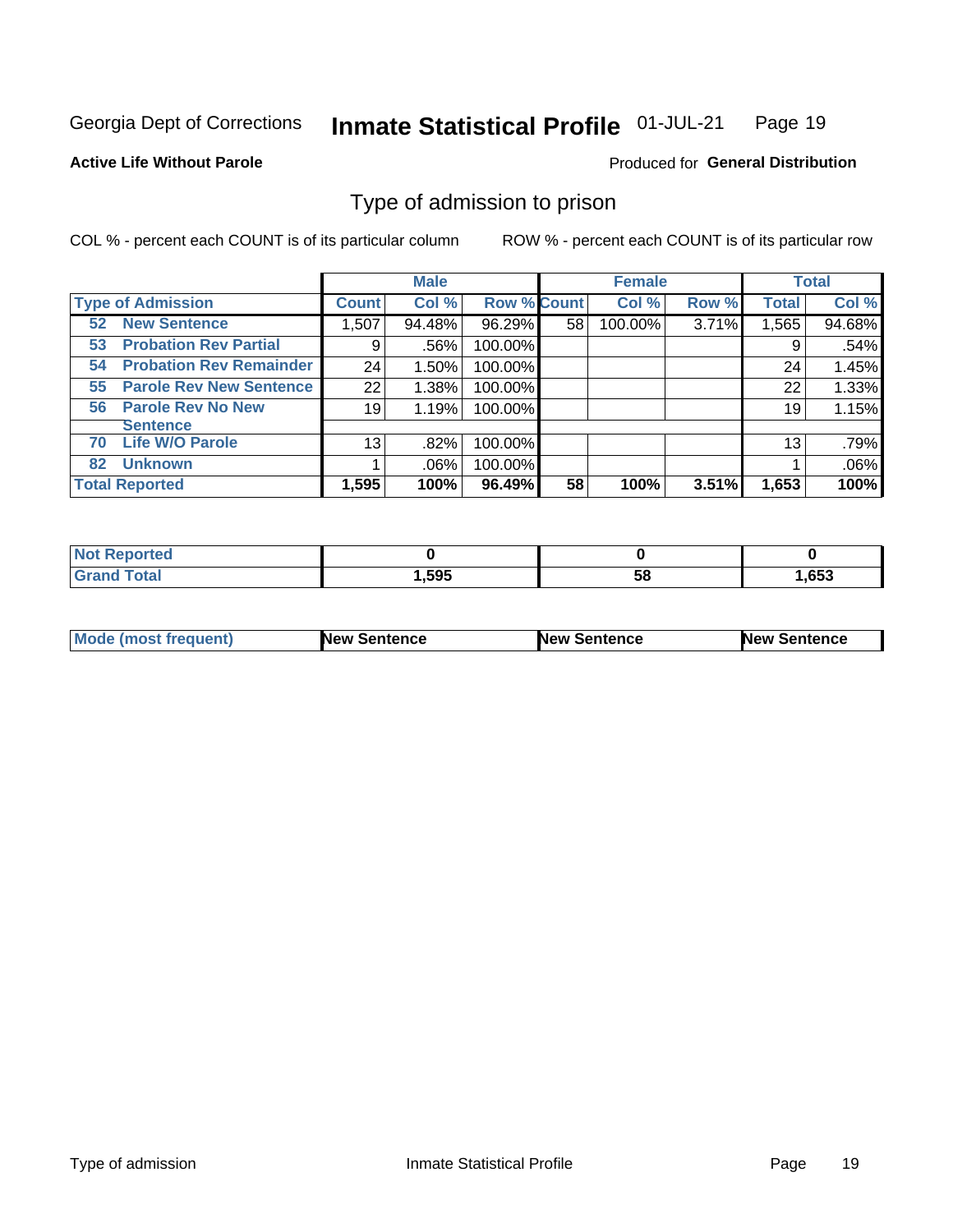Georgia Dept of Corrections **Inmate Statistical Profile** 01-JUL-21

**Active Life Without Parole**

Produced for **General Distribution**

## Type of admission to prison

COL % - percent each COUNT is of its particular column ROW % - percent each COUNT is of its particular row

| | Male | | | Female | | | Total | |
|---|---|---|---|---|---|---|---|---|
| **Type of Admission** | **Count** | **Col %** | **Row %** | **Count** | **Col %** | **Row %** | **Total** | **Col %** |
| **52 New Sentence** | 1,507 | 94.48% | 96.29% | 58 | 100.00% | 3.71% | 1,565 | 94.68% |
| **53 Probation Rev Partial** | 9 | .56% | 100.00% | | | | 9 | .54% |
| **54 Probation Rev Remainder** | 24 | 1.50% | 100.00% | | | | 24 | 1.45% |
| **55 Parole Rev New Sentence** | 22 | 1.38% | 100.00% | | | | 22 | 1.33% |
| **56 Parole Rev No New Sentence** | 19 | 1.19% | 100.00% | | | | 19 | 1.15% |
| **70 Life W/O Parole** | 13 | .82% | 100.00% | | | | 13 | .79% |
| **82 Unknown** | 1 | .06% | 100.00% | | | | 1 | .06% |
| **Total Reported** | **1,595** | **100%** | **96.49%** | **58** | **100%** | **3.51%** | **1,653** | **100%** |

| | Male | Female | Total |
|---|---|---|---|
| **Not Reported** | **0** | **0** | **0** |
| **Grand Total** | **1,595** | **58** | **1,653** |

| | Male | Female | Total |
|---|---|---|---|
| **Mode (most frequent)** | **New Sentence** | **New Sentence** | **New Sentence** |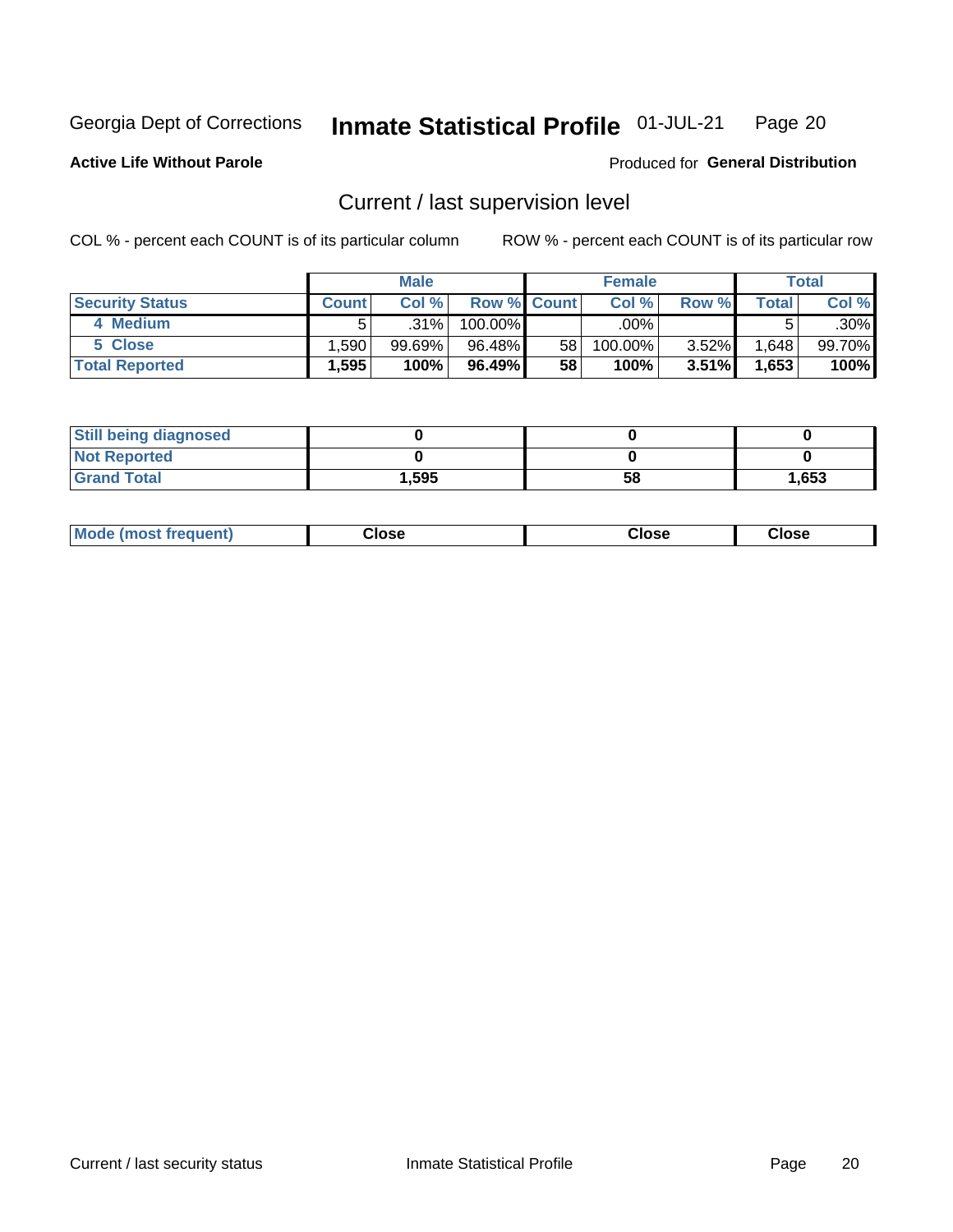Georgia Dept of Corrections **Inmate Statistical Profile** 01-JUL-21

**Active Life Without Parole**

Produced for **General Distribution**

## Current / last supervision level

COL % - percent each COUNT is of its particular column

ROW % - percent each COUNT is of its particular row

| | Male | | | Female | | | Total | |
|---|---|---|---|---|---|---|---|---|
| **Security Status** | **Count** | **Col %** | **Row %** | **Count** | **Col %** | **Row %** | **Total** | **Col %** |
| 4 Medium | 5 | .31% | 100.00% | | .00% | | 5 | .30% |
| 5 Close | 1,590 | 99.69% | 96.48% | 58 | 100.00% | 3.52% | 1,648 | 99.70% |
| **Total Reported** | **1,595** | **100%** | **96.49%** | **58** | **100%** | **3.51%** | **1,653** | **100%** |

| | Male | Female | Total |
|---|---|---|---|
| **Still being diagnosed** | **0** | **0** | **0** |
| **Not Reported** | **0** | **0** | **0** |
| **Grand Total** | **1,595** | **58** | **1,653** |

| | Male | Female | Total |
|---|---|---|---|
| **Mode (most frequent)** | **Close** | **Close** | **Close** |

Current / last security status

Inmate Statistical Profile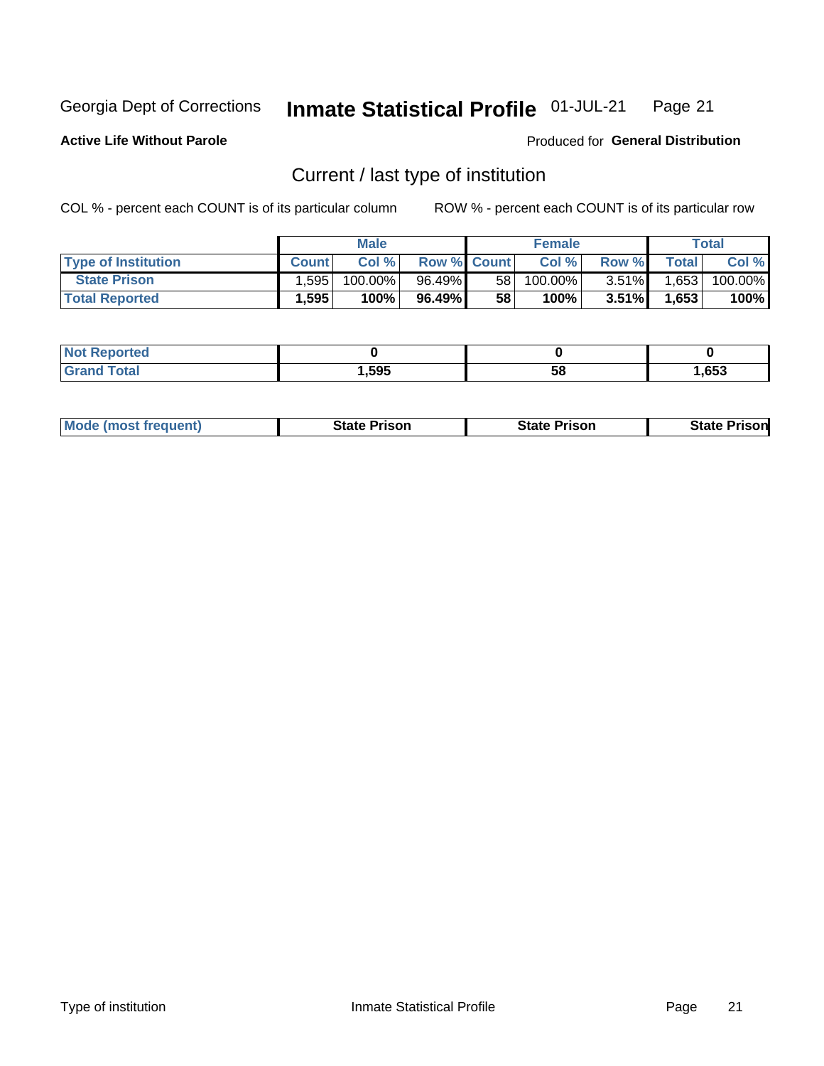Georgia Dept of Corrections **Inmate Statistical Profile** 01-JUL-21

**Active Life Without Parole**

Produced for **General Distribution**

## Current / last type of institution

COL % - percent each COUNT is of its particular column

ROW % - percent each COUNT is of its particular row

| | Male | | | Female | | | Total | |
|---|---|---|---|---|---|---|---|---|
| **Type of Institution** | **Count** | **Col %** | **Row %** | **Count** | **Col %** | **Row %** | **Total** | **Col %** |
| **State Prison** | 1,595 | 100.00% | 96.49% | 58 | 100.00% | 3.51% | 1,653 | 100.00% |
| **Total Reported** | **1,595** | **100%** | **96.49%** | **58** | **100%** | **3.51%** | **1,653** | **100%** |

| | Male | Female | Total |
|---|---|---|---|
| **Not Reported** | **0** | **0** | **0** |
| **Grand Total** | **1,595** | **58** | **1,653** |

| | Male | Female | Total |
|---|---|---|---|
| **Mode (most frequent)** | **State Prison** | **State Prison** | **State Prison** |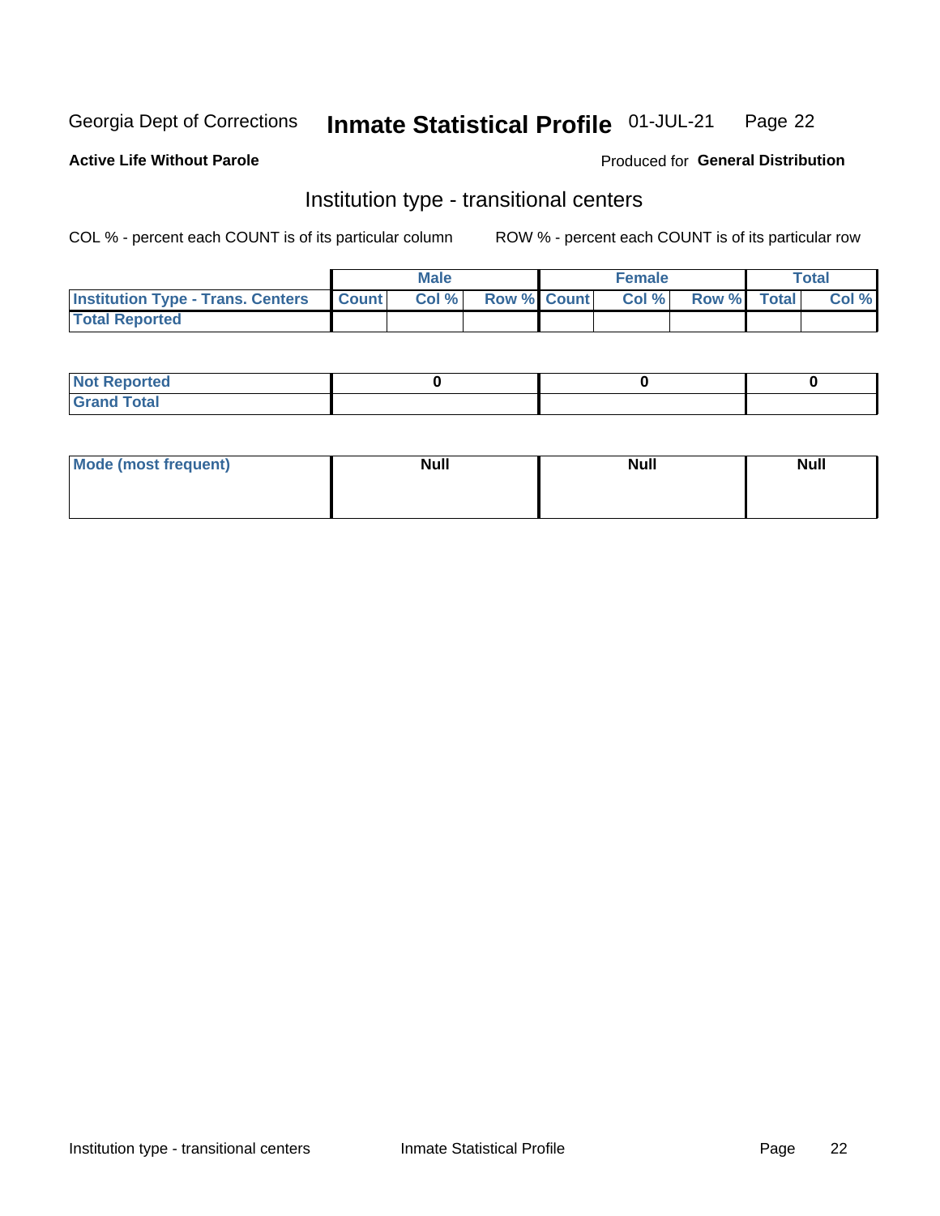Georgia Dept of Corrections **Inmate Statistical Profile** 01-JUL-21

**Active Life Without Parole**

Produced for **General Distribution**

## Institution type - transitional centers

COL % - percent each COUNT is of its particular column

ROW % - percent each COUNT is of its particular row

| | Male | | | Female | | | Total | |
|---|---|---|---|---|---|---|---|---|
| **Institution Type - Trans. Centers** | **Count** | **Col %** | **Row %** | **Count** | **Col %** | **Row %** | **Total** | **Col %** |
| **Total Reported** | | | | | | | | |

| | Male | Female | Total |
|---|---|---|---|
| **Not Reported** | **0** | **0** | **0** |
| **Grand Total** | | | |

| | Male | Female | Total |
|---|---|---|---|
| **Mode (most frequent)** | **Null** | **Null** | **Null** |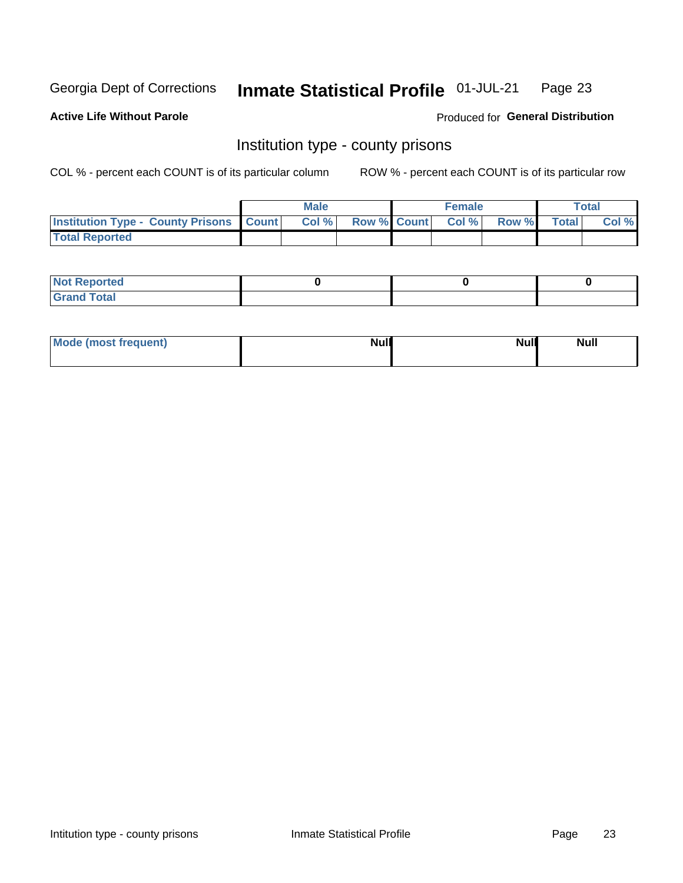Georgia Dept of Corrections **Inmate Statistical Profile** 01-JUL-21

**Active Life Without Parole**

Produced for **General Distribution**

## Institution type - county prisons

COL % - percent each COUNT is of its particular column

ROW % - percent each COUNT is of its particular row

| | Male | | | Female | | | Total | |
|---|---|---|---|---|---|---|---|---|
| **Institution Type - County Prisons** | **Count** | **Col %** | **Row %** | **Count** | **Col %** | **Row %** | **Total** | **Col %** |
| **Total Reported** | | | | | | | | |

| | Male | Female | Total |
|---|---|---|---|
| **Not Reported** | **0** | **0** | **0** |
| **Grand Total** | | | |

| | Male | Female | Total |
|---|---|---|---|
| **Mode (most frequent)** | **Null** | **Null** | **Null** |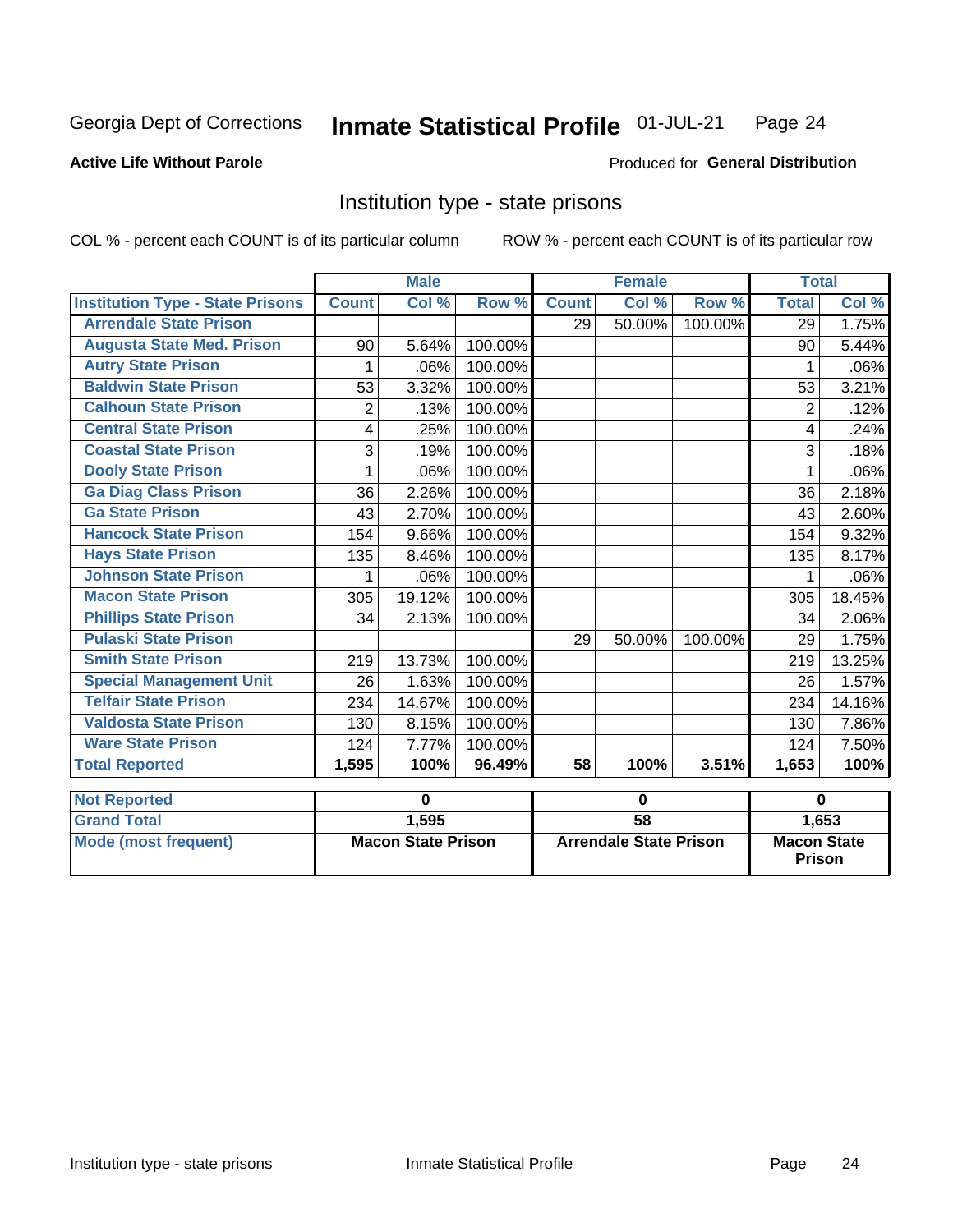Georgia Dept of Corrections **Inmate Statistical Profile** 01-JUL-21

**Active Life Without Parole**

Produced for **General Distribution**

## Institution type - state prisons

COL % - percent each COUNT is of its particular column

ROW % - percent each COUNT is of its particular row

| | Male | | | Female | | | Total | |
|---|---|---|---|---|---|---|---|---|
| **Institution Type - State Prisons** | **Count** | **Col %** | **Row %** | **Count** | **Col %** | **Row %** | **Total** | **Col %** |
| **Arrendale State Prison** | | | | 29 | 50.00% | 100.00% | 29 | 1.75% |
| **Augusta State Med. Prison** | 90 | 5.64% | 100.00% | | | | 90 | 5.44% |
| **Autry State Prison** | 1 | .06% | 100.00% | | | | 1 | .06% |
| **Baldwin State Prison** | 53 | 3.32% | 100.00% | | | | 53 | 3.21% |
| **Calhoun State Prison** | 2 | .13% | 100.00% | | | | 2 | .12% |
| **Central State Prison** | 4 | .25% | 100.00% | | | | 4 | .24% |
| **Coastal State Prison** | 3 | .19% | 100.00% | | | | 3 | .18% |
| **Dooly State Prison** | 1 | .06% | 100.00% | | | | 1 | .06% |
| **Ga Diag Class Prison** | 36 | 2.26% | 100.00% | | | | 36 | 2.18% |
| **Ga State Prison** | 43 | 2.70% | 100.00% | | | | 43 | 2.60% |
| **Hancock State Prison** | 154 | 9.66% | 100.00% | | | | 154 | 9.32% |
| **Hays State Prison** | 135 | 8.46% | 100.00% | | | | 135 | 8.17% |
| **Johnson State Prison** | 1 | .06% | 100.00% | | | | 1 | .06% |
| **Macon State Prison** | 305 | 19.12% | 100.00% | | | | 305 | 18.45% |
| **Phillips State Prison** | 34 | 2.13% | 100.00% | | | | 34 | 2.06% |
| **Pulaski State Prison** | | | | 29 | 50.00% | 100.00% | 29 | 1.75% |
| **Smith State Prison** | 219 | 13.73% | 100.00% | | | | 219 | 13.25% |
| **Special Management Unit** | 26 | 1.63% | 100.00% | | | | 26 | 1.57% |
| **Telfair State Prison** | 234 | 14.67% | 100.00% | | | | 234 | 14.16% |
| **Valdosta State Prison** | 130 | 8.15% | 100.00% | | | | 130 | 7.86% |
| **Ware State Prison** | 124 | 7.77% | 100.00% | | | | 124 | 7.50% |
| **Total Reported** | **1,595** | **100%** | **96.49%** | **58** | **100%** | **3.51%** | **1,653** | **100%** |

| | Male | Female | Total |
|---|---|---|---|
| **Not Reported** | **0** | **0** | **0** |
| **Grand Total** | **1,595** | **58** | **1,653** |
| **Mode (most frequent)** | **Macon State Prison** | **Arrendale State Prison** | **Macon State Prison** |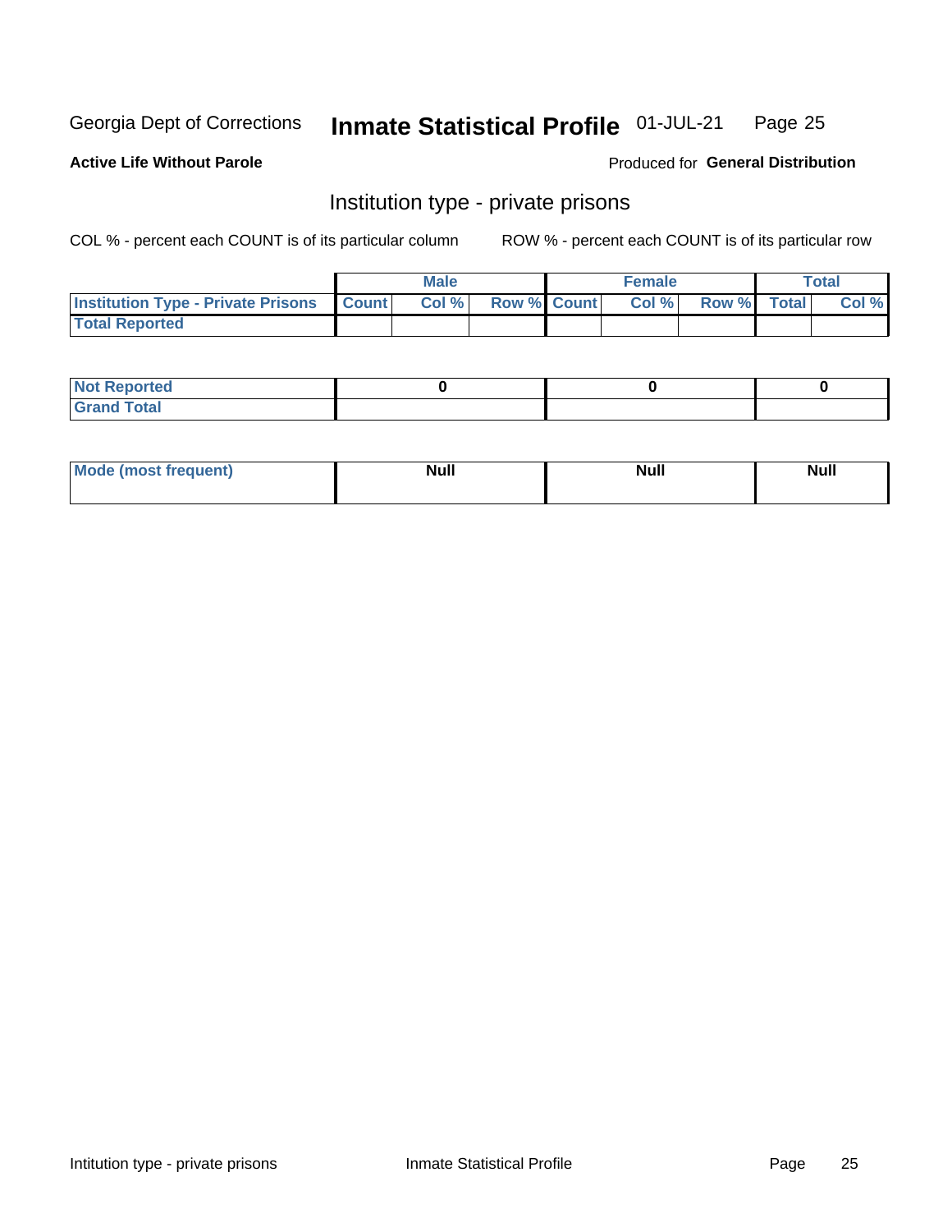Georgia Dept of Corrections **Inmate Statistical Profile** 01-JUL-21

**Active Life Without Parole**

Produced for **General Distribution**

## Institution type - private prisons

COL % - percent each COUNT is of its particular column

ROW % - percent each COUNT is of its particular row

| | Male | | | Female | | | Total | |
|---|---|---|---|---|---|---|---|---|
| **Institution Type - Private Prisons** | **Count** | **Col %** | **Row %** | **Count** | **Col %** | **Row %** | **Total** | **Col %** |
| **Total Reported** | | | | | | | | |

| | Male | Female | Total |
|---|---|---|---|
| **Not Reported** | 0 | 0 | 0 |
| **Grand Total** | | | |

| | Male | Female | Total |
|---|---|---|---|
| **Mode (most frequent)** | Null | Null | Null |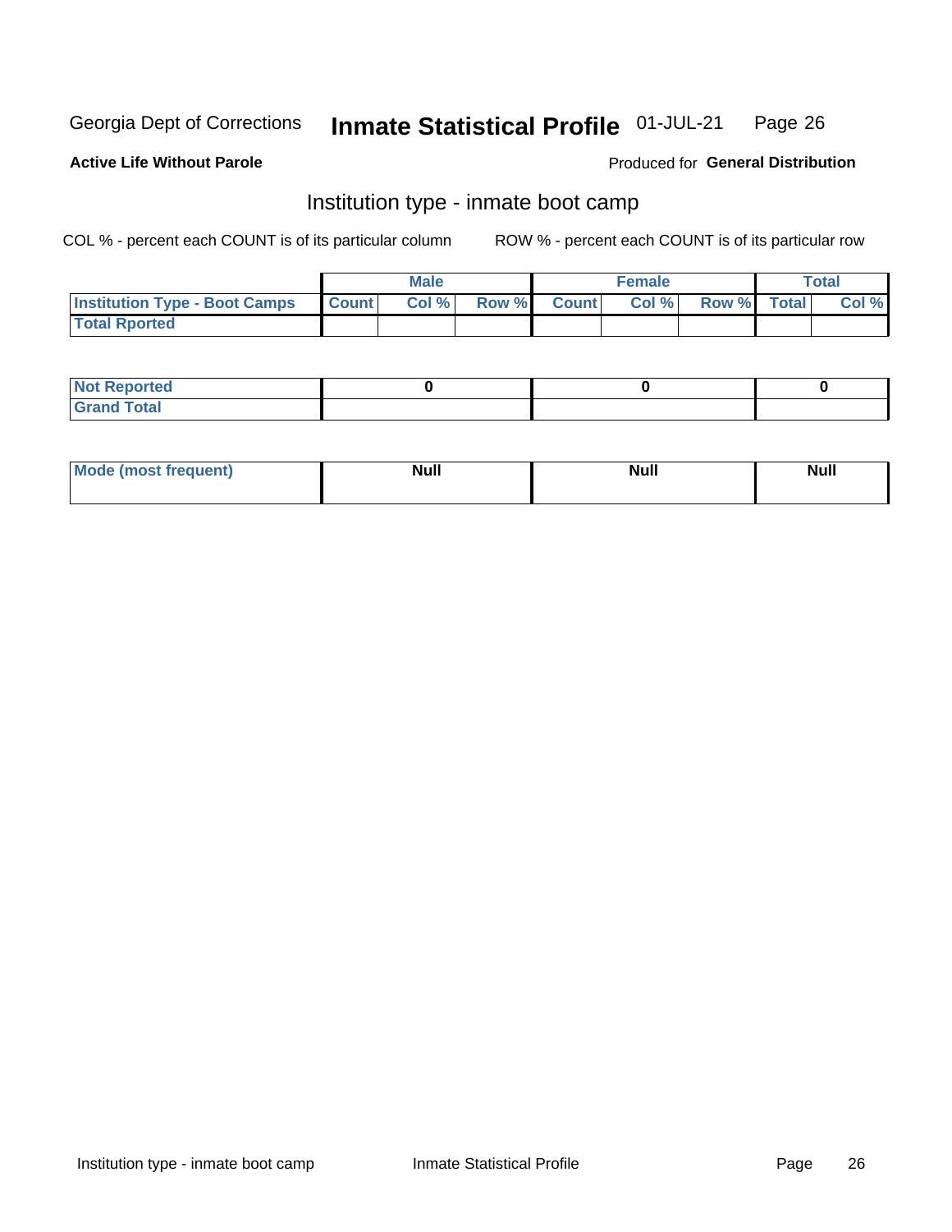Georgia Dept of Corrections **Inmate Statistical Profile** 01-JUL-21

**Active Life Without Parole**

Produced for **General Distribution**

## Institution type - inmate boot camp

COL % - percent each COUNT is of its particular column

ROW % - percent each COUNT is of its particular row

| | Male | | | Female | | | Total | |
|---|---|---|---|---|---|---|---|---|
| **Institution Type - Boot Camps** | **Count** | **Col %** | **Row %** | **Count** | **Col %** | **Row %** | **Total** | **Col %** |
| **Total Rported** | | | | | | | | |

| | Male | Female | Total |
|---|---|---|---|
| **Not Reported** | **0** | **0** | **0** |
| **Grand Total** | | | |

| | Male | Female | Total |
|---|---|---|---|
| **Mode (most frequent)** | **Null** | **Null** | **Null** |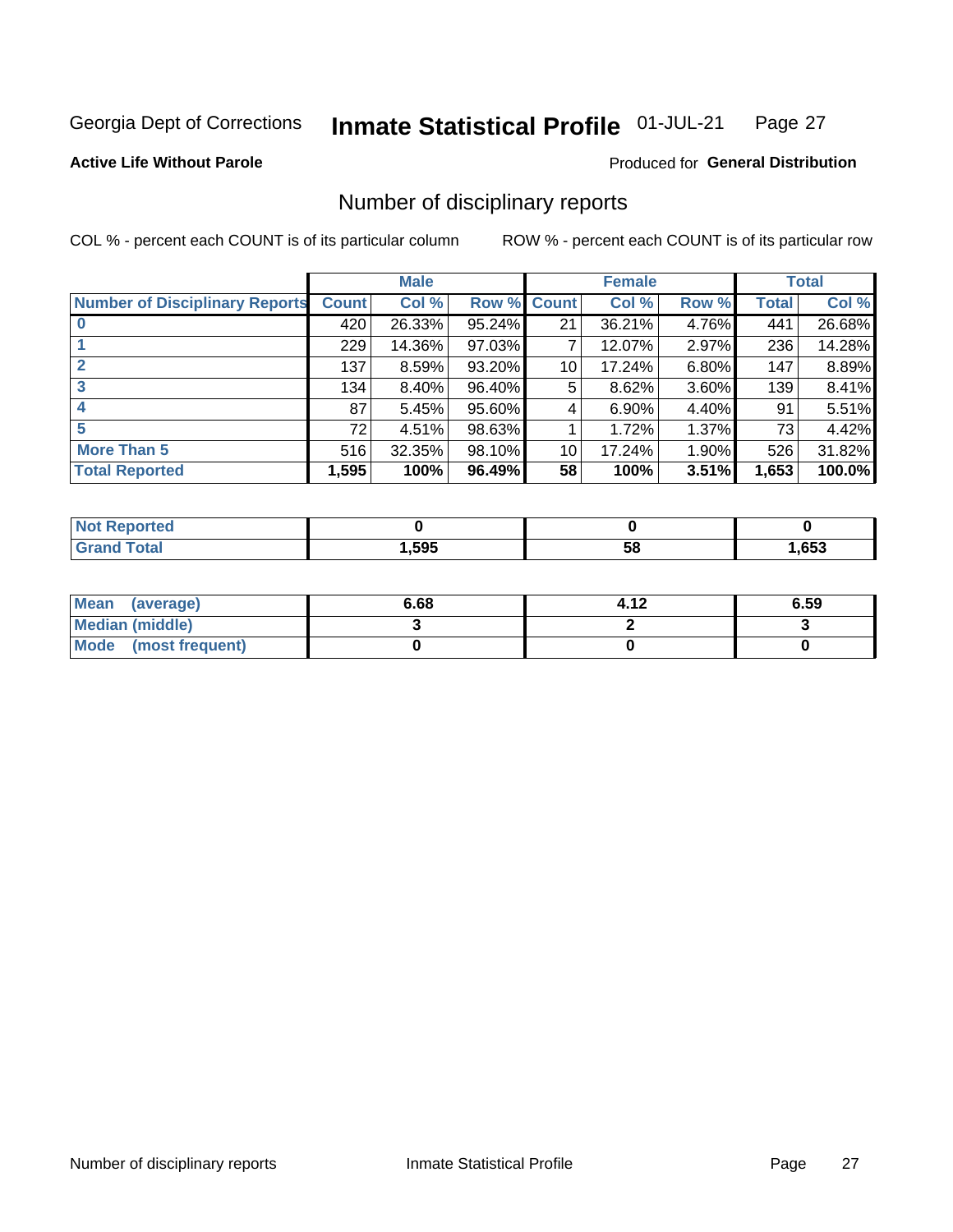Georgia Dept of Corrections **Inmate Statistical Profile** 01-JUL-21

**Active Life Without Parole**

Produced for **General Distribution**

## Number of disciplinary reports

COL % - percent each COUNT is of its particular column

ROW % - percent each COUNT is of its particular row

| | Male | | | Female | | | Total | |
|---|---|---|---|---|---|---|---|---|
| **Number of Disciplinary Reports** | **Count** | **Col %** | **Row %** | **Count** | **Col %** | **Row %** | **Total** | **Col %** |
| **0** | 420 | 26.33% | 95.24% | 21 | 36.21% | 4.76% | 441 | 26.68% |
| **1** | 229 | 14.36% | 97.03% | 7 | 12.07% | 2.97% | 236 | 14.28% |
| **2** | 137 | 8.59% | 93.20% | 10 | 17.24% | 6.80% | 147 | 8.89% |
| **3** | 134 | 8.40% | 96.40% | 5 | 8.62% | 3.60% | 139 | 8.41% |
| **4** | 87 | 5.45% | 95.60% | 4 | 6.90% | 4.40% | 91 | 5.51% |
| **5** | 72 | 4.51% | 98.63% | 1 | 1.72% | 1.37% | 73 | 4.42% |
| **More Than 5** | 516 | 32.35% | 98.10% | 10 | 17.24% | 1.90% | 526 | 31.82% |
| **Total Reported** | **1,595** | **100%** | **96.49%** | **58** | **100%** | **3.51%** | **1,653** | **100.0%** |

| | Male | Female | Total |
|---|---|---|---|
| **Not Reported** | **0** | **0** | **0** |
| **Grand Total** | **1,595** | **58** | **1,653** |

| | Male | Female | Total |
|---|---|---|---|
| **Mean (average)** | **6.68** | **4.12** | **6.59** |
| **Median (middle)** | **3** | **2** | **3** |
| **Mode (most frequent)** | **0** | **0** | **0** |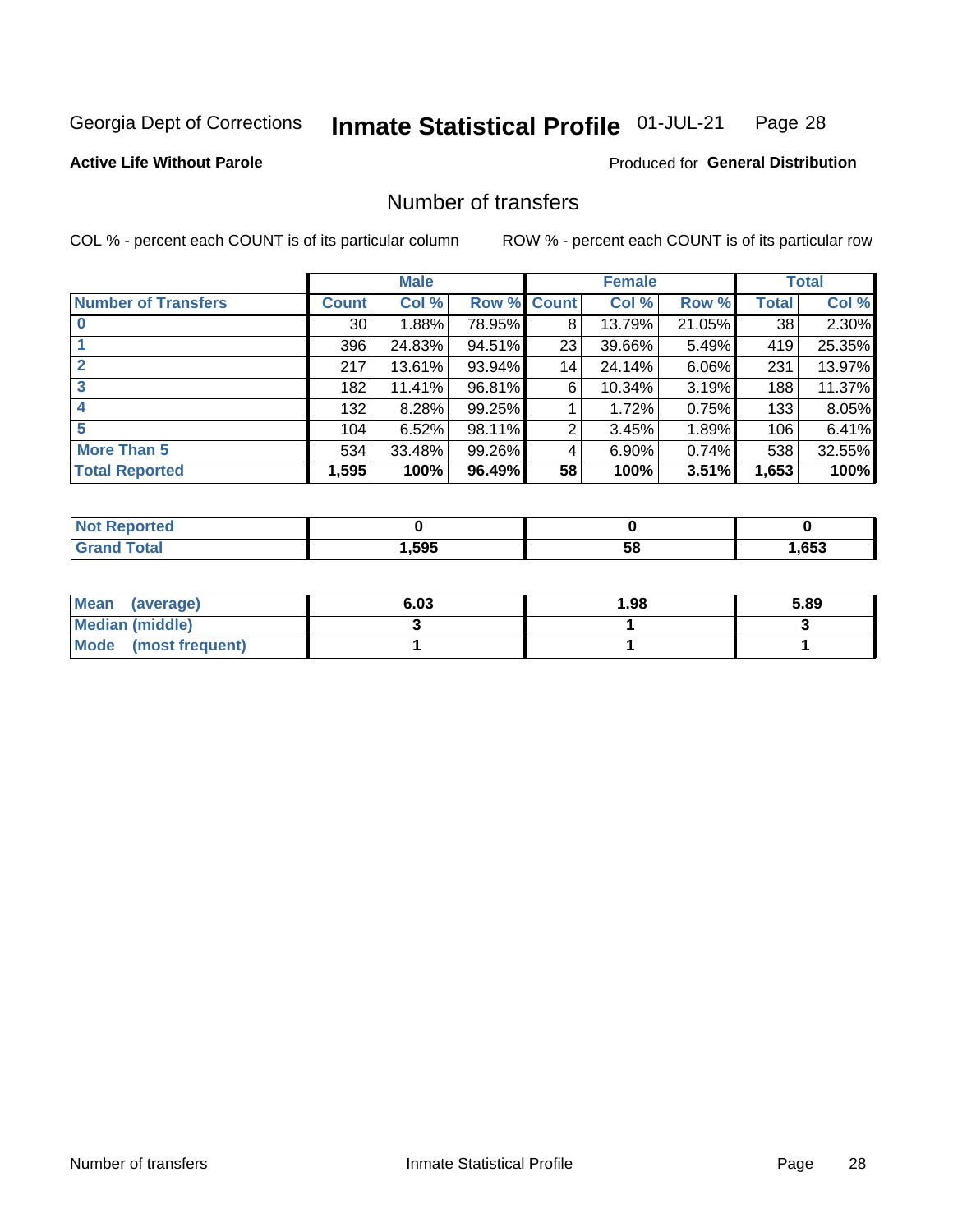Georgia Dept of Corrections **Inmate Statistical Profile** 01-JUL-21

**Active Life Without Parole**

Produced for **General Distribution**

## Number of transfers

COL % - percent each COUNT is of its particular column ROW % - percent each COUNT is of its particular row

| | Male | | | Female | | | Total | |
|---|---|---|---|---|---|---|---|---|
| **Number of Transfers** | **Count** | **Col %** | **Row %** | **Count** | **Col %** | **Row %** | **Total** | **Col %** |
| **0** | 30 | 1.88% | 78.95% | 8 | 13.79% | 21.05% | 38 | 2.30% |
| **1** | 396 | 24.83% | 94.51% | 23 | 39.66% | 5.49% | 419 | 25.35% |
| **2** | 217 | 13.61% | 93.94% | 14 | 24.14% | 6.06% | 231 | 13.97% |
| **3** | 182 | 11.41% | 96.81% | 6 | 10.34% | 3.19% | 188 | 11.37% |
| **4** | 132 | 8.28% | 99.25% | 1 | 1.72% | 0.75% | 133 | 8.05% |
| **5** | 104 | 6.52% | 98.11% | 2 | 3.45% | 1.89% | 106 | 6.41% |
| **More Than 5** | 534 | 33.48% | 99.26% | 4 | 6.90% | 0.74% | 538 | 32.55% |
| **Total Reported** | **1,595** | **100%** | **96.49%** | **58** | **100%** | **3.51%** | **1,653** | **100%** |

| | Male | Female | Total |
|---|---|---|---|
| **Not Reported** | **0** | **0** | **0** |
| **Grand Total** | **1,595** | **58** | **1,653** |

| | Male | Female | Total |
|---|---|---|---|
| **Mean (average)** | **6.03** | **1.98** | **5.89** |
| **Median (middle)** | **3** | **1** | **3** |
| **Mode (most frequent)** | **1** | **1** | **1** |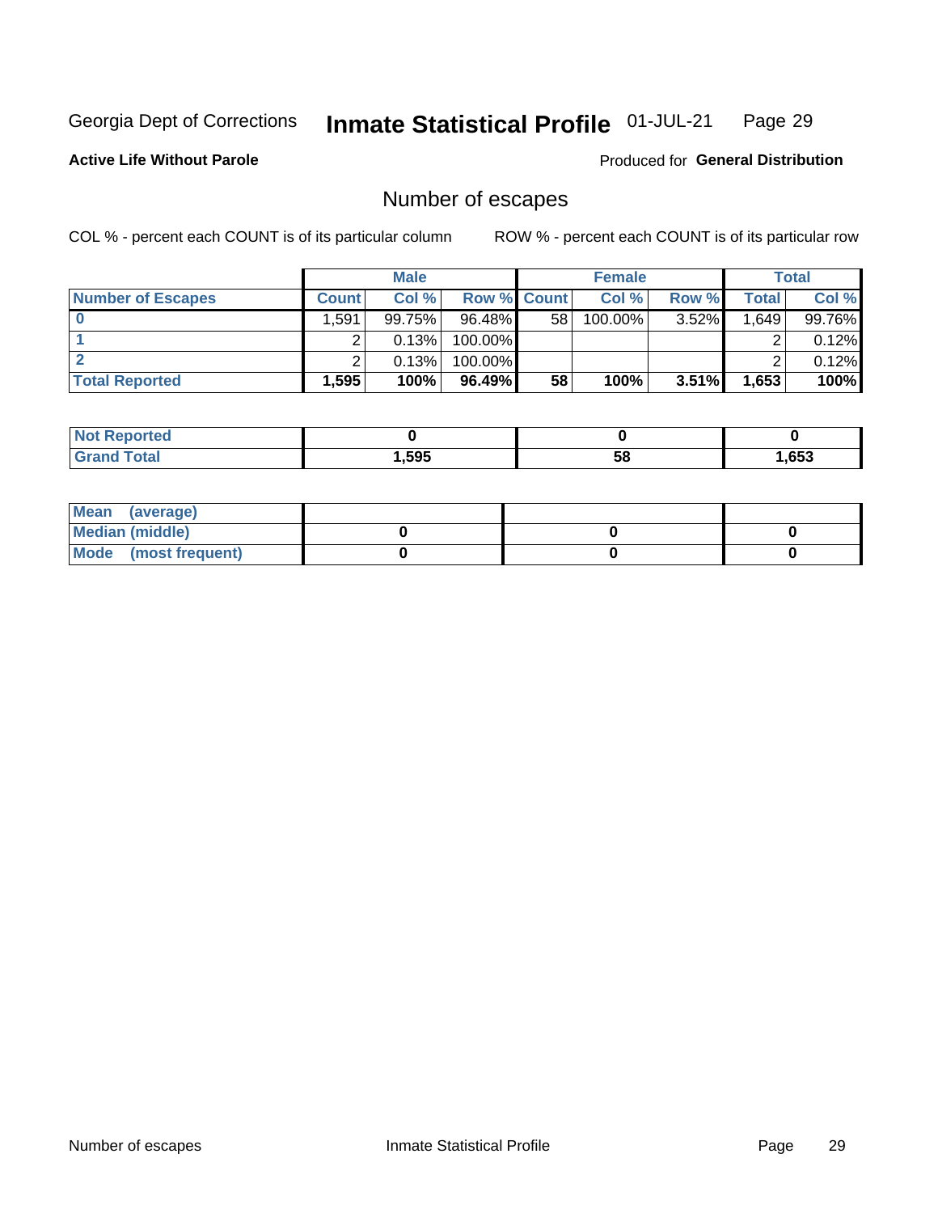Georgia Dept of Corrections **Inmate Statistical Profile** 01-JUL-21

**Active Life Without Parole**

Produced for **General Distribution**

## Number of escapes

COL % - percent each COUNT is of its particular column

ROW % - percent each COUNT is of its particular row

| | Male | | | Female | | | Total | |
|---|---|---|---|---|---|---|---|---|
| **Number of Escapes** | **Count** | **Col %** | **Row %** | **Count** | **Col %** | **Row %** | **Total** | **Col %** |
| **0** | 1,591 | 99.75% | 96.48% | 58 | 100.00% | 3.52% | 1,649 | 99.76% |
| **1** | 2 | 0.13% | 100.00% | | | | 2 | 0.12% |
| **2** | 2 | 0.13% | 100.00% | | | | 2 | 0.12% |
| **Total Reported** | **1,595** | **100%** | **96.49%** | **58** | **100%** | **3.51%** | **1,653** | **100%** |

| | Male | Female | Total |
|---|---|---|---|
| **Not Reported** | **0** | **0** | **0** |
| **Grand Total** | **1,595** | **58** | **1,653** |

| | Male | Female | Total |
|---|---|---|---|
| **Mean (average)** | | | |
| **Median (middle)** | **0** | **0** | **0** |
| **Mode (most frequent)** | **0** | **0** | **0** |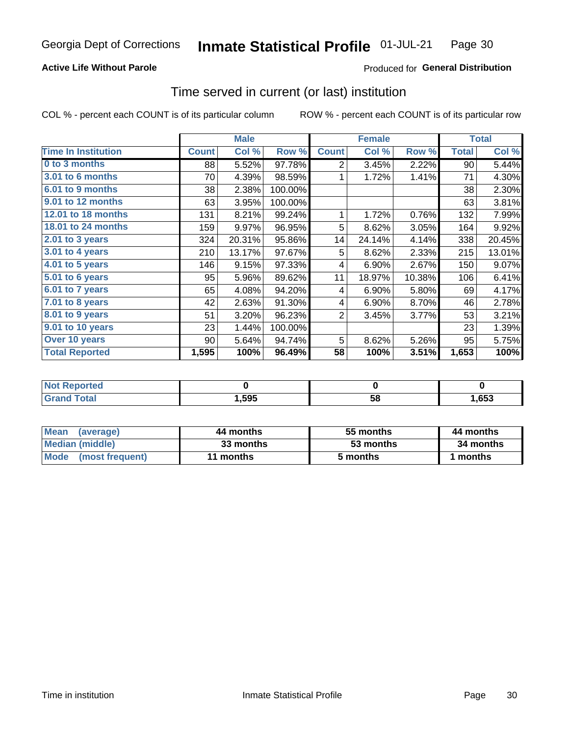Georgia Dept of Corrections **Inmate Statistical Profile** 01-JUL-21

**Active Life Without Parole**

Produced for **General Distribution**

## Time served in current (or last) institution

COL % - percent each COUNT is of its particular column

ROW % - percent each COUNT is of its particular row

| | Male | | | Female | | | Total | |
|---|---|---|---|---|---|---|---|---|
| **Time In Institution** | **Count** | **Col %** | **Row %** | **Count** | **Col %** | **Row %** | **Total** | **Col %** |
| 0 to 3 months | 88 | 5.52% | 97.78% | 2 | 3.45% | 2.22% | 90 | 5.44% |
| 3.01 to 6 months | 70 | 4.39% | 98.59% | 1 | 1.72% | 1.41% | 71 | 4.30% |
| 6.01 to 9 months | 38 | 2.38% | 100.00% | | | | 38 | 2.30% |
| 9.01 to 12 months | 63 | 3.95% | 100.00% | | | | 63 | 3.81% |
| 12.01 to 18 months | 131 | 8.21% | 99.24% | 1 | 1.72% | 0.76% | 132 | 7.99% |
| 18.01 to 24 months | 159 | 9.97% | 96.95% | 5 | 8.62% | 3.05% | 164 | 9.92% |
| 2.01 to 3 years | 324 | 20.31% | 95.86% | 14 | 24.14% | 4.14% | 338 | 20.45% |
| 3.01 to 4 years | 210 | 13.17% | 97.67% | 5 | 8.62% | 2.33% | 215 | 13.01% |
| 4.01 to 5 years | 146 | 9.15% | 97.33% | 4 | 6.90% | 2.67% | 150 | 9.07% |
| 5.01 to 6 years | 95 | 5.96% | 89.62% | 11 | 18.97% | 10.38% | 106 | 6.41% |
| 6.01 to 7 years | 65 | 4.08% | 94.20% | 4 | 6.90% | 5.80% | 69 | 4.17% |
| 7.01 to 8 years | 42 | 2.63% | 91.30% | 4 | 6.90% | 8.70% | 46 | 2.78% |
| 8.01 to 9 years | 51 | 3.20% | 96.23% | 2 | 3.45% | 3.77% | 53 | 3.21% |
| 9.01 to 10 years | 23 | 1.44% | 100.00% | | | | 23 | 1.39% |
| Over 10 years | 90 | 5.64% | 94.74% | 5 | 8.62% | 5.26% | 95 | 5.75% |
| **Total Reported** | **1,595** | **100%** | **96.49%** | **58** | **100%** | **3.51%** | **1,653** | **100%** |

| | Male | Female | Total |
|---|---|---|---|
| Not Reported | **0** | **0** | **0** |
| Grand Total | **1,595** | **58** | **1,653** |

| | Male | Female | Total |
|---|---|---|---|
| Mean (average) | **44 months** | **55 months** | **44 months** |
| Median (middle) | **33 months** | **53 months** | **34 months** |
| Mode (most frequent) | **11 months** | **5 months** | **1 months** |

Time in institution

Inmate Statistical Profile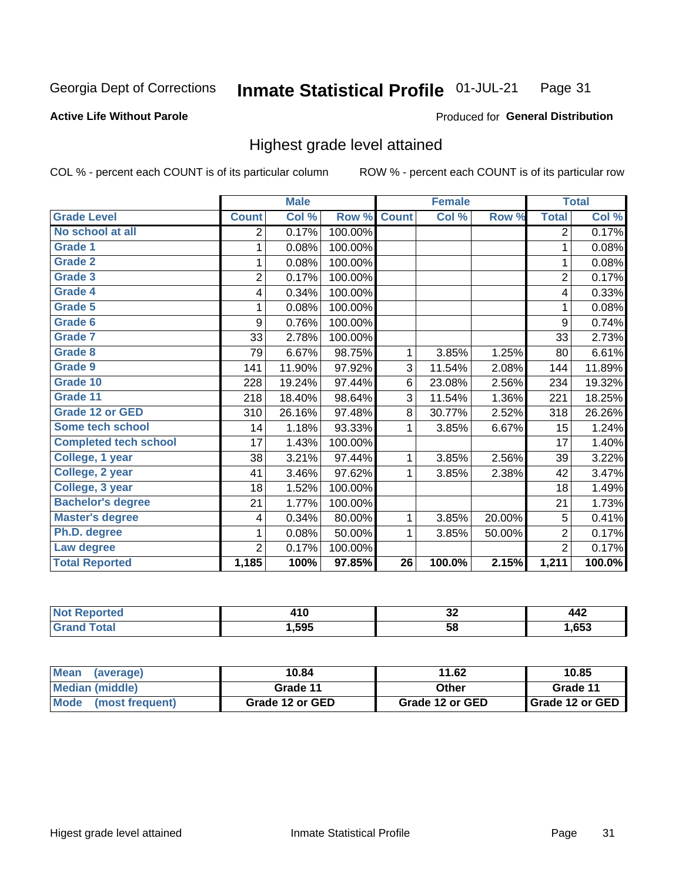Georgia Dept of Corrections **Inmate Statistical Profile** 01-JUL-21

**Active Life Without Parole**

Produced for **General Distribution**

## Highest grade level attained

COL % - percent each COUNT is of its particular column ROW % - percent each COUNT is of its particular row

| | Male | | | Female | | | Total | |
|---|---|---|---|---|---|---|---|---|
| **Grade Level** | **Count** | **Col %** | **Row %** | **Count** | **Col %** | **Row %** | **Total** | **Col %** |
| No school at all | 2 | 0.17% | 100.00% | | | | 2 | 0.17% |
| Grade 1 | 1 | 0.08% | 100.00% | | | | 1 | 0.08% |
| Grade 2 | 1 | 0.08% | 100.00% | | | | 1 | 0.08% |
| Grade 3 | 2 | 0.17% | 100.00% | | | | 2 | 0.17% |
| Grade 4 | 4 | 0.34% | 100.00% | | | | 4 | 0.33% |
| Grade 5 | 1 | 0.08% | 100.00% | | | | 1 | 0.08% |
| Grade 6 | 9 | 0.76% | 100.00% | | | | 9 | 0.74% |
| Grade 7 | 33 | 2.78% | 100.00% | | | | 33 | 2.73% |
| Grade 8 | 79 | 6.67% | 98.75% | 1 | 3.85% | 1.25% | 80 | 6.61% |
| Grade 9 | 141 | 11.90% | 97.92% | 3 | 11.54% | 2.08% | 144 | 11.89% |
| Grade 10 | 228 | 19.24% | 97.44% | 6 | 23.08% | 2.56% | 234 | 19.32% |
| Grade 11 | 218 | 18.40% | 98.64% | 3 | 11.54% | 1.36% | 221 | 18.25% |
| Grade 12 or GED | 310 | 26.16% | 97.48% | 8 | 30.77% | 2.52% | 318 | 26.26% |
| Some tech school | 14 | 1.18% | 93.33% | 1 | 3.85% | 6.67% | 15 | 1.24% |
| Completed tech school | 17 | 1.43% | 100.00% | | | | 17 | 1.40% |
| College, 1 year | 38 | 3.21% | 97.44% | 1 | 3.85% | 2.56% | 39 | 3.22% |
| College, 2 year | 41 | 3.46% | 97.62% | 1 | 3.85% | 2.38% | 42 | 3.47% |
| College, 3 year | 18 | 1.52% | 100.00% | | | | 18 | 1.49% |
| Bachelor's degree | 21 | 1.77% | 100.00% | | | | 21 | 1.73% |
| Master's degree | 4 | 0.34% | 80.00% | 1 | 3.85% | 20.00% | 5 | 0.41% |
| Ph.D. degree | 1 | 0.08% | 50.00% | 1 | 3.85% | 50.00% | 2 | 0.17% |
| Law degree | 2 | 0.17% | 100.00% | | | | 2 | 0.17% |
| **Total Reported** | **1,185** | **100%** | **97.85%** | **26** | **100.0%** | **2.15%** | **1,211** | **100.0%** |

| | Male | Female | Total |
|---|---|---|---|
| Not Reported | 410 | 32 | 442 |
| Grand Total | 1,595 | 58 | 1,653 |

| | Male | Female | Total |
|---|---|---|---|
| Mean (average) | 10.84 | 11.62 | 10.85 |
| Median (middle) | Grade 11 | Other | Grade 11 |
| Mode (most frequent) | Grade 12 or GED | Grade 12 or GED | Grade 12 or GED |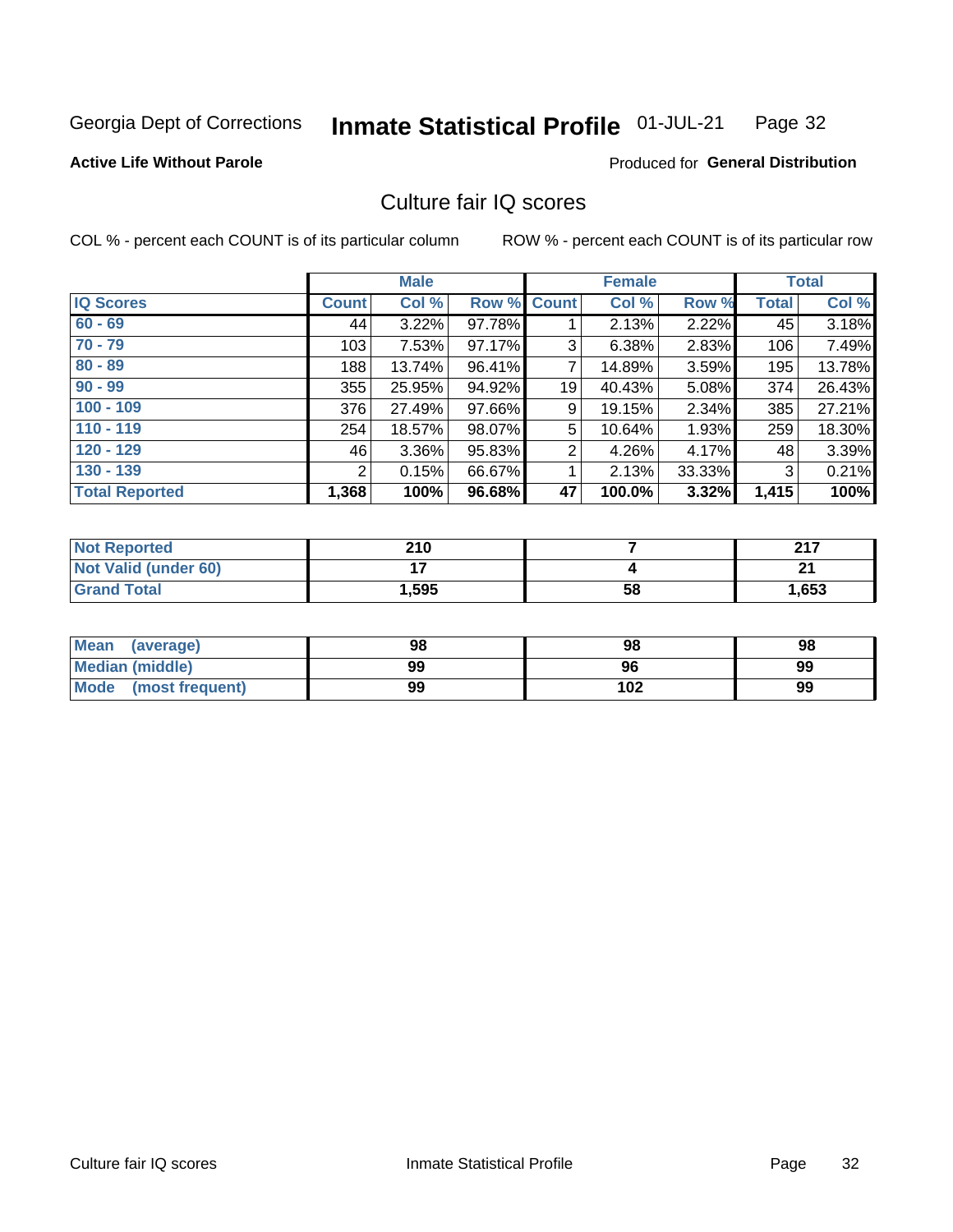Georgia Dept of Corrections **Inmate Statistical Profile** 01-JUL-21

**Active Life Without Parole**

Produced for **General Distribution**

## Culture fair IQ scores

COL % - percent each COUNT is of its particular column

ROW % - percent each COUNT is of its particular row

| | Male | | | Female | | | Total | |
|---|---|---|---|---|---|---|---|---|
| **IQ Scores** | **Count** | **Col %** | **Row %** | **Count** | **Col %** | **Row %** | **Total** | **Col %** |
| 60 - 69 | 44 | 3.22% | 97.78% | 1 | 2.13% | 2.22% | 45 | 3.18% |
| 70 - 79 | 103 | 7.53% | 97.17% | 3 | 6.38% | 2.83% | 106 | 7.49% |
| 80 - 89 | 188 | 13.74% | 96.41% | 7 | 14.89% | 3.59% | 195 | 13.78% |
| 90 - 99 | 355 | 25.95% | 94.92% | 19 | 40.43% | 5.08% | 374 | 26.43% |
| 100 - 109 | 376 | 27.49% | 97.66% | 9 | 19.15% | 2.34% | 385 | 27.21% |
| 110 - 119 | 254 | 18.57% | 98.07% | 5 | 10.64% | 1.93% | 259 | 18.30% |
| 120 - 129 | 46 | 3.36% | 95.83% | 2 | 4.26% | 4.17% | 48 | 3.39% |
| 130 - 139 | 2 | 0.15% | 66.67% | 1 | 2.13% | 33.33% | 3 | 0.21% |
| **Total Reported** | **1,368** | **100%** | **96.68%** | **47** | **100.0%** | **3.32%** | **1,415** | **100%** |

| | Male | Female | Total |
|---|---|---|---|
| **Not Reported** | **210** | **7** | **217** |
| **Not Valid (under 60)** | **17** | **4** | **21** |
| **Grand Total** | **1,595** | **58** | **1,653** |

| | Male | Female | Total |
|---|---|---|---|
| **Mean (average)** | **98** | **98** | **98** |
| **Median (middle)** | **99** | **96** | **99** |
| **Mode (most frequent)** | **99** | **102** | **99** |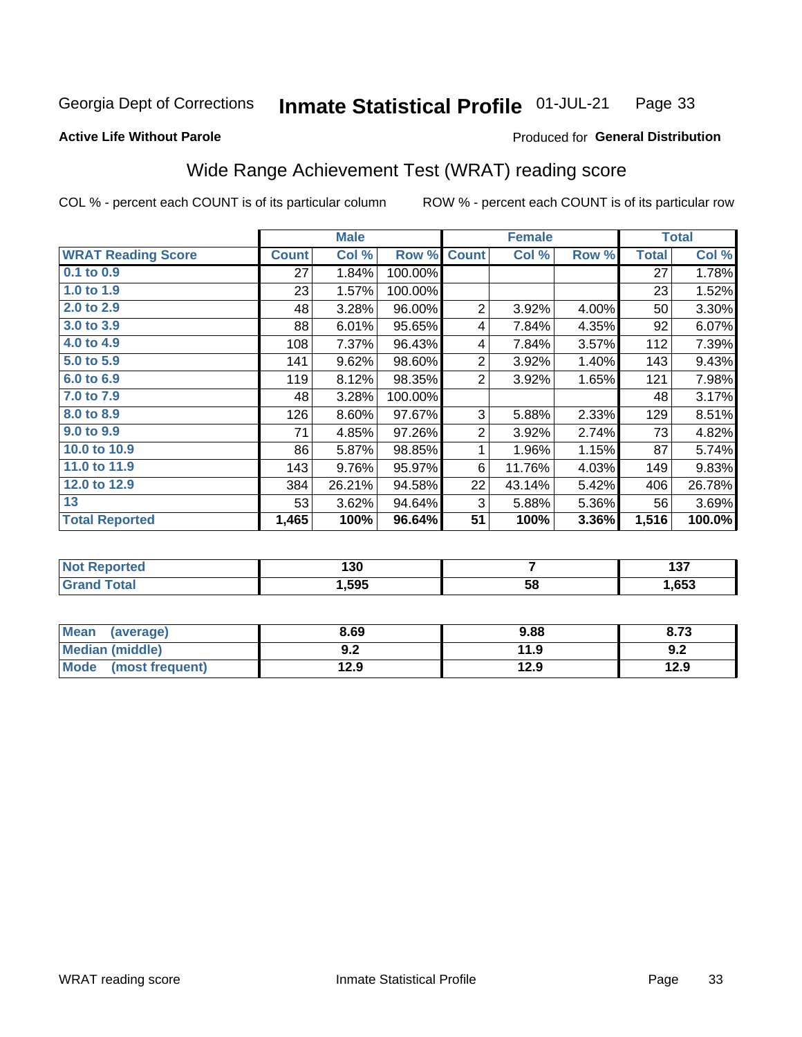Georgia Dept of Corrections **Inmate Statistical Profile** 01-JUL-21

**Active Life Without Parole**

Produced for **General Distribution**

## Wide Range Achievement Test (WRAT) reading score

COL % - percent each COUNT is of its particular column ROW % - percent each COUNT is of its particular row

| | Male | | | Female | | | Total | |
|---|---|---|---|---|---|---|---|---|
| **WRAT Reading Score** | **Count** | **Col %** | **Row %** | **Count** | **Col %** | **Row %** | **Total** | **Col %** |
| 0.1 to 0.9 | 27 | 1.84% | 100.00% | | | | 27 | 1.78% |
| 1.0 to 1.9 | 23 | 1.57% | 100.00% | | | | 23 | 1.52% |
| 2.0 to 2.9 | 48 | 3.28% | 96.00% | 2 | 3.92% | 4.00% | 50 | 3.30% |
| 3.0 to 3.9 | 88 | 6.01% | 95.65% | 4 | 7.84% | 4.35% | 92 | 6.07% |
| 4.0 to 4.9 | 108 | 7.37% | 96.43% | 4 | 7.84% | 3.57% | 112 | 7.39% |
| 5.0 to 5.9 | 141 | 9.62% | 98.60% | 2 | 3.92% | 1.40% | 143 | 9.43% |
| 6.0 to 6.9 | 119 | 8.12% | 98.35% | 2 | 3.92% | 1.65% | 121 | 7.98% |
| 7.0 to 7.9 | 48 | 3.28% | 100.00% | | | | 48 | 3.17% |
| 8.0 to 8.9 | 126 | 8.60% | 97.67% | 3 | 5.88% | 2.33% | 129 | 8.51% |
| 9.0 to 9.9 | 71 | 4.85% | 97.26% | 2 | 3.92% | 2.74% | 73 | 4.82% |
| 10.0 to 10.9 | 86 | 5.87% | 98.85% | 1 | 1.96% | 1.15% | 87 | 5.74% |
| 11.0 to 11.9 | 143 | 9.76% | 95.97% | 6 | 11.76% | 4.03% | 149 | 9.83% |
| 12.0 to 12.9 | 384 | 26.21% | 94.58% | 22 | 43.14% | 5.42% | 406 | 26.78% |
| 13 | 53 | 3.62% | 94.64% | 3 | 5.88% | 5.36% | 56 | 3.69% |
| **Total Reported** | **1,465** | **100%** | **96.64%** | **51** | **100%** | **3.36%** | **1,516** | **100.0%** |

| | Male | Female | Total |
|---|---|---|---|
| Not Reported | 130 | 7 | 137 |
| Grand Total | 1,595 | 58 | 1,653 |

| | Male | Female | Total |
|---|---|---|---|
| Mean (average) | 8.69 | 9.88 | 8.73 |
| Median (middle) | 9.2 | 11.9 | 9.2 |
| Mode (most frequent) | 12.9 | 12.9 | 12.9 |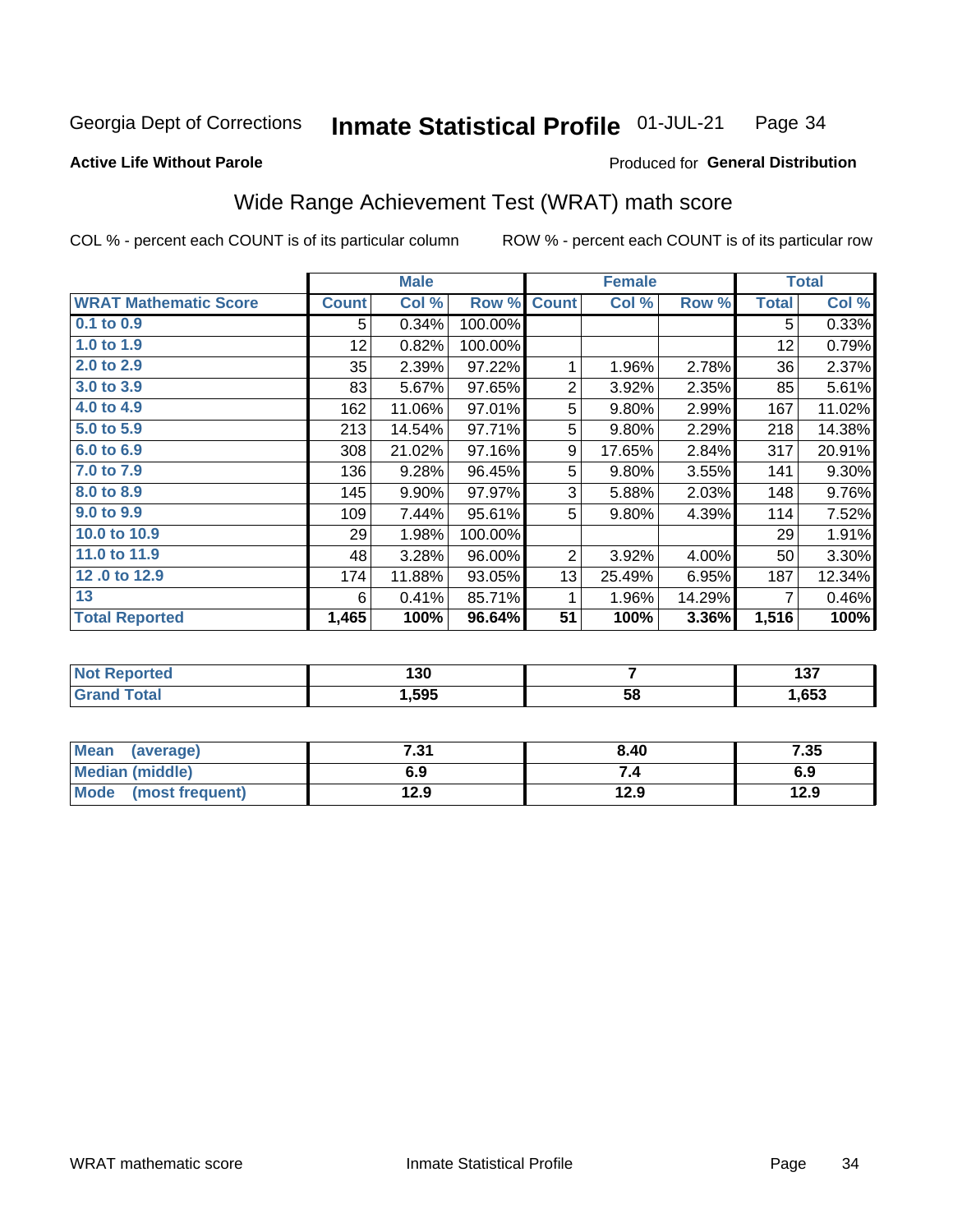Georgia Dept of Corrections **Inmate Statistical Profile** 01-JUL-21 Page 34

**Active Life Without Parole**

Produced for **General Distribution**

## Wide Range Achievement Test (WRAT) math score

COL % - percent each COUNT is of its particular column ROW % - percent each COUNT is of its particular row

| | Male | | | Female | | | Total | |
|---|---|---|---|---|---|---|---|---|
| **WRAT Mathematic Score** | **Count** | **Col %** | **Row %** | **Count** | **Col %** | **Row %** | **Total** | **Col %** |
| 0.1 to 0.9 | 5 | 0.34% | 100.00% | | | | 5 | 0.33% |
| 1.0 to 1.9 | 12 | 0.82% | 100.00% | | | | 12 | 0.79% |
| 2.0 to 2.9 | 35 | 2.39% | 97.22% | 1 | 1.96% | 2.78% | 36 | 2.37% |
| 3.0 to 3.9 | 83 | 5.67% | 97.65% | 2 | 3.92% | 2.35% | 85 | 5.61% |
| 4.0 to 4.9 | 162 | 11.06% | 97.01% | 5 | 9.80% | 2.99% | 167 | 11.02% |
| 5.0 to 5.9 | 213 | 14.54% | 97.71% | 5 | 9.80% | 2.29% | 218 | 14.38% |
| 6.0 to 6.9 | 308 | 21.02% | 97.16% | 9 | 17.65% | 2.84% | 317 | 20.91% |
| 7.0 to 7.9 | 136 | 9.28% | 96.45% | 5 | 9.80% | 3.55% | 141 | 9.30% |
| 8.0 to 8.9 | 145 | 9.90% | 97.97% | 3 | 5.88% | 2.03% | 148 | 9.76% |
| 9.0 to 9.9 | 109 | 7.44% | 95.61% | 5 | 9.80% | 4.39% | 114 | 7.52% |
| 10.0 to 10.9 | 29 | 1.98% | 100.00% | | | | 29 | 1.91% |
| 11.0 to 11.9 | 48 | 3.28% | 96.00% | 2 | 3.92% | 4.00% | 50 | 3.30% |
| 12 .0 to 12.9 | 174 | 11.88% | 93.05% | 13 | 25.49% | 6.95% | 187 | 12.34% |
| 13 | 6 | 0.41% | 85.71% | 1 | 1.96% | 14.29% | 7 | 0.46% |
| **Total Reported** | **1,465** | **100%** | **96.64%** | **51** | **100%** | **3.36%** | **1,516** | **100%** |

| | Male | Female | Total |
|---|---|---|---|
| Not Reported | 130 | 7 | 137 |
| Grand Total | 1,595 | 58 | 1,653 |

| | Male | Female | Total |
|---|---|---|---|
| Mean (average) | 7.31 | 8.40 | 7.35 |
| Median (middle) | 6.9 | 7.4 | 6.9 |
| Mode (most frequent) | 12.9 | 12.9 | 12.9 |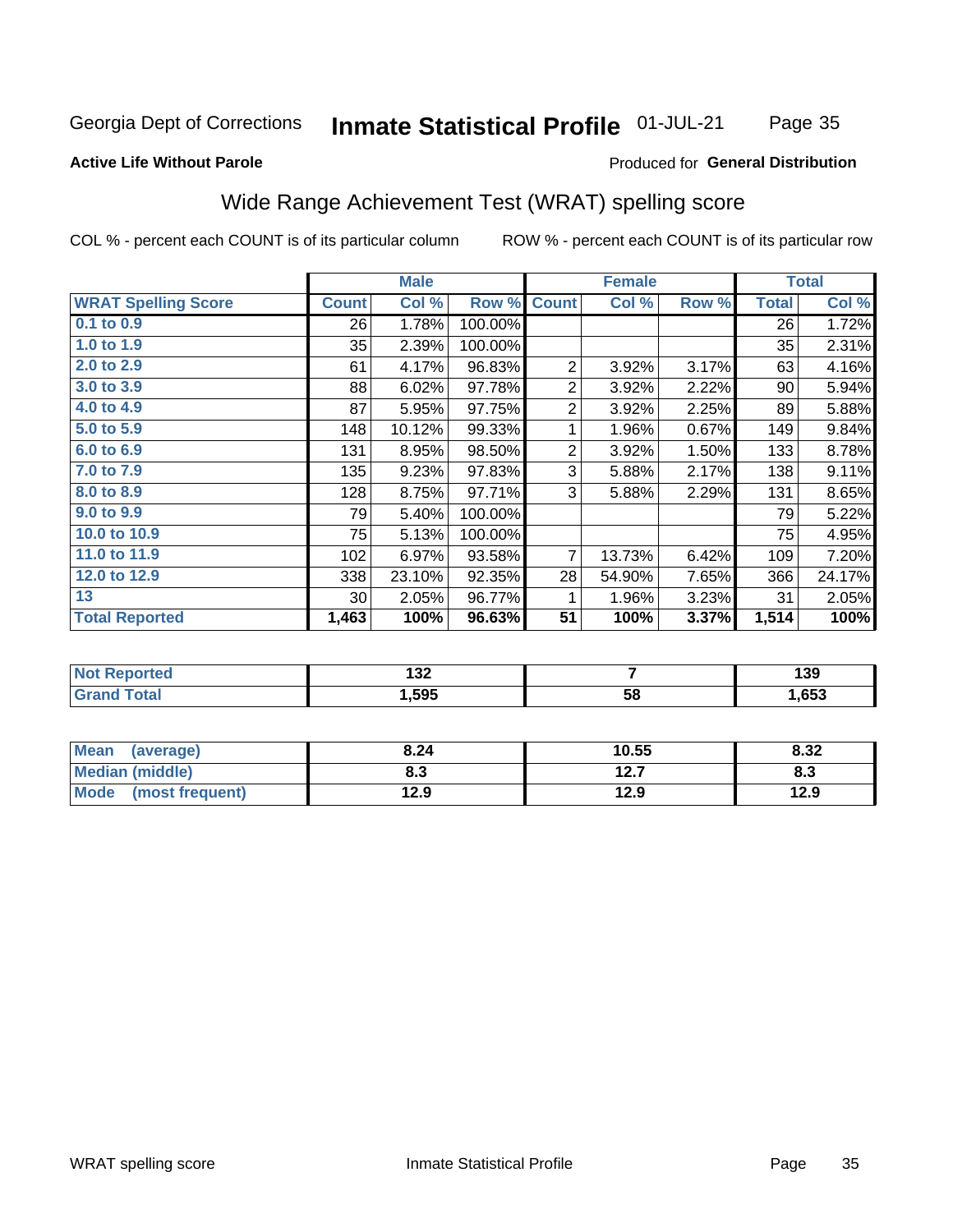Georgia Dept of Corrections **Inmate Statistical Profile** 01-JUL-21

**Active Life Without Parole**

Produced for **General Distribution**

## Wide Range Achievement Test (WRAT) spelling score

COL % - percent each COUNT is of its particular column

ROW % - percent each COUNT is of its particular row

| | Male | | | Female | | | Total | |
|---|---|---|---|---|---|---|---|---|
| **WRAT Spelling Score** | **Count** | **Col %** | **Row %** | **Count** | **Col %** | **Row %** | **Total** | **Col %** |
| 0.1 to 0.9 | 26 | 1.78% | 100.00% | | | | 26 | 1.72% |
| 1.0 to 1.9 | 35 | 2.39% | 100.00% | | | | 35 | 2.31% |
| 2.0 to 2.9 | 61 | 4.17% | 96.83% | 2 | 3.92% | 3.17% | 63 | 4.16% |
| 3.0 to 3.9 | 88 | 6.02% | 97.78% | 2 | 3.92% | 2.22% | 90 | 5.94% |
| 4.0 to 4.9 | 87 | 5.95% | 97.75% | 2 | 3.92% | 2.25% | 89 | 5.88% |
| 5.0 to 5.9 | 148 | 10.12% | 99.33% | 1 | 1.96% | 0.67% | 149 | 9.84% |
| 6.0 to 6.9 | 131 | 8.95% | 98.50% | 2 | 3.92% | 1.50% | 133 | 8.78% |
| 7.0 to 7.9 | 135 | 9.23% | 97.83% | 3 | 5.88% | 2.17% | 138 | 9.11% |
| 8.0 to 8.9 | 128 | 8.75% | 97.71% | 3 | 5.88% | 2.29% | 131 | 8.65% |
| 9.0 to 9.9 | 79 | 5.40% | 100.00% | | | | 79 | 5.22% |
| 10.0 to 10.9 | 75 | 5.13% | 100.00% | | | | 75 | 4.95% |
| 11.0 to 11.9 | 102 | 6.97% | 93.58% | 7 | 13.73% | 6.42% | 109 | 7.20% |
| 12.0 to 12.9 | 338 | 23.10% | 92.35% | 28 | 54.90% | 7.65% | 366 | 24.17% |
| 13 | 30 | 2.05% | 96.77% | 1 | 1.96% | 3.23% | 31 | 2.05% |
| **Total Reported** | **1,463** | **100%** | **96.63%** | **51** | **100%** | **3.37%** | **1,514** | **100%** |

| | Male | Female | Total |
|---|---|---|---|
| Not Reported | 132 | 7 | 139 |
| Grand Total | 1,595 | 58 | 1,653 |

| | Male | Female | Total |
|---|---|---|---|
| Mean (average) | 8.24 | 10.55 | 8.32 |
| Median (middle) | 8.3 | 12.7 | 8.3 |
| Mode (most frequent) | 12.9 | 12.9 | 12.9 |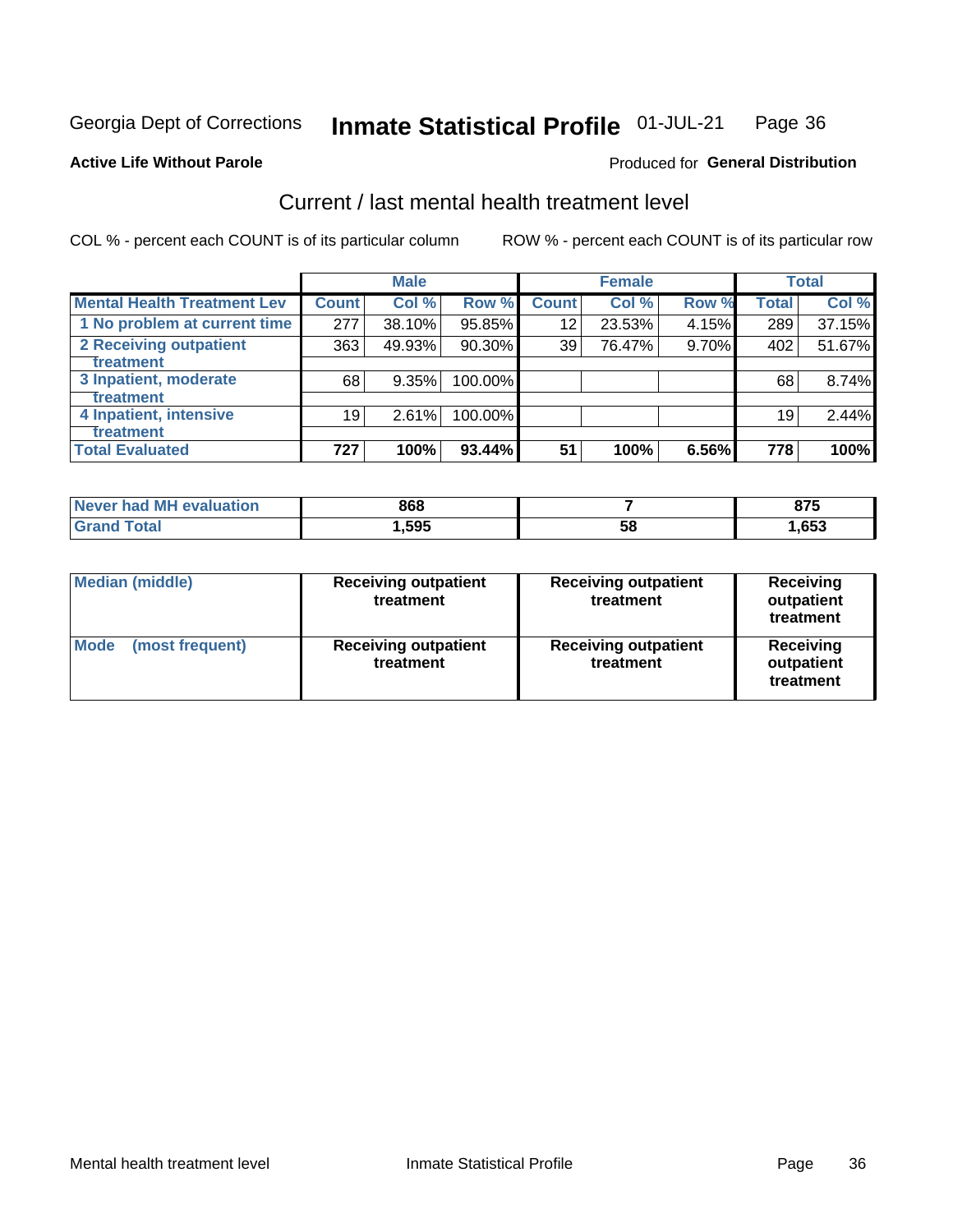Georgia Dept of Corrections **Inmate Statistical Profile** 01-JUL-21

**Active Life Without Parole**

Produced for **General Distribution**

## Current / last mental health treatment level

COL % - percent each COUNT is of its particular column

ROW % - percent each COUNT is of its particular row

| | Male | | | Female | | | Total | |
|---|---|---|---|---|---|---|---|---|
| **Mental Health Treatment Lev** | **Count** | **Col %** | **Row %** | **Count** | **Col %** | **Row %** | **Total** | **Col %** |
| 1 No problem at current time | 277 | 38.10% | 95.85% | 12 | 23.53% | 4.15% | 289 | 37.15% |
| 2 Receiving outpatient treatment | 363 | 49.93% | 90.30% | 39 | 76.47% | 9.70% | 402 | 51.67% |
| 3 Inpatient, moderate treatment | 68 | 9.35% | 100.00% | | | | 68 | 8.74% |
| 4 Inpatient, intensive treatment | 19 | 2.61% | 100.00% | | | | 19 | 2.44% |
| **Total Evaluated** | **727** | **100%** | **93.44%** | **51** | **100%** | **6.56%** | **778** | **100%** |

| | Male | Female | Total |
|---|---|---|---|
| **Never had MH evaluation** | **868** | **7** | **875** |
| **Grand Total** | **1,595** | **58** | **1,653** |

| | Male | Female | Total |
|---|---|---|---|
| **Median (middle)** | **Receiving outpatient treatment** | **Receiving outpatient treatment** | **Receiving outpatient treatment** |
| **Mode (most frequent)** | **Receiving outpatient treatment** | **Receiving outpatient treatment** | **Receiving outpatient treatment** |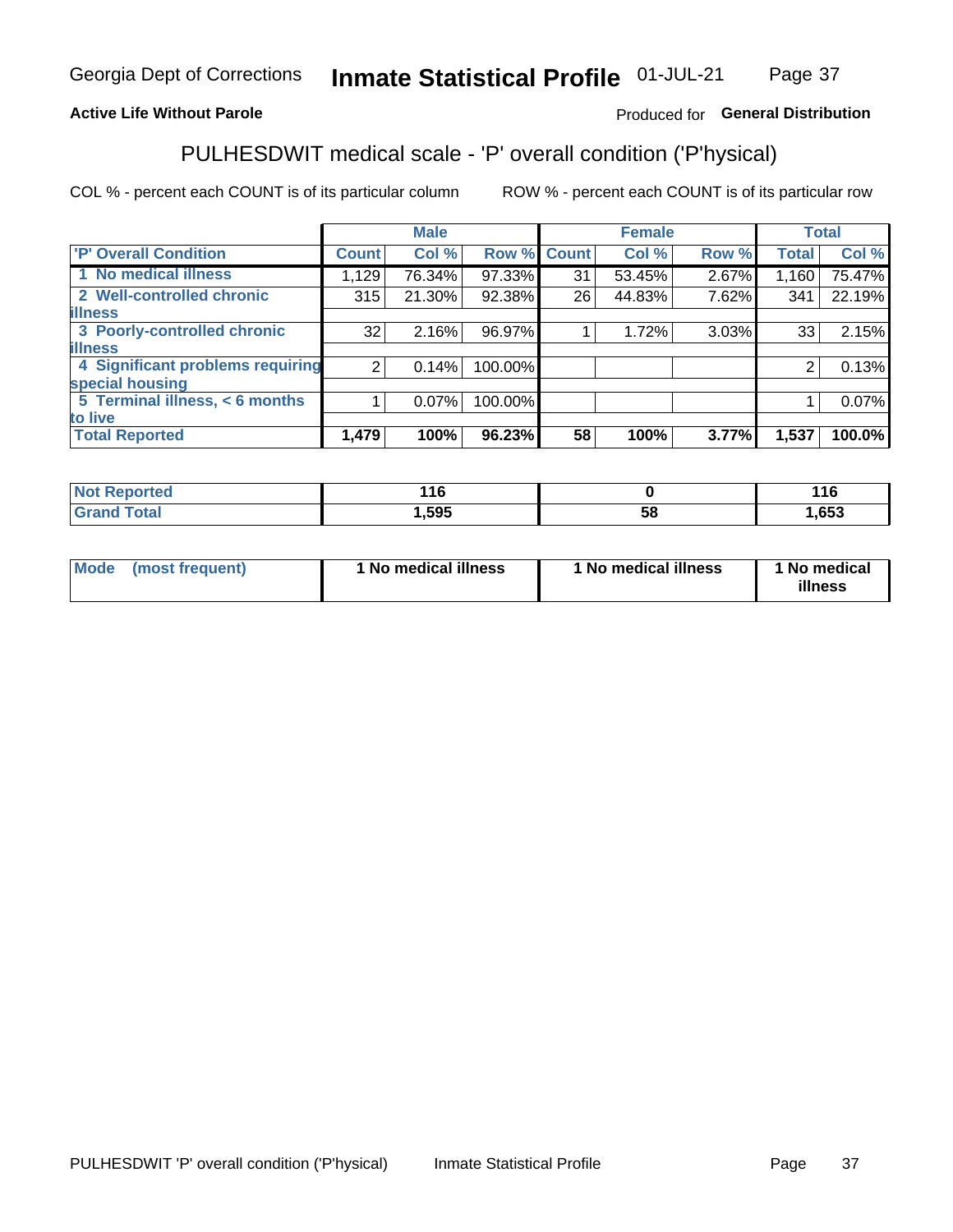**Active Life Without Parole** | Produced for **General Distribution**

## PULHESDWIT medical scale - 'P' overall condition ('P'hysical)

COL % - percent each COUNT is of its particular column    ROW % - percent each COUNT is of its particular row

| | Male | | | Female | | | Total | |
|---|---|---|---|---|---|---|---|---|
| 'P' Overall Condition | Count | Col % | Row % | Count | Col % | Row % | Total | Col % |
| 1 No medical illness | 1,129 | 76.34% | 97.33% | 31 | 53.45% | 2.67% | 1,160 | 75.47% |
| 2 Well-controlled chronic illness | 315 | 21.30% | 92.38% | 26 | 44.83% | 7.62% | 341 | 22.19% |
| 3 Poorly-controlled chronic illness | 32 | 2.16% | 96.97% | 1 | 1.72% | 3.03% | 33 | 2.15% |
| 4 Significant problems requiring special housing | 2 | 0.14% | 100.00% | | | | 2 | 0.13% |
| 5 Terminal illness, < 6 months to live | 1 | 0.07% | 100.00% | | | | 1 | 0.07% |
| **Total Reported** | **1,479** | **100%** | **96.23%** | **58** | **100%** | **3.77%** | **1,537** | **100.0%** |

| | Male | Female | Total |
|---|---|---|---|
| Not Reported | 116 | 0 | 116 |
| Grand Total | 1,595 | 58 | 1,653 |

| | Male | Female | Total |
|---|---|---|---|
| Mode (most frequent) | 1 No medical illness | 1 No medical illness | 1 No medical illness |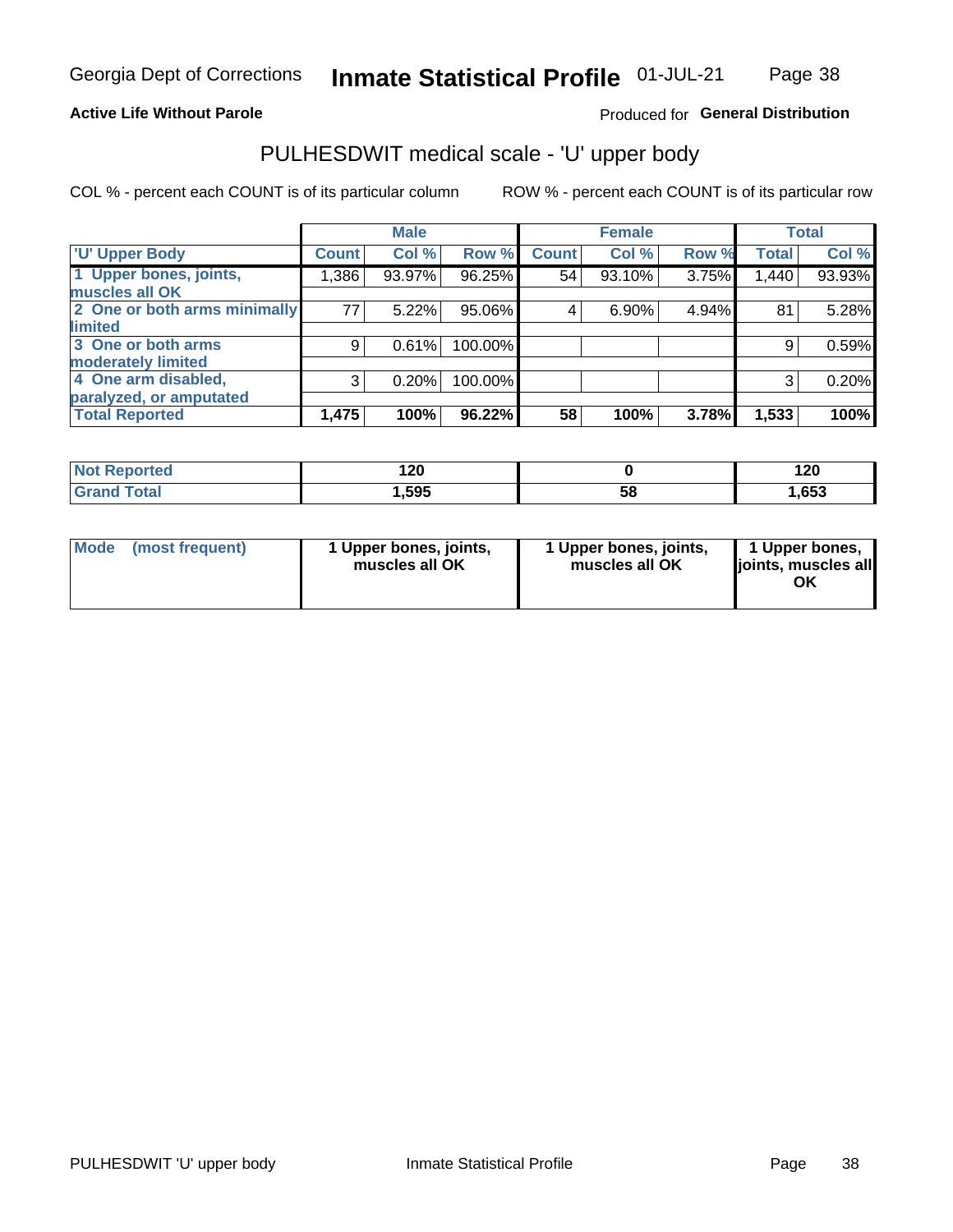Georgia Dept of Corrections **Inmate Statistical Profile** 01-JUL-21

**Active Life Without Parole**

Produced for **General Distribution**

## PULHESDWIT medical scale - 'U' upper body

COL % - percent each COUNT is of its particular column

ROW % - percent each COUNT is of its particular row

| | Male | | | Female | | | Total | |
|---|---|---|---|---|---|---|---|---|
| 'U' Upper Body | Count | Col % | Row % | Count | Col % | Row % | Total | Col % |
| 1 Upper bones, joints, muscles all OK | 1,386 | 93.97% | 96.25% | 54 | 93.10% | 3.75% | 1,440 | 93.93% |
| 2 One or both arms minimally limited | 77 | 5.22% | 95.06% | 4 | 6.90% | 4.94% | 81 | 5.28% |
| 3 One or both arms moderately limited | 9 | 0.61% | 100.00% | | | | 9 | 0.59% |
| 4 One arm disabled, paralyzed, or amputated | 3 | 0.20% | 100.00% | | | | 3 | 0.20% |
| **Total Reported** | **1,475** | **100%** | **96.22%** | **58** | **100%** | **3.78%** | **1,533** | **100%** |

| | Male | Female | Total |
|---|---|---|---|
| Not Reported | 120 | 0 | 120 |
| Grand Total | 1,595 | 58 | 1,653 |

| | Male | Female | Total |
|---|---|---|---|
| Mode (most frequent) | 1 Upper bones, joints, muscles all OK | 1 Upper bones, joints, muscles all OK | 1 Upper bones, joints, muscles all OK |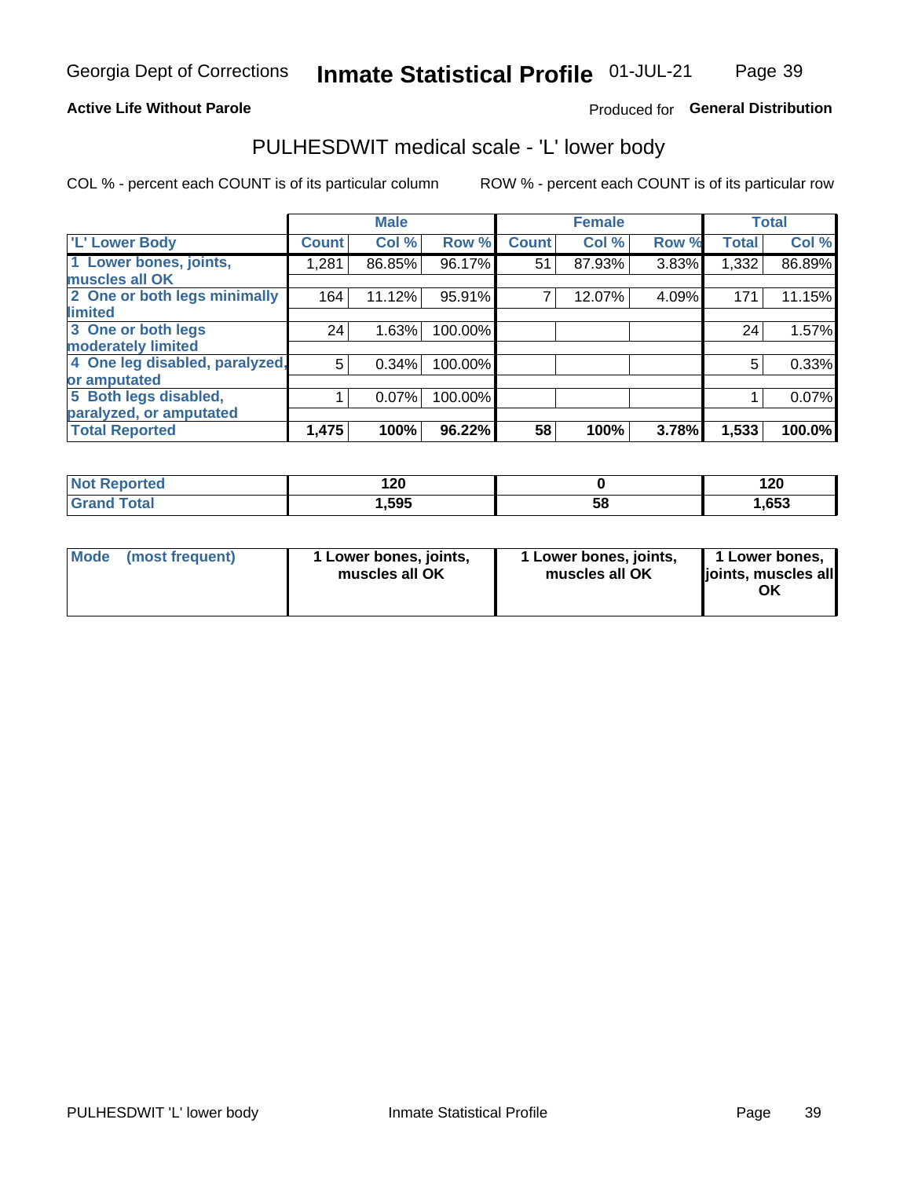Georgia Dept of Corrections **Inmate Statistical Profile** 01-JUL-21

**Active Life Without Parole**

Produced for **General Distribution**

## PULHESDWIT medical scale - 'L' lower body

COL % - percent each COUNT is of its particular column

ROW % - percent each COUNT is of its particular row

| 'L' Lower Body | Male | | | Female | | | Total | |
|---|---|---|---|---|---|---|---|---|
| | Count | Col % | Row % | Count | Col % | Row % | Total | Col % |
| 1 Lower bones, joints, muscles all OK | 1,281 | 86.85% | 96.17% | 51 | 87.93% | 3.83% | 1,332 | 86.89% |
| 2 One or both legs minimally limited | 164 | 11.12% | 95.91% | 7 | 12.07% | 4.09% | 171 | 11.15% |
| 3 One or both legs moderately limited | 24 | 1.63% | 100.00% | | | | 24 | 1.57% |
| 4 One leg disabled, paralyzed, or amputated | 5 | 0.34% | 100.00% | | | | 5 | 0.33% |
| 5 Both legs disabled, paralyzed, or amputated | 1 | 0.07% | 100.00% | | | | 1 | 0.07% |
| **Total Reported** | **1,475** | **100%** | **96.22%** | **58** | **100%** | **3.78%** | **1,533** | **100.0%** |

| | Male | Female | Total |
|---|---|---|---|
| Not Reported | 120 | 0 | 120 |
| Grand Total | 1,595 | 58 | 1,653 |

| | Male | Female | Total |
|---|---|---|---|
| Mode (most frequent) | 1 Lower bones, joints, muscles all OK | 1 Lower bones, joints, muscles all OK | 1 Lower bones, joints, muscles all OK |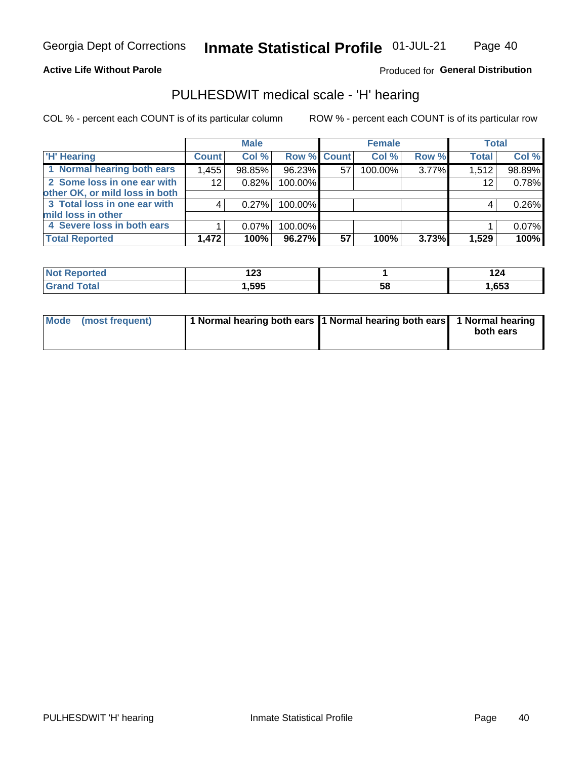Georgia Dept of Corrections **Inmate Statistical Profile** 01-JUL-21

**Active Life Without Parole**

Produced for **General Distribution**

## PULHESDWIT medical scale - 'H' hearing

COL % - percent each COUNT is of its particular column

ROW % - percent each COUNT is of its particular row

| | Male | | | Female | | | Total | |
|---|---|---|---|---|---|---|---|---|
| 'H' Hearing | Count | Col % | Row % | Count | Col % | Row % | Total | Col % |
| 1 Normal hearing both ears | 1,455 | 98.85% | 96.23% | 57 | 100.00% | 3.77% | 1,512 | 98.89% |
| 2 Some loss in one ear with other OK, or mild loss in both | 12 | 0.82% | 100.00% | | | | 12 | 0.78% |
| 3 Total loss in one ear with mild loss in other | 4 | 0.27% | 100.00% | | | | 4 | 0.26% |
| 4 Severe loss in both ears | 1 | 0.07% | 100.00% | | | | 1 | 0.07% |
| **Total Reported** | **1,472** | **100%** | **96.27%** | **57** | **100%** | **3.73%** | **1,529** | **100%** |

| | Male | Female | Total |
|---|---|---|---|
| Not Reported | 123 | 1 | 124 |
| Grand Total | 1,595 | 58 | 1,653 |

| | Male | Female | Total |
|---|---|---|---|
| Mode (most frequent) | 1 Normal hearing both ears | 1 Normal hearing both ears | 1 Normal hearing both ears |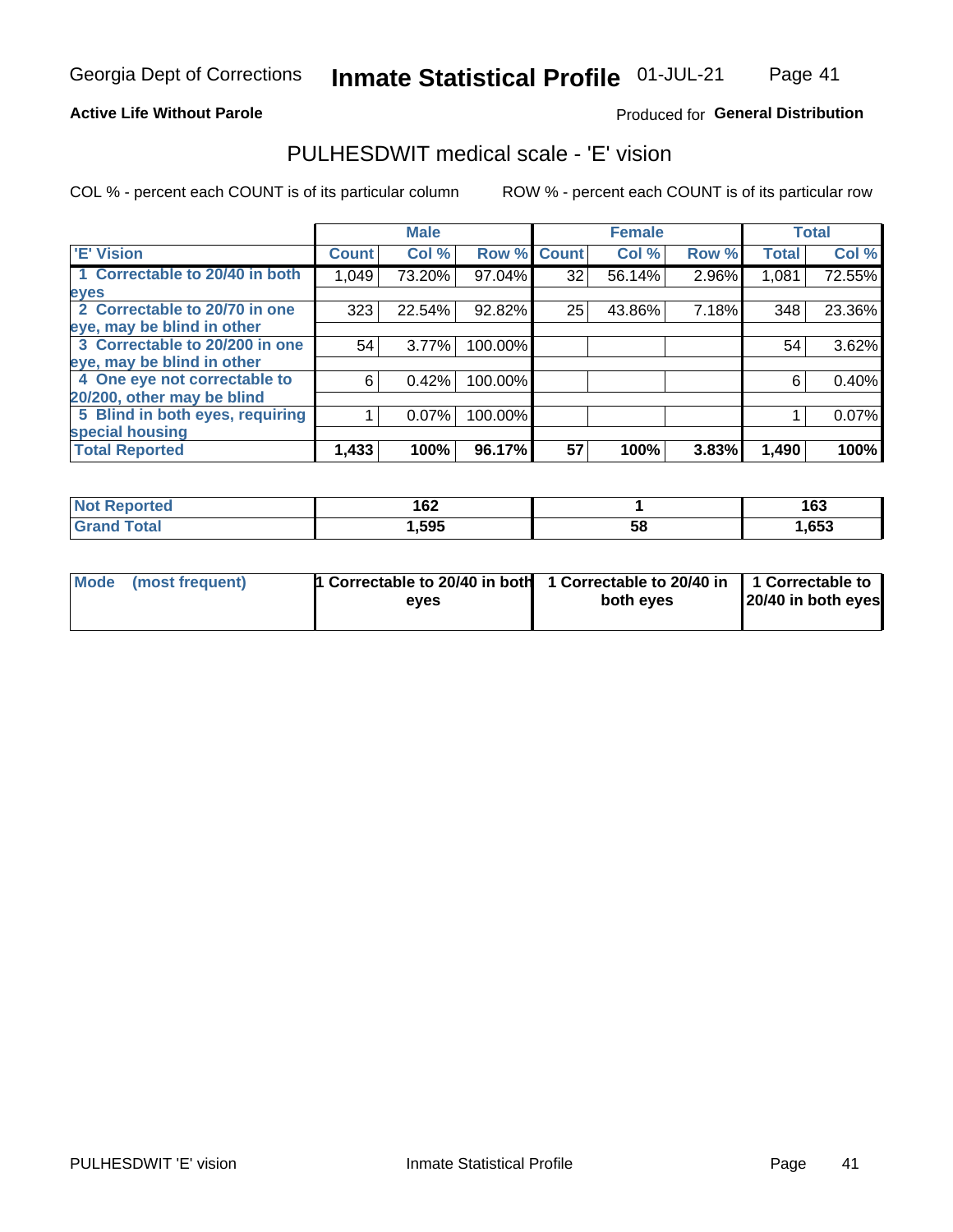Georgia Dept of Corrections **Inmate Statistical Profile** 01-JUL-21

**Active Life Without Parole**

Produced for **General Distribution**

## PULHESDWIT medical scale - 'E' vision

COL % - percent each COUNT is of its particular column ROW % - percent each COUNT is of its particular row

| | Male | | | Female | | | Total | |
|---|---|---|---|---|---|---|---|---|
| 'E' Vision | Count | Col % | Row % | Count | Col % | Row % | Total | Col % |
| 1 Correctable to 20/40 in both eyes | 1,049 | 73.20% | 97.04% | 32 | 56.14% | 2.96% | 1,081 | 72.55% |
| 2 Correctable to 20/70 in one eye, may be blind in other | 323 | 22.54% | 92.82% | 25 | 43.86% | 7.18% | 348 | 23.36% |
| 3 Correctable to 20/200 in one eye, may be blind in other | 54 | 3.77% | 100.00% | | | | 54 | 3.62% |
| 4 One eye not correctable to 20/200, other may be blind | 6 | 0.42% | 100.00% | | | | 6 | 0.40% |
| 5 Blind in both eyes, requiring special housing | 1 | 0.07% | 100.00% | | | | 1 | 0.07% |
| **Total Reported** | **1,433** | **100%** | **96.17%** | **57** | **100%** | **3.83%** | **1,490** | **100%** |

| | Male | Female | Total |
|---|---|---|---|
| Not Reported | 162 | 1 | 163 |
| Grand Total | 1,595 | 58 | 1,653 |

| | Male | Female | Total |
|---|---|---|---|
| Mode (most frequent) | 1 Correctable to 20/40 in both eyes | 1 Correctable to 20/40 in both eyes | 1 Correctable to 20/40 in both eyes |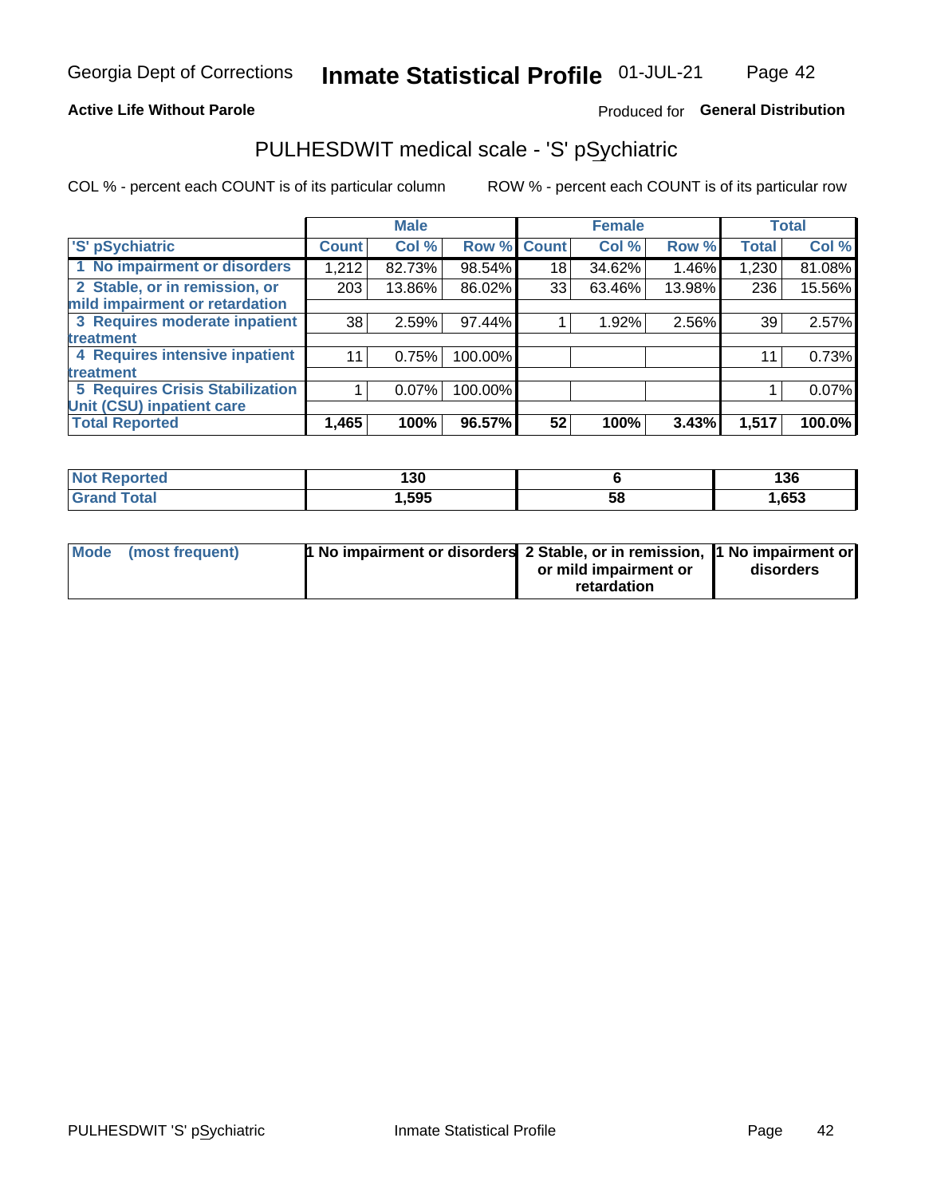Georgia Dept of Corrections **Inmate Statistical Profile** 01-JUL-21

**Active Life Without Parole**

Produced for **General Distribution**

## PULHESDWIT medical scale - 'S' pSychiatric

COL % - percent each COUNT is of its particular column

ROW % - percent each COUNT is of its particular row

| 'S' pSychiatric | Male | | | Female | | | Total | |
|---|---|---|---|---|---|---|---|---|
| | Count | Col % | Row % | Count | Col % | Row % | Total | Col % |
| 1 No impairment or disorders | 1,212 | 82.73% | 98.54% | 18 | 34.62% | 1.46% | 1,230 | 81.08% |
| 2 Stable, or in remission, or mild impairment or retardation | 203 | 13.86% | 86.02% | 33 | 63.46% | 13.98% | 236 | 15.56% |
| 3 Requires moderate inpatient treatment | 38 | 2.59% | 97.44% | 1 | 1.92% | 2.56% | 39 | 2.57% |
| 4 Requires intensive inpatient treatment | 11 | 0.75% | 100.00% | | | | 11 | 0.73% |
| 5 Requires Crisis Stabilization Unit (CSU) inpatient care | 1 | 0.07% | 100.00% | | | | 1 | 0.07% |
| **Total Reported** | **1,465** | **100%** | **96.57%** | **52** | **100%** | **3.43%** | **1,517** | **100.0%** |

| | Male | Female | Total |
|---|---|---|---|
| Not Reported | 130 | 6 | 136 |
| Grand Total | 1,595 | 58 | 1,653 |

| | Male | Female | Total |
|---|---|---|---|
| Mode (most frequent) | 1 No impairment or disorders | 2 Stable, or in remission, or mild impairment or retardation | 1 No impairment or disorders |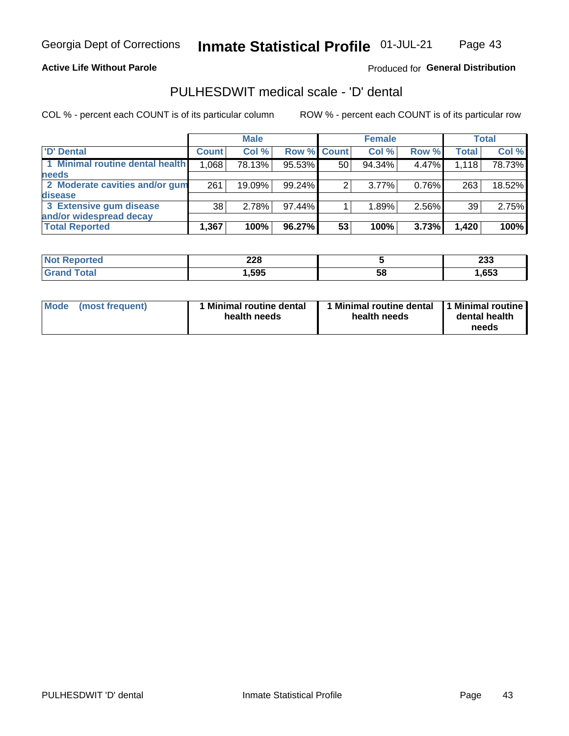Georgia Dept of Corrections **Inmate Statistical Profile** 01-JUL-21

**Active Life Without Parole**

Produced for **General Distribution**

## PULHESDWIT medical scale - 'D' dental

COL % - percent each COUNT is of its particular column ROW % - percent each COUNT is of its particular row

| | Male | | | Female | | | Total | |
|---|---|---|---|---|---|---|---|---|
| 'D' Dental | Count | Col % | Row % | Count | Col % | Row % | Total | Col % |
| 1 Minimal routine dental health needs | 1,068 | 78.13% | 95.53% | 50 | 94.34% | 4.47% | 1,118 | 78.73% |
| 2 Moderate cavities and/or gum disease | 261 | 19.09% | 99.24% | 2 | 3.77% | 0.76% | 263 | 18.52% |
| 3 Extensive gum disease and/or widespread decay | 38 | 2.78% | 97.44% | 1 | 1.89% | 2.56% | 39 | 2.75% |
| **Total Reported** | **1,367** | **100%** | **96.27%** | **53** | **100%** | **3.73%** | **1,420** | **100%** |

| | Male | Female | Total |
|---|---|---|---|
| Not Reported | 228 | 5 | 233 |
| Grand Total | 1,595 | 58 | 1,653 |

| | Male | Female | Total |
|---|---|---|---|
| Mode (most frequent) | 1 Minimal routine dental health needs | 1 Minimal routine dental health needs | 1 Minimal routine dental health needs |

PULHESDWIT 'D' dental Inmate Statistical Profile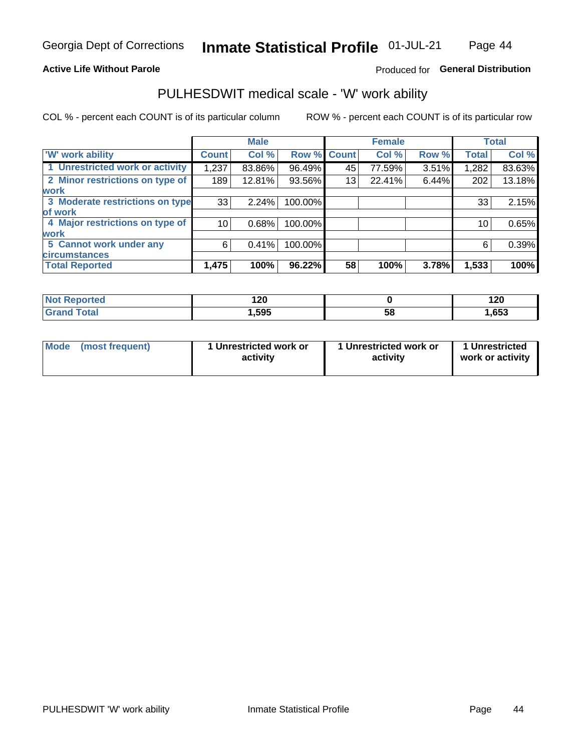Georgia Dept of Corrections **Inmate Statistical Profile** 01-JUL-21

**Active Life Without Parole**

Produced for **General Distribution**

## PULHESDWIT medical scale - 'W' work ability

COL % - percent each COUNT is of its particular column ROW % - percent each COUNT is of its particular row

| | Male | | | Female | | | Total | |
|---|---|---|---|---|---|---|---|---|
| 'W' work ability | Count | Col % | Row % | Count | Col % | Row % | Total | Col % |
| 1 Unrestricted work or activity | 1,237 | 83.86% | 96.49% | 45 | 77.59% | 3.51% | 1,282 | 83.63% |
| 2 Minor restrictions on type of work | 189 | 12.81% | 93.56% | 13 | 22.41% | 6.44% | 202 | 13.18% |
| 3 Moderate restrictions on type of work | 33 | 2.24% | 100.00% | | | | 33 | 2.15% |
| 4 Major restrictions on type of work | 10 | 0.68% | 100.00% | | | | 10 | 0.65% |
| 5 Cannot work under any circumstances | 6 | 0.41% | 100.00% | | | | 6 | 0.39% |
| **Total Reported** | **1,475** | **100%** | **96.22%** | **58** | **100%** | **3.78%** | **1,533** | **100%** |

| | Male | Female | Total |
|---|---|---|---|
| Not Reported | 120 | 0 | 120 |
| Grand Total | 1,595 | 58 | 1,653 |

| | Male | Female | Total |
|---|---|---|---|
| Mode (most frequent) | 1 Unrestricted work or activity | 1 Unrestricted work or activity | 1 Unrestricted work or activity |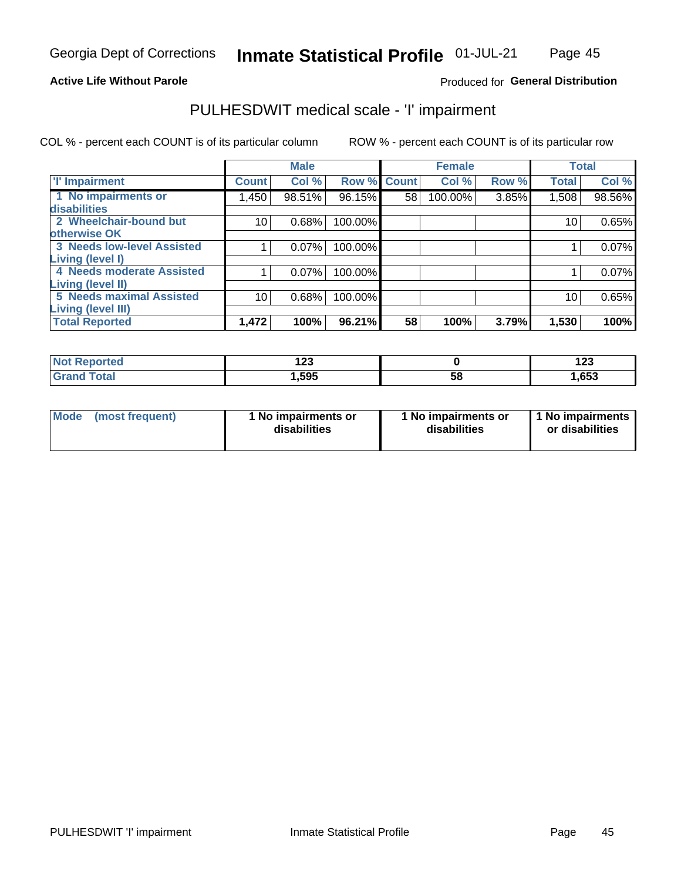Georgia Dept of Corrections **Inmate Statistical Profile** 01-JUL-21

**Active Life Without Parole**

Produced for **General Distribution**

## PULHESDWIT medical scale - 'I' impairment

COL % - percent each COUNT is of its particular column ROW % - percent each COUNT is of its particular row

| | Male | | | Female | | | Total | |
|---|---|---|---|---|---|---|---|---|
| 'I' Impairment | Count | Col % | Row % | Count | Col % | Row % | Total | Col % |
| 1 No impairments or disabilities | 1,450 | 98.51% | 96.15% | 58 | 100.00% | 3.85% | 1,508 | 98.56% |
| 2 Wheelchair-bound but otherwise OK | 10 | 0.68% | 100.00% | | | | 10 | 0.65% |
| 3 Needs low-level Assisted Living (level I) | 1 | 0.07% | 100.00% | | | | 1 | 0.07% |
| 4 Needs moderate Assisted Living (level II) | 1 | 0.07% | 100.00% | | | | 1 | 0.07% |
| 5 Needs maximal Assisted Living (level III) | 10 | 0.68% | 100.00% | | | | 10 | 0.65% |
| **Total Reported** | **1,472** | **100%** | **96.21%** | **58** | **100%** | **3.79%** | **1,530** | **100%** |

| | Male | Female | Total |
|---|---|---|---|
| Not Reported | 123 | 0 | 123 |
| Grand Total | 1,595 | 58 | 1,653 |

| Mode (most frequent) | 1 No impairments or disabilities | 1 No impairments or disabilities | 1 No impairments or disabilities |
|---|---|---|---|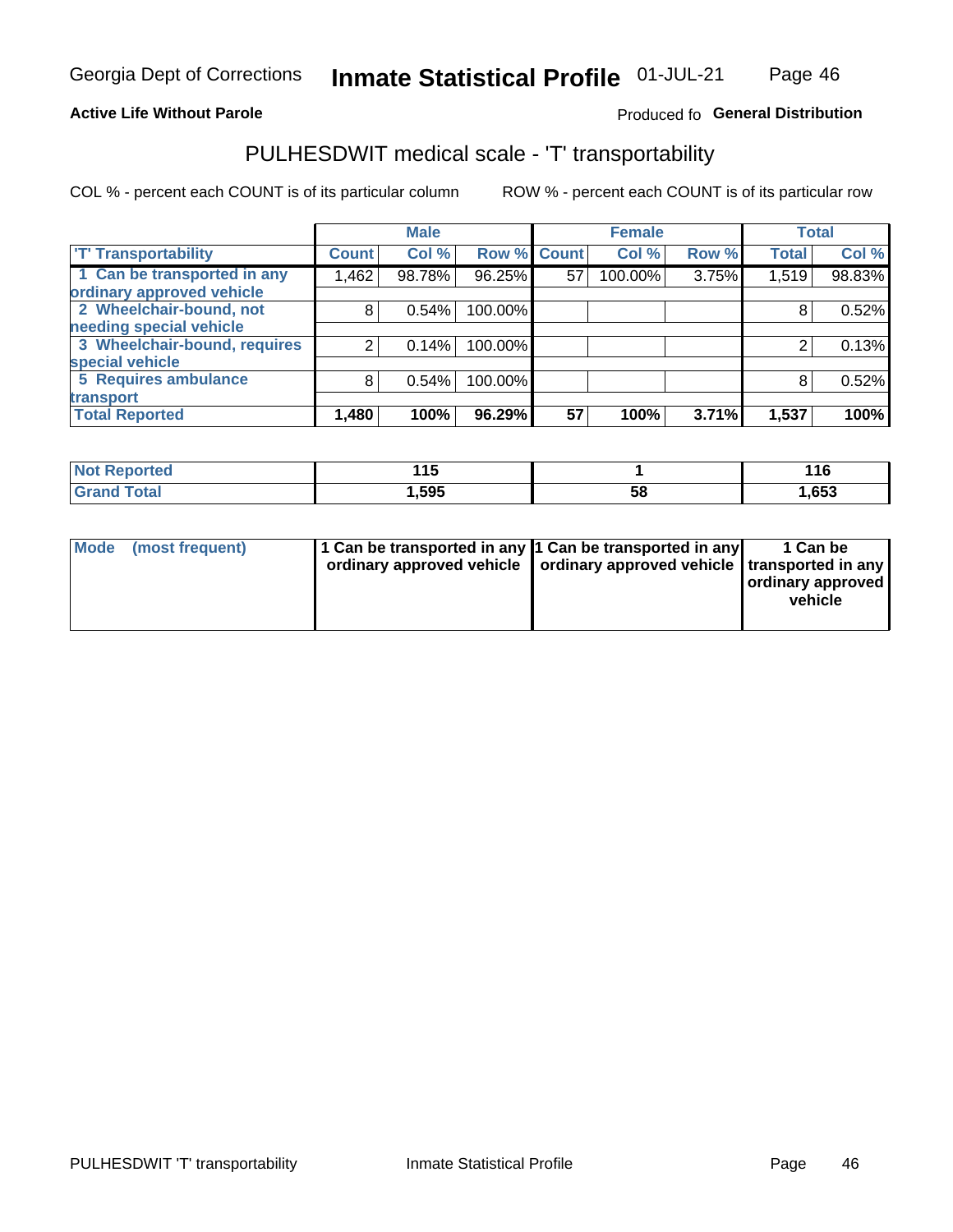Georgia Dept of Corrections **Inmate Statistical Profile** 01-JUL-21

**Active Life Without Parole**

Produced fo **General Distribution**

## PULHESDWIT medical scale - 'T' transportability

COL % - percent each COUNT is of its particular column ROW % - percent each COUNT is of its particular row

| | Male | | | Female | | | Total | |
|---|---|---|---|---|---|---|---|---|
| 'T' Transportability | Count | Col % | Row % | Count | Col % | Row % | Total | Col % |
| 1 Can be transported in any ordinary approved vehicle | 1,462 | 98.78% | 96.25% | 57 | 100.00% | 3.75% | 1,519 | 98.83% |
| 2 Wheelchair-bound, not needing special vehicle | 8 | 0.54% | 100.00% | | | | 8 | 0.52% |
| 3 Wheelchair-bound, requires special vehicle | 2 | 0.14% | 100.00% | | | | 2 | 0.13% |
| 5 Requires ambulance transport | 8 | 0.54% | 100.00% | | | | 8 | 0.52% |
| **Total Reported** | **1,480** | **100%** | **96.29%** | **57** | **100%** | **3.71%** | **1,537** | **100%** |

| | Male | Female | Total |
|---|---|---|---|
| Not Reported | 115 | 1 | 116 |
| Grand Total | 1,595 | 58 | 1,653 |

| | Male | Female | Total |
|---|---|---|---|
| Mode (most frequent) | 1 Can be transported in any ordinary approved vehicle | 1 Can be transported in any ordinary approved vehicle | 1 Can be transported in any ordinary approved vehicle |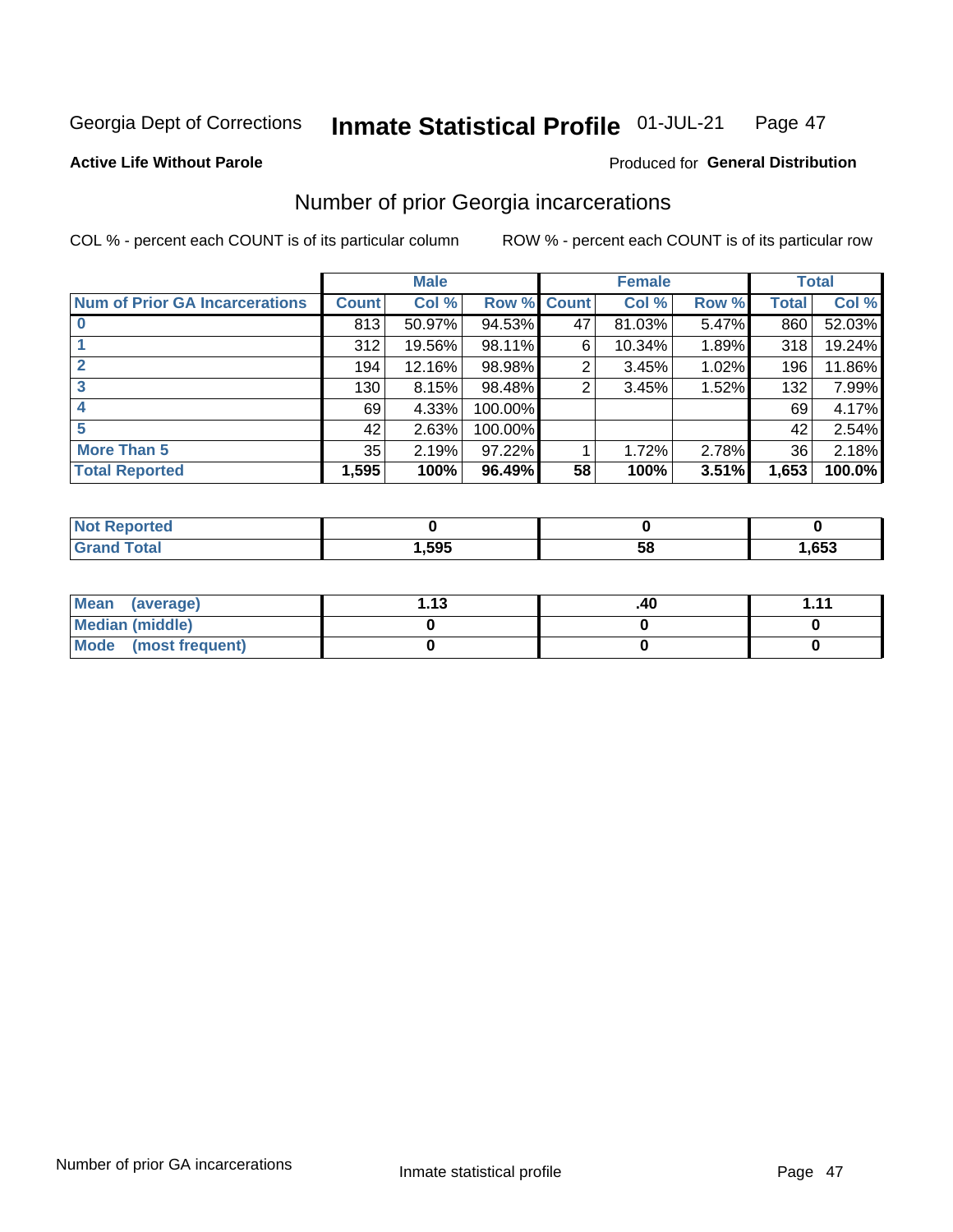Georgia Dept of Corrections **Inmate Statistical Profile** 01-JUL-21

**Active Life Without Parole**

Produced for **General Distribution**

## Number of prior Georgia incarcerations

COL % - percent each COUNT is of its particular column

ROW % - percent each COUNT is of its particular row

| | Male | | | Female | | | Total | |
|---|---|---|---|---|---|---|---|---|
| **Num of Prior GA Incarcerations** | **Count** | **Col %** | **Row %** | **Count** | **Col %** | **Row %** | **Total** | **Col %** |
| **0** | 813 | 50.97% | 94.53% | 47 | 81.03% | 5.47% | 860 | 52.03% |
| **1** | 312 | 19.56% | 98.11% | 6 | 10.34% | 1.89% | 318 | 19.24% |
| **2** | 194 | 12.16% | 98.98% | 2 | 3.45% | 1.02% | 196 | 11.86% |
| **3** | 130 | 8.15% | 98.48% | 2 | 3.45% | 1.52% | 132 | 7.99% |
| **4** | 69 | 4.33% | 100.00% | | | | 69 | 4.17% |
| **5** | 42 | 2.63% | 100.00% | | | | 42 | 2.54% |
| **More Than 5** | 35 | 2.19% | 97.22% | 1 | 1.72% | 2.78% | 36 | 2.18% |
| **Total Reported** | **1,595** | **100%** | **96.49%** | **58** | **100%** | **3.51%** | **1,653** | **100.0%** |

| | Male | Female | Total |
|---|---|---|---|
| **Not Reported** | **0** | **0** | **0** |
| **Grand Total** | **1,595** | **58** | **1,653** |

| | Male | Female | Total |
|---|---|---|---|
| **Mean (average)** | **1.13** | **.40** | **1.11** |
| **Median (middle)** | **0** | **0** | **0** |
| **Mode (most frequent)** | **0** | **0** | **0** |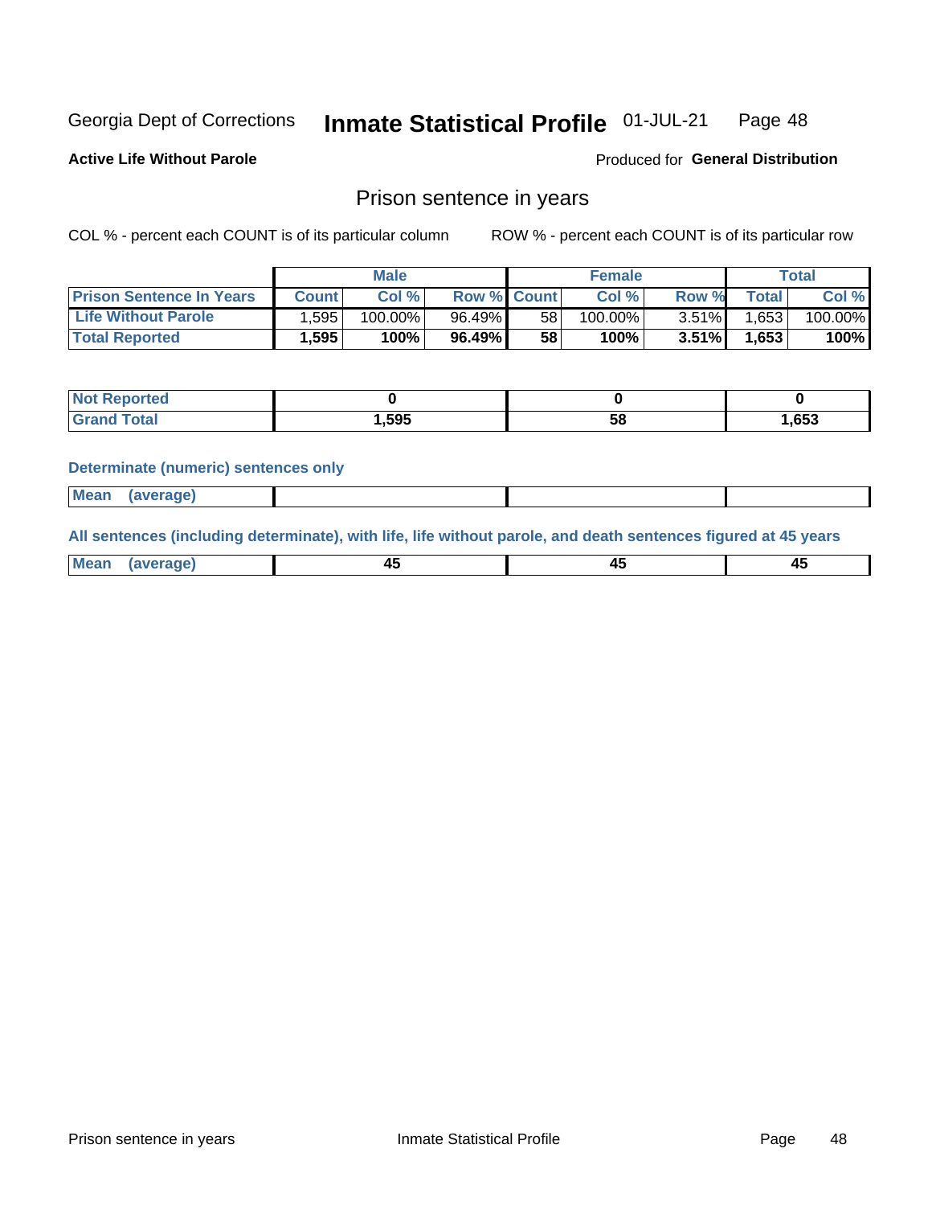Georgia Dept of Corrections **Inmate Statistical Profile** 01-JUL-21

**Active Life Without Parole**

Produced for **General Distribution**

## Prison sentence in years

COL % - percent each COUNT is of its particular column

ROW % - percent each COUNT is of its particular row

| | Male | | | Female | | | Total | |
|---|---|---|---|---|---|---|---|---|
| **Prison Sentence In Years** | **Count** | **Col %** | **Row %** | **Count** | **Col %** | **Row %** | **Total** | **Col %** |
| **Life Without Parole** | 1,595 | 100.00% | 96.49% | 58 | 100.00% | 3.51% | 1,653 | 100.00% |
| **Total Reported** | **1,595** | **100%** | **96.49%** | **58** | **100%** | **3.51%** | **1,653** | **100%** |

| | Male | Female | Total |
|---|---|---|---|
| **Not Reported** | **0** | **0** | **0** |
| **Grand Total** | **1,595** | **58** | **1,653** |

**Determinate (numeric) sentences only**

| | Male | Female | Total |
|---|---|---|---|
| **Mean (average)** | | | |

**All sentences (including determinate), with life, life without parole, and death sentences figured at 45 years**

| | Male | Female | Total |
|---|---|---|---|
| **Mean (average)** | **45** | **45** | **45** |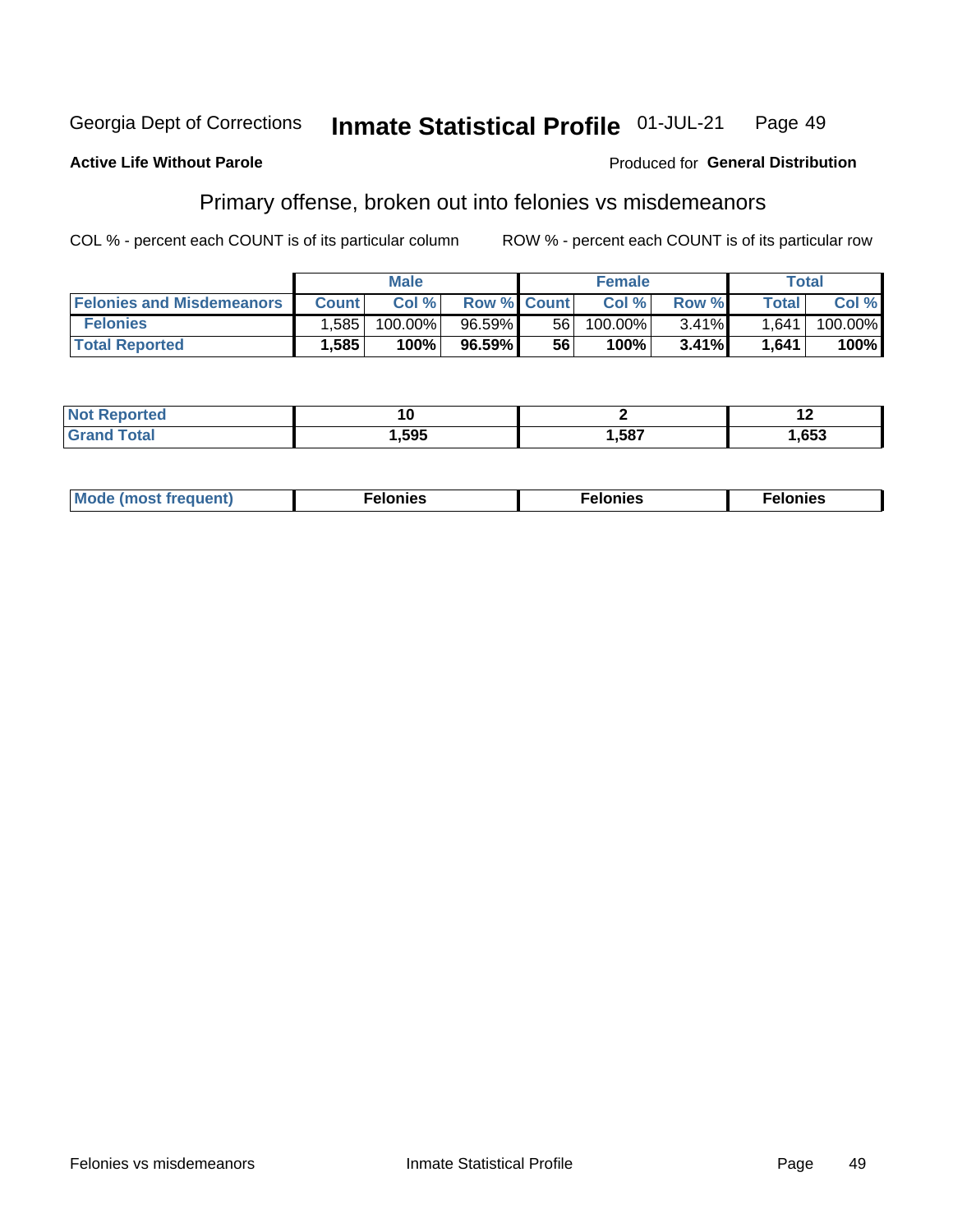Georgia Dept of Corrections **Inmate Statistical Profile** 01-JUL-21

**Active Life Without Parole**

Produced for **General Distribution**

## Primary offense, broken out into felonies vs misdemeanors

COL % - percent each COUNT is of its particular column ROW % - percent each COUNT is of its particular row

| | Male | | | Female | | | Total | |
|---|---|---|---|---|---|---|---|---|
| **Felonies and Misdemeanors** | **Count** | **Col %** | **Row %** | **Count** | **Col %** | **Row %** | **Total** | **Col %** |
| **Felonies** | 1,585 | 100.00% | 96.59% | 56 | 100.00% | 3.41% | 1,641 | 100.00% |
| **Total Reported** | **1,585** | **100%** | **96.59%** | **56** | **100%** | **3.41%** | **1,641** | **100%** |

| | Male | Female | Total |
|---|---|---|---|
| **Not Reported** | **10** | **2** | **12** |
| **Grand Total** | **1,595** | **1,587** | **1,653** |

| | Male | Female | Total |
|---|---|---|---|
| **Mode (most frequent)** | **Felonies** | **Felonies** | **Felonies** |

Felonies vs misdemeanors Inmate Statistical Profile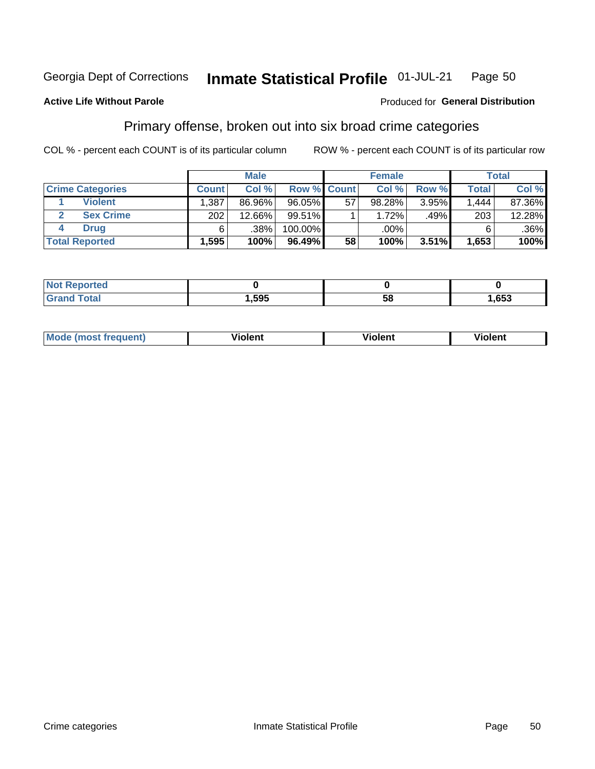Georgia Dept of Corrections **Inmate Statistical Profile** 01-JUL-21

**Active Life Without Parole**

Produced for **General Distribution**

## Primary offense, broken out into six broad crime categories

COL % - percent each COUNT is of its particular column ROW % - percent each COUNT is of its particular row

| | | Male | | | Female | | | Total | |
|---|---|---|---|---|---|---|---|---|---|
| **Crime Categories** | | **Count** | **Col %** | **Row %** | **Count** | **Col %** | **Row %** | **Total** | **Col %** |
| 1 | **Violent** | 1,387 | 86.96% | 96.05% | 57 | 98.28% | 3.95% | 1,444 | 87.36% |
| 2 | **Sex Crime** | 202 | 12.66% | 99.51% | 1 | 1.72% | .49% | 203 | 12.28% |
| 4 | **Drug** | 6 | .38% | 100.00% | | .00% | | 6 | .36% |
| **Total Reported** | | **1,595** | **100%** | **96.49%** | **58** | **100%** | **3.51%** | **1,653** | **100%** |

| | Male | Female | Total |
|---|---|---|---|
| **Not Reported** | **0** | **0** | **0** |
| **Grand Total** | **1,595** | **58** | **1,653** |

| | Male | Female | Total |
|---|---|---|---|
| **Mode (most frequent)** | **Violent** | **Violent** | **Violent** |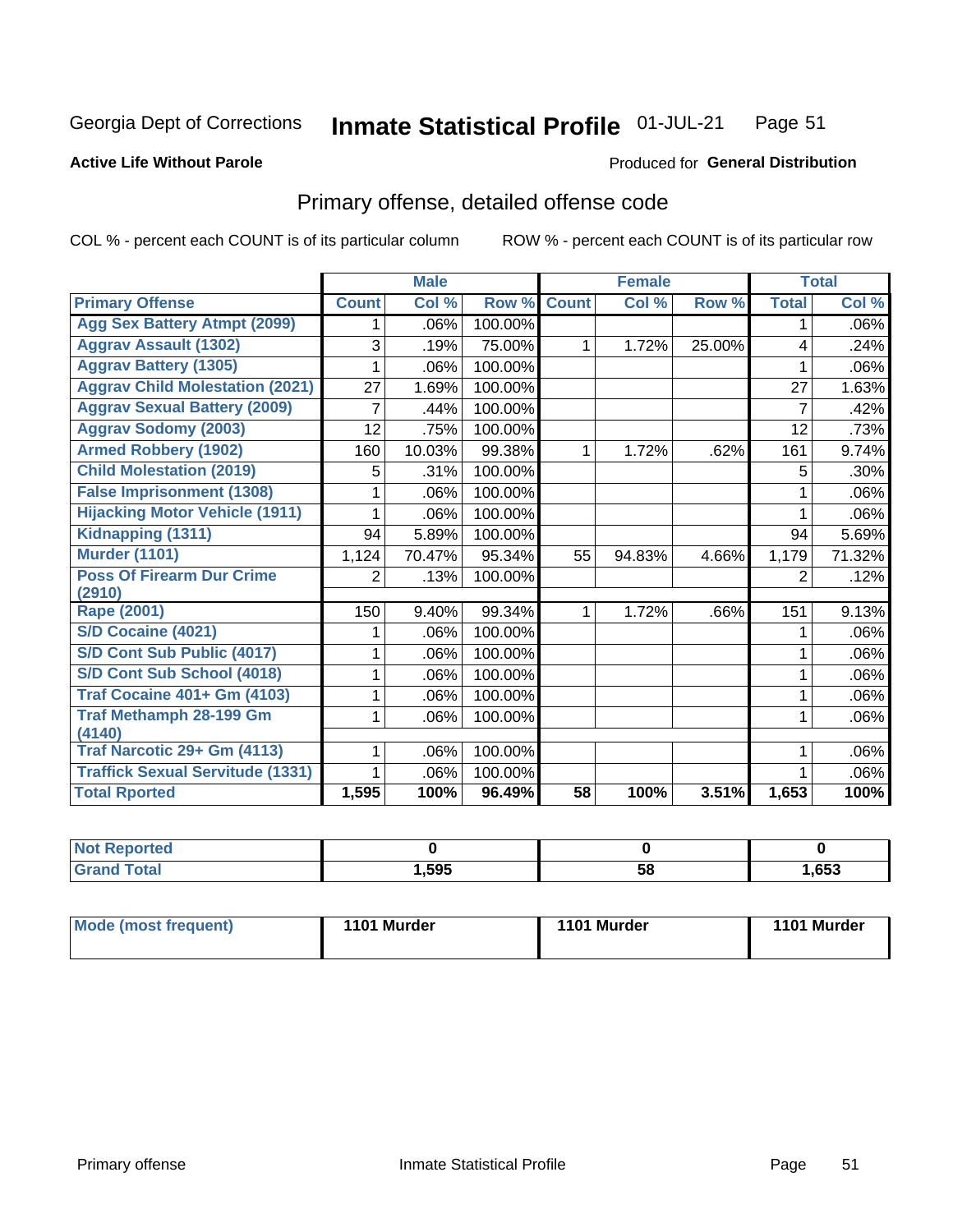Georgia Dept of Corrections **Inmate Statistical Profile** 01-JUL-21

**Active Life Without Parole**

Produced for **General Distribution**

## Primary offense, detailed offense code

COL % - percent each COUNT is of its particular column

ROW % - percent each COUNT is of its particular row

| | Male | | | Female | | | Total | |
|---|---|---|---|---|---|---|---|---|
| **Primary Offense** | **Count** | **Col %** | **Row %** | **Count** | **Col %** | **Row %** | **Total** | **Col %** |
| Agg Sex Battery Atmpt (2099) | 1 | .06% | 100.00% | | | | 1 | .06% |
| Aggrav Assault (1302) | 3 | .19% | 75.00% | 1 | 1.72% | 25.00% | 4 | .24% |
| Aggrav Battery (1305) | 1 | .06% | 100.00% | | | | 1 | .06% |
| Aggrav Child Molestation (2021) | 27 | 1.69% | 100.00% | | | | 27 | 1.63% |
| Aggrav Sexual Battery (2009) | 7 | .44% | 100.00% | | | | 7 | .42% |
| Aggrav Sodomy (2003) | 12 | .75% | 100.00% | | | | 12 | .73% |
| Armed Robbery (1902) | 160 | 10.03% | 99.38% | 1 | 1.72% | .62% | 161 | 9.74% |
| Child Molestation (2019) | 5 | .31% | 100.00% | | | | 5 | .30% |
| False Imprisonment (1308) | 1 | .06% | 100.00% | | | | 1 | .06% |
| Hijacking Motor Vehicle (1911) | 1 | .06% | 100.00% | | | | 1 | .06% |
| Kidnapping (1311) | 94 | 5.89% | 100.00% | | | | 94 | 5.69% |
| Murder (1101) | 1,124 | 70.47% | 95.34% | 55 | 94.83% | 4.66% | 1,179 | 71.32% |
| Poss Of Firearm Dur Crime (2910) | 2 | .13% | 100.00% | | | | 2 | .12% |
| Rape (2001) | 150 | 9.40% | 99.34% | 1 | 1.72% | .66% | 151 | 9.13% |
| S/D Cocaine (4021) | 1 | .06% | 100.00% | | | | 1 | .06% |
| S/D Cont Sub Public (4017) | 1 | .06% | 100.00% | | | | 1 | .06% |
| S/D Cont Sub School (4018) | 1 | .06% | 100.00% | | | | 1 | .06% |
| Traf Cocaine 401+ Gm (4103) | 1 | .06% | 100.00% | | | | 1 | .06% |
| Traf Methamph 28-199 Gm (4140) | 1 | .06% | 100.00% | | | | 1 | .06% |
| Traf Narcotic 29+ Gm (4113) | 1 | .06% | 100.00% | | | | 1 | .06% |
| Traffick Sexual Servitude (1331) | 1 | .06% | 100.00% | | | | 1 | .06% |
| **Total Rported** | **1,595** | **100%** | **96.49%** | **58** | **100%** | **3.51%** | **1,653** | **100%** |

| | Male | Female | Total |
|---|---|---|---|
| **Not Reported** | **0** | **0** | **0** |
| **Grand Total** | **1,595** | **58** | **1,653** |

| | Male | Female | Total |
|---|---|---|---|
| **Mode (most frequent)** | **1101 Murder** | **1101 Murder** | **1101 Murder** |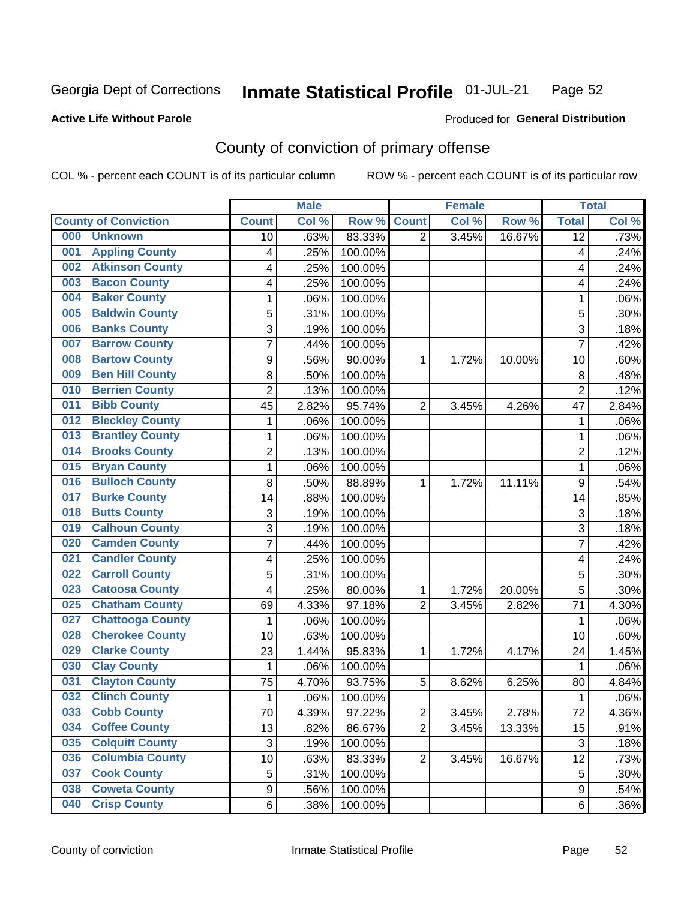Georgia Dept of Corrections **Inmate Statistical Profile** 01-JUL-21

**Active Life Without Parole**

Produced for **General Distribution**

## County of conviction of primary offense

COL % - percent each COUNT is of its particular column     ROW % - percent each COUNT is of its particular row

| County of Conviction | Male | | | Female | | | Total | |
|---|---|---|---|---|---|---|---|---|
| | Count | Col % | Row % | Count | Col % | Row % | Total | Col % |
| 000 Unknown | 10 | .63% | 83.33% | 2 | 3.45% | 16.67% | 12 | .73% |
| 001 Appling County | 4 | .25% | 100.00% | | | | 4 | .24% |
| 002 Atkinson County | 4 | .25% | 100.00% | | | | 4 | .24% |
| 003 Bacon County | 4 | .25% | 100.00% | | | | 4 | .24% |
| 004 Baker County | 1 | .06% | 100.00% | | | | 1 | .06% |
| 005 Baldwin County | 5 | .31% | 100.00% | | | | 5 | .30% |
| 006 Banks County | 3 | .19% | 100.00% | | | | 3 | .18% |
| 007 Barrow County | 7 | .44% | 100.00% | | | | 7 | .42% |
| 008 Bartow County | 9 | .56% | 90.00% | 1 | 1.72% | 10.00% | 10 | .60% |
| 009 Ben Hill County | 8 | .50% | 100.00% | | | | 8 | .48% |
| 010 Berrien County | 2 | .13% | 100.00% | | | | 2 | .12% |
| 011 Bibb County | 45 | 2.82% | 95.74% | 2 | 3.45% | 4.26% | 47 | 2.84% |
| 012 Bleckley County | 1 | .06% | 100.00% | | | | 1 | .06% |
| 013 Brantley County | 1 | .06% | 100.00% | | | | 1 | .06% |
| 014 Brooks County | 2 | .13% | 100.00% | | | | 2 | .12% |
| 015 Bryan County | 1 | .06% | 100.00% | | | | 1 | .06% |
| 016 Bulloch County | 8 | .50% | 88.89% | 1 | 1.72% | 11.11% | 9 | .54% |
| 017 Burke County | 14 | .88% | 100.00% | | | | 14 | .85% |
| 018 Butts County | 3 | .19% | 100.00% | | | | 3 | .18% |
| 019 Calhoun County | 3 | .19% | 100.00% | | | | 3 | .18% |
| 020 Camden County | 7 | .44% | 100.00% | | | | 7 | .42% |
| 021 Candler County | 4 | .25% | 100.00% | | | | 4 | .24% |
| 022 Carroll County | 5 | .31% | 100.00% | | | | 5 | .30% |
| 023 Catoosa County | 4 | .25% | 80.00% | 1 | 1.72% | 20.00% | 5 | .30% |
| 025 Chatham County | 69 | 4.33% | 97.18% | 2 | 3.45% | 2.82% | 71 | 4.30% |
| 027 Chattooga County | 1 | .06% | 100.00% | | | | 1 | .06% |
| 028 Cherokee County | 10 | .63% | 100.00% | | | | 10 | .60% |
| 029 Clarke County | 23 | 1.44% | 95.83% | 1 | 1.72% | 4.17% | 24 | 1.45% |
| 030 Clay County | 1 | .06% | 100.00% | | | | 1 | .06% |
| 031 Clayton County | 75 | 4.70% | 93.75% | 5 | 8.62% | 6.25% | 80 | 4.84% |
| 032 Clinch County | 1 | .06% | 100.00% | | | | 1 | .06% |
| 033 Cobb County | 70 | 4.39% | 97.22% | 2 | 3.45% | 2.78% | 72 | 4.36% |
| 034 Coffee County | 13 | .82% | 86.67% | 2 | 3.45% | 13.33% | 15 | .91% |
| 035 Colquitt County | 3 | .19% | 100.00% | | | | 3 | .18% |
| 036 Columbia County | 10 | .63% | 83.33% | 2 | 3.45% | 16.67% | 12 | .73% |
| 037 Cook County | 5 | .31% | 100.00% | | | | 5 | .30% |
| 038 Coweta County | 9 | .56% | 100.00% | | | | 9 | .54% |
| 040 Crisp County | 6 | .38% | 100.00% | | | | 6 | .36% |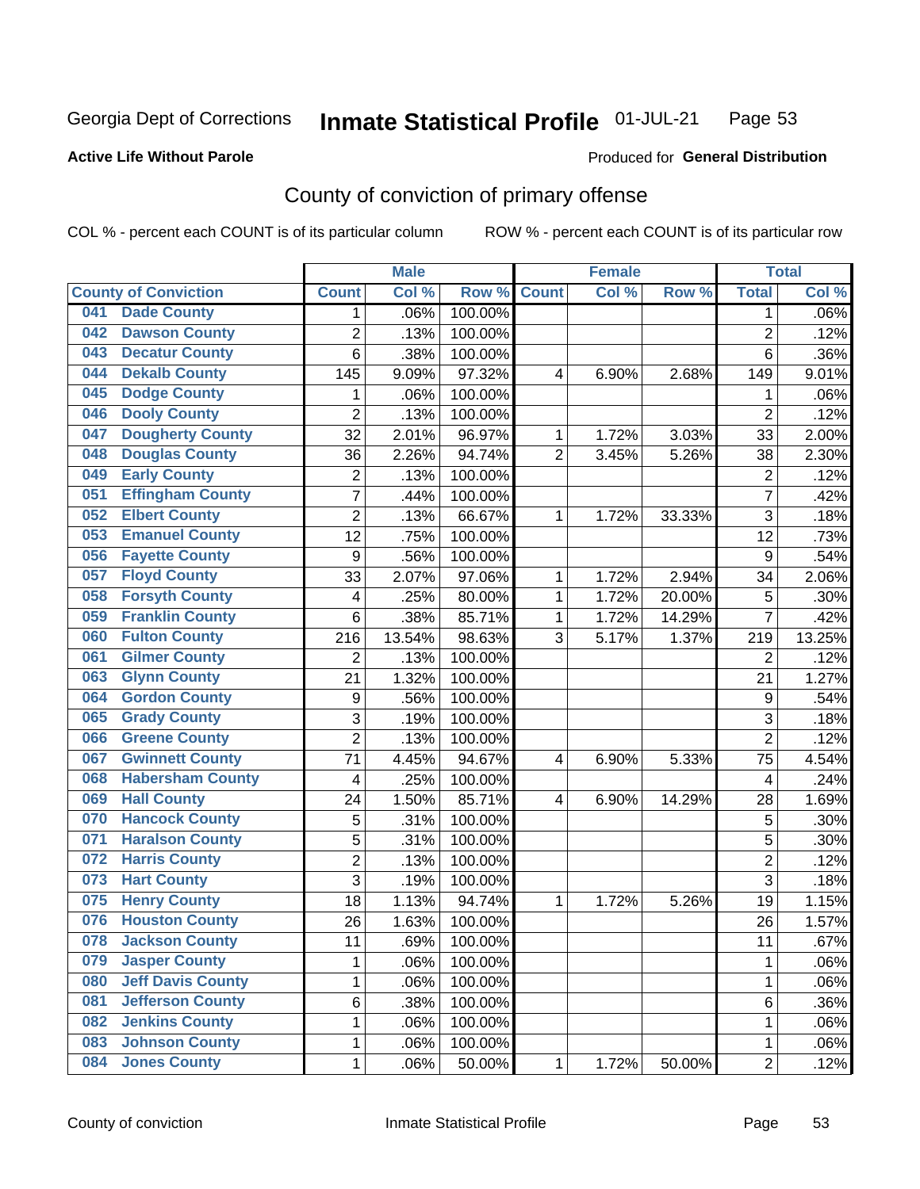Georgia Dept of Corrections **Inmate Statistical Profile** 01-JUL-21

**Active Life Without Parole**

Produced for **General Distribution**

## County of conviction of primary offense

COL % - percent each COUNT is of its particular column ROW % - percent each COUNT is of its particular row

| County of Conviction | | Male | | | Female | | | Total | |
|---|---|---|---|---|---|---|---|---|---|
| | | Count | Col % | Row % | Count | Col % | Row % | Total | Col % |
| 041 | Dade County | 1 | .06% | 100.00% | | | | 1 | .06% |
| 042 | Dawson County | 2 | .13% | 100.00% | | | | 2 | .12% |
| 043 | Decatur County | 6 | .38% | 100.00% | | | | 6 | .36% |
| 044 | Dekalb County | 145 | 9.09% | 97.32% | 4 | 6.90% | 2.68% | 149 | 9.01% |
| 045 | Dodge County | 1 | .06% | 100.00% | | | | 1 | .06% |
| 046 | Dooly County | 2 | .13% | 100.00% | | | | 2 | .12% |
| 047 | Dougherty County | 32 | 2.01% | 96.97% | 1 | 1.72% | 3.03% | 33 | 2.00% |
| 048 | Douglas County | 36 | 2.26% | 94.74% | 2 | 3.45% | 5.26% | 38 | 2.30% |
| 049 | Early County | 2 | .13% | 100.00% | | | | 2 | .12% |
| 051 | Effingham County | 7 | .44% | 100.00% | | | | 7 | .42% |
| 052 | Elbert County | 2 | .13% | 66.67% | 1 | 1.72% | 33.33% | 3 | .18% |
| 053 | Emanuel County | 12 | .75% | 100.00% | | | | 12 | .73% |
| 056 | Fayette County | 9 | .56% | 100.00% | | | | 9 | .54% |
| 057 | Floyd County | 33 | 2.07% | 97.06% | 1 | 1.72% | 2.94% | 34 | 2.06% |
| 058 | Forsyth County | 4 | .25% | 80.00% | 1 | 1.72% | 20.00% | 5 | .30% |
| 059 | Franklin County | 6 | .38% | 85.71% | 1 | 1.72% | 14.29% | 7 | .42% |
| 060 | Fulton County | 216 | 13.54% | 98.63% | 3 | 5.17% | 1.37% | 219 | 13.25% |
| 061 | Gilmer County | 2 | .13% | 100.00% | | | | 2 | .12% |
| 063 | Glynn County | 21 | 1.32% | 100.00% | | | | 21 | 1.27% |
| 064 | Gordon County | 9 | .56% | 100.00% | | | | 9 | .54% |
| 065 | Grady County | 3 | .19% | 100.00% | | | | 3 | .18% |
| 066 | Greene County | 2 | .13% | 100.00% | | | | 2 | .12% |
| 067 | Gwinnett County | 71 | 4.45% | 94.67% | 4 | 6.90% | 5.33% | 75 | 4.54% |
| 068 | Habersham County | 4 | .25% | 100.00% | | | | 4 | .24% |
| 069 | Hall County | 24 | 1.50% | 85.71% | 4 | 6.90% | 14.29% | 28 | 1.69% |
| 070 | Hancock County | 5 | .31% | 100.00% | | | | 5 | .30% |
| 071 | Haralson County | 5 | .31% | 100.00% | | | | 5 | .30% |
| 072 | Harris County | 2 | .13% | 100.00% | | | | 2 | .12% |
| 073 | Hart County | 3 | .19% | 100.00% | | | | 3 | .18% |
| 075 | Henry County | 18 | 1.13% | 94.74% | 1 | 1.72% | 5.26% | 19 | 1.15% |
| 076 | Houston County | 26 | 1.63% | 100.00% | | | | 26 | 1.57% |
| 078 | Jackson County | 11 | .69% | 100.00% | | | | 11 | .67% |
| 079 | Jasper County | 1 | .06% | 100.00% | | | | 1 | .06% |
| 080 | Jeff Davis County | 1 | .06% | 100.00% | | | | 1 | .06% |
| 081 | Jefferson County | 6 | .38% | 100.00% | | | | 6 | .36% |
| 082 | Jenkins County | 1 | .06% | 100.00% | | | | 1 | .06% |
| 083 | Johnson County | 1 | .06% | 100.00% | | | | 1 | .06% |
| 084 | Jones County | 1 | .06% | 50.00% | 1 | 1.72% | 50.00% | 2 | .12% |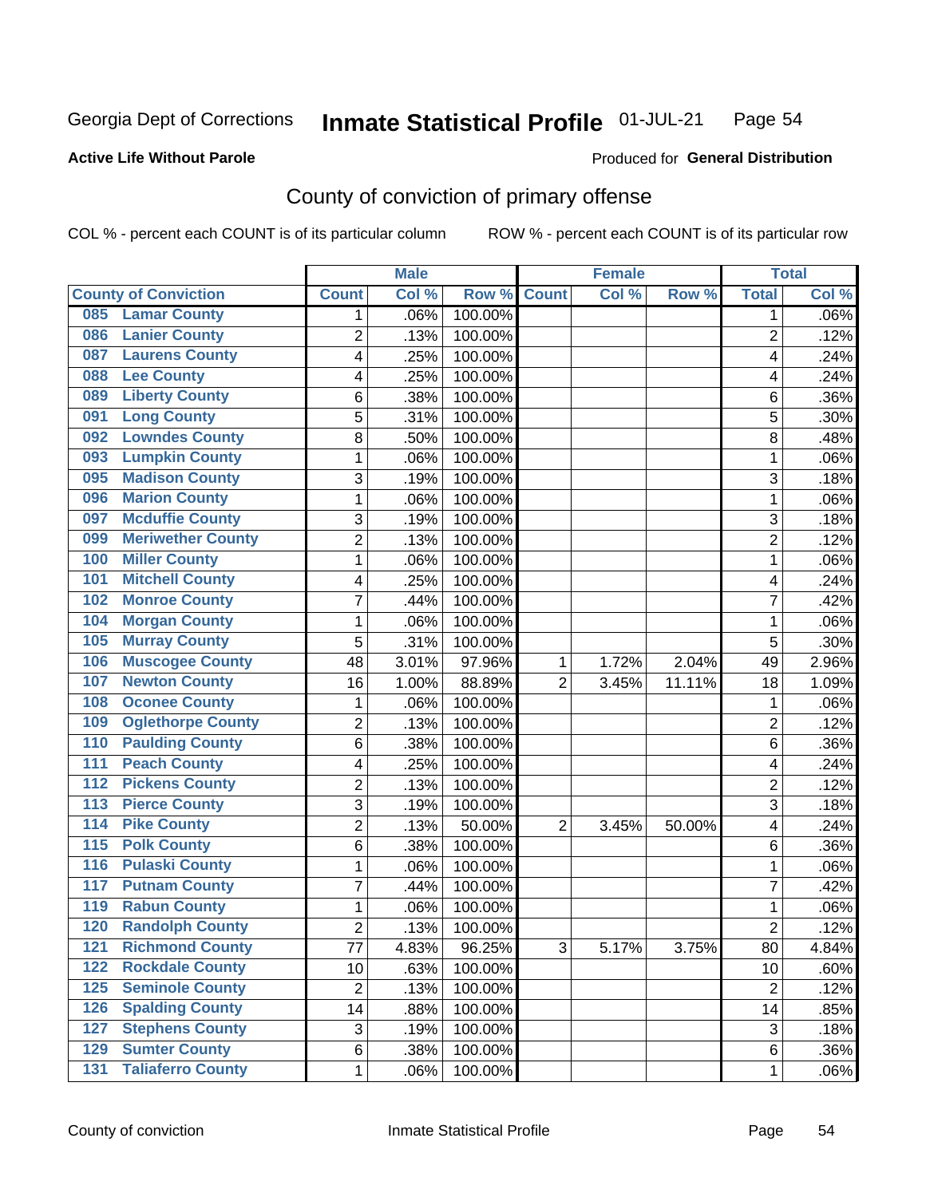Georgia Dept of Corrections **Inmate Statistical Profile** 01-JUL-21 Page 54

**Active Life Without Parole**

Produced for **General Distribution**

## County of conviction of primary offense

COL % - percent each COUNT is of its particular column ROW % - percent each COUNT is of its particular row

| County of Conviction | Male | | | Female | | | Total | |
|---|---|---|---|---|---|---|---|---|
| | Count | Col % | Row % | Count | Col % | Row % | Total | Col % |
| 085 Lamar County | 1 | .06% | 100.00% | | | | 1 | .06% |
| 086 Lanier County | 2 | .13% | 100.00% | | | | 2 | .12% |
| 087 Laurens County | 4 | .25% | 100.00% | | | | 4 | .24% |
| 088 Lee County | 4 | .25% | 100.00% | | | | 4 | .24% |
| 089 Liberty County | 6 | .38% | 100.00% | | | | 6 | .36% |
| 091 Long County | 5 | .31% | 100.00% | | | | 5 | .30% |
| 092 Lowndes County | 8 | .50% | 100.00% | | | | 8 | .48% |
| 093 Lumpkin County | 1 | .06% | 100.00% | | | | 1 | .06% |
| 095 Madison County | 3 | .19% | 100.00% | | | | 3 | .18% |
| 096 Marion County | 1 | .06% | 100.00% | | | | 1 | .06% |
| 097 Mcduffie County | 3 | .19% | 100.00% | | | | 3 | .18% |
| 099 Meriwether County | 2 | .13% | 100.00% | | | | 2 | .12% |
| 100 Miller County | 1 | .06% | 100.00% | | | | 1 | .06% |
| 101 Mitchell County | 4 | .25% | 100.00% | | | | 4 | .24% |
| 102 Monroe County | 7 | .44% | 100.00% | | | | 7 | .42% |
| 104 Morgan County | 1 | .06% | 100.00% | | | | 1 | .06% |
| 105 Murray County | 5 | .31% | 100.00% | | | | 5 | .30% |
| 106 Muscogee County | 48 | 3.01% | 97.96% | 1 | 1.72% | 2.04% | 49 | 2.96% |
| 107 Newton County | 16 | 1.00% | 88.89% | 2 | 3.45% | 11.11% | 18 | 1.09% |
| 108 Oconee County | 1 | .06% | 100.00% | | | | 1 | .06% |
| 109 Oglethorpe County | 2 | .13% | 100.00% | | | | 2 | .12% |
| 110 Paulding County | 6 | .38% | 100.00% | | | | 6 | .36% |
| 111 Peach County | 4 | .25% | 100.00% | | | | 4 | .24% |
| 112 Pickens County | 2 | .13% | 100.00% | | | | 2 | .12% |
| 113 Pierce County | 3 | .19% | 100.00% | | | | 3 | .18% |
| 114 Pike County | 2 | .13% | 50.00% | 2 | 3.45% | 50.00% | 4 | .24% |
| 115 Polk County | 6 | .38% | 100.00% | | | | 6 | .36% |
| 116 Pulaski County | 1 | .06% | 100.00% | | | | 1 | .06% |
| 117 Putnam County | 7 | .44% | 100.00% | | | | 7 | .42% |
| 119 Rabun County | 1 | .06% | 100.00% | | | | 1 | .06% |
| 120 Randolph County | 2 | .13% | 100.00% | | | | 2 | .12% |
| 121 Richmond County | 77 | 4.83% | 96.25% | 3 | 5.17% | 3.75% | 80 | 4.84% |
| 122 Rockdale County | 10 | .63% | 100.00% | | | | 10 | .60% |
| 125 Seminole County | 2 | .13% | 100.00% | | | | 2 | .12% |
| 126 Spalding County | 14 | .88% | 100.00% | | | | 14 | .85% |
| 127 Stephens County | 3 | .19% | 100.00% | | | | 3 | .18% |
| 129 Sumter County | 6 | .38% | 100.00% | | | | 6 | .36% |
| 131 Taliaferro County | 1 | .06% | 100.00% | | | | 1 | .06% |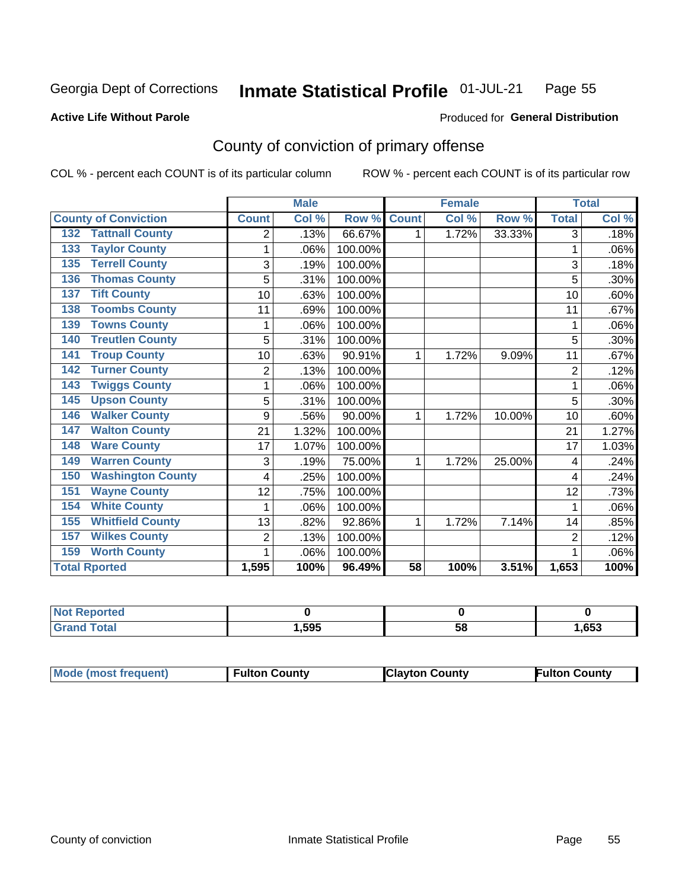Georgia Dept of Corrections **Inmate Statistical Profile** 01-JUL-21

**Active Life Without Parole**

Produced for **General Distribution**

## County of conviction of primary offense

COL % - percent each COUNT is of its particular column ROW % - percent each COUNT is of its particular row

| County of Conviction | Male | | | Female | | | Total | |
|---|---|---|---|---|---|---|---|---|
| | Count | Col % | Row % | Count | Col % | Row % | Total | Col % |
| 132 Tattnall County | 2 | .13% | 66.67% | 1 | 1.72% | 33.33% | 3 | .18% |
| 133 Taylor County | 1 | .06% | 100.00% | | | | 1 | .06% |
| 135 Terrell County | 3 | .19% | 100.00% | | | | 3 | .18% |
| 136 Thomas County | 5 | .31% | 100.00% | | | | 5 | .30% |
| 137 Tift County | 10 | .63% | 100.00% | | | | 10 | .60% |
| 138 Toombs County | 11 | .69% | 100.00% | | | | 11 | .67% |
| 139 Towns County | 1 | .06% | 100.00% | | | | 1 | .06% |
| 140 Treutlen County | 5 | .31% | 100.00% | | | | 5 | .30% |
| 141 Troup County | 10 | .63% | 90.91% | 1 | 1.72% | 9.09% | 11 | .67% |
| 142 Turner County | 2 | .13% | 100.00% | | | | 2 | .12% |
| 143 Twiggs County | 1 | .06% | 100.00% | | | | 1 | .06% |
| 145 Upson County | 5 | .31% | 100.00% | | | | 5 | .30% |
| 146 Walker County | 9 | .56% | 90.00% | 1 | 1.72% | 10.00% | 10 | .60% |
| 147 Walton County | 21 | 1.32% | 100.00% | | | | 21 | 1.27% |
| 148 Ware County | 17 | 1.07% | 100.00% | | | | 17 | 1.03% |
| 149 Warren County | 3 | .19% | 75.00% | 1 | 1.72% | 25.00% | 4 | .24% |
| 150 Washington County | 4 | .25% | 100.00% | | | | 4 | .24% |
| 151 Wayne County | 12 | .75% | 100.00% | | | | 12 | .73% |
| 154 White County | 1 | .06% | 100.00% | | | | 1 | .06% |
| 155 Whitfield County | 13 | .82% | 92.86% | 1 | 1.72% | 7.14% | 14 | .85% |
| 157 Wilkes County | 2 | .13% | 100.00% | | | | 2 | .12% |
| 159 Worth County | 1 | .06% | 100.00% | | | | 1 | .06% |
| **Total Rported** | **1,595** | **100%** | **96.49%** | **58** | **100%** | **3.51%** | **1,653** | **100%** |

| | Male | Female | Total |
|---|---|---|---|
| Not Reported | 0 | 0 | 0 |
| Grand Total | 1,595 | 58 | 1,653 |

| | Male | Female | Total |
|---|---|---|---|
| Mode (most frequent) | Fulton County | Clayton County | Fulton County |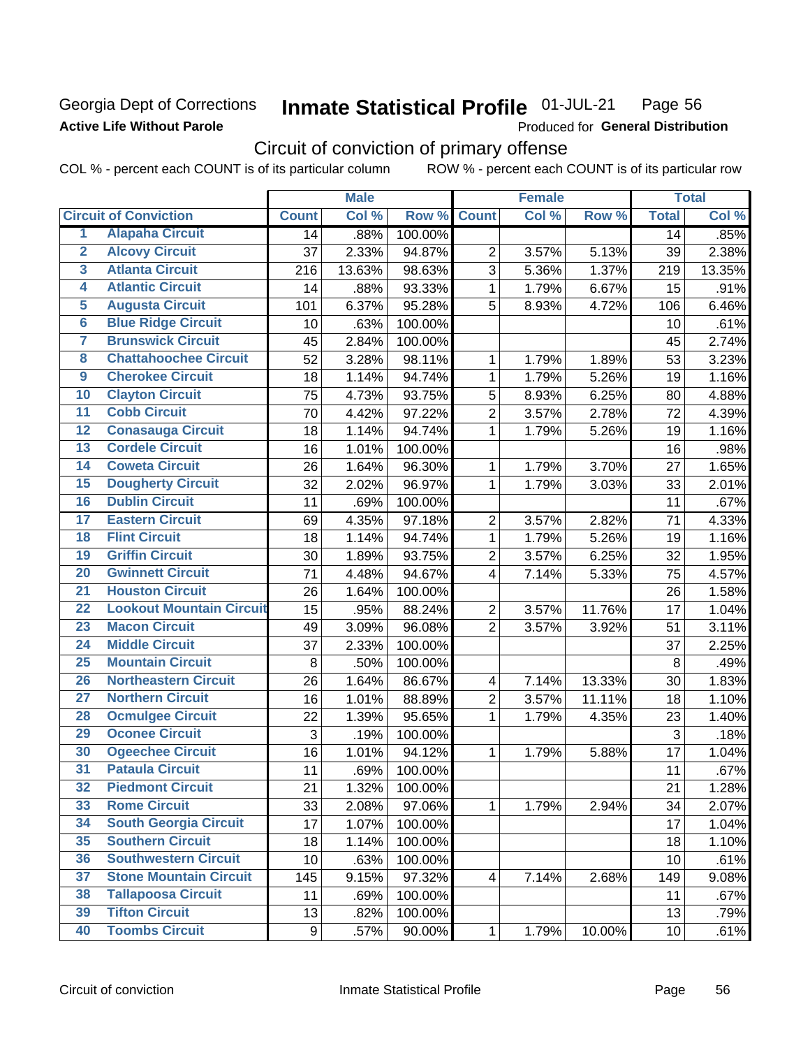Georgia Dept of Corrections **Inmate Statistical Profile** 01-JUL-21 Page 56

**Active Life Without Parole**

Produced for **General Distribution**

## Circuit of conviction of primary offense

COL % - percent each COUNT is of its particular column ROW % - percent each COUNT is of its particular row

| | | Male | | | Female | | | Total | |
|---|---|---|---|---|---|---|---|---|---|
| Circuit of Conviction | | Count | Col % | Row % | Count | Col % | Row % | Total | Col % |
| 1 | Alapaha Circuit | 14 | .88% | 100.00% | | | | 14 | .85% |
| 2 | Alcovy Circuit | 37 | 2.33% | 94.87% | 2 | 3.57% | 5.13% | 39 | 2.38% |
| 3 | Atlanta Circuit | 216 | 13.63% | 98.63% | 3 | 5.36% | 1.37% | 219 | 13.35% |
| 4 | Atlantic Circuit | 14 | .88% | 93.33% | 1 | 1.79% | 6.67% | 15 | .91% |
| 5 | Augusta Circuit | 101 | 6.37% | 95.28% | 5 | 8.93% | 4.72% | 106 | 6.46% |
| 6 | Blue Ridge Circuit | 10 | .63% | 100.00% | | | | 10 | .61% |
| 7 | Brunswick Circuit | 45 | 2.84% | 100.00% | | | | 45 | 2.74% |
| 8 | Chattahoochee Circuit | 52 | 3.28% | 98.11% | 1 | 1.79% | 1.89% | 53 | 3.23% |
| 9 | Cherokee Circuit | 18 | 1.14% | 94.74% | 1 | 1.79% | 5.26% | 19 | 1.16% |
| 10 | Clayton Circuit | 75 | 4.73% | 93.75% | 5 | 8.93% | 6.25% | 80 | 4.88% |
| 11 | Cobb Circuit | 70 | 4.42% | 97.22% | 2 | 3.57% | 2.78% | 72 | 4.39% |
| 12 | Conasauga Circuit | 18 | 1.14% | 94.74% | 1 | 1.79% | 5.26% | 19 | 1.16% |
| 13 | Cordele Circuit | 16 | 1.01% | 100.00% | | | | 16 | .98% |
| 14 | Coweta Circuit | 26 | 1.64% | 96.30% | 1 | 1.79% | 3.70% | 27 | 1.65% |
| 15 | Dougherty Circuit | 32 | 2.02% | 96.97% | 1 | 1.79% | 3.03% | 33 | 2.01% |
| 16 | Dublin Circuit | 11 | .69% | 100.00% | | | | 11 | .67% |
| 17 | Eastern Circuit | 69 | 4.35% | 97.18% | 2 | 3.57% | 2.82% | 71 | 4.33% |
| 18 | Flint Circuit | 18 | 1.14% | 94.74% | 1 | 1.79% | 5.26% | 19 | 1.16% |
| 19 | Griffin Circuit | 30 | 1.89% | 93.75% | 2 | 3.57% | 6.25% | 32 | 1.95% |
| 20 | Gwinnett Circuit | 71 | 4.48% | 94.67% | 4 | 7.14% | 5.33% | 75 | 4.57% |
| 21 | Houston Circuit | 26 | 1.64% | 100.00% | | | | 26 | 1.58% |
| 22 | Lookout Mountain Circuit | 15 | .95% | 88.24% | 2 | 3.57% | 11.76% | 17 | 1.04% |
| 23 | Macon Circuit | 49 | 3.09% | 96.08% | 2 | 3.57% | 3.92% | 51 | 3.11% |
| 24 | Middle Circuit | 37 | 2.33% | 100.00% | | | | 37 | 2.25% |
| 25 | Mountain Circuit | 8 | .50% | 100.00% | | | | 8 | .49% |
| 26 | Northeastern Circuit | 26 | 1.64% | 86.67% | 4 | 7.14% | 13.33% | 30 | 1.83% |
| 27 | Northern Circuit | 16 | 1.01% | 88.89% | 2 | 3.57% | 11.11% | 18 | 1.10% |
| 28 | Ocmulgee Circuit | 22 | 1.39% | 95.65% | 1 | 1.79% | 4.35% | 23 | 1.40% |
| 29 | Oconee Circuit | 3 | .19% | 100.00% | | | | 3 | .18% |
| 30 | Ogeechee Circuit | 16 | 1.01% | 94.12% | 1 | 1.79% | 5.88% | 17 | 1.04% |
| 31 | Pataula Circuit | 11 | .69% | 100.00% | | | | 11 | .67% |
| 32 | Piedmont Circuit | 21 | 1.32% | 100.00% | | | | 21 | 1.28% |
| 33 | Rome Circuit | 33 | 2.08% | 97.06% | 1 | 1.79% | 2.94% | 34 | 2.07% |
| 34 | South Georgia Circuit | 17 | 1.07% | 100.00% | | | | 17 | 1.04% |
| 35 | Southern Circuit | 18 | 1.14% | 100.00% | | | | 18 | 1.10% |
| 36 | Southwestern Circuit | 10 | .63% | 100.00% | | | | 10 | .61% |
| 37 | Stone Mountain Circuit | 145 | 9.15% | 97.32% | 4 | 7.14% | 2.68% | 149 | 9.08% |
| 38 | Tallapoosa Circuit | 11 | .69% | 100.00% | | | | 11 | .67% |
| 39 | Tifton Circuit | 13 | .82% | 100.00% | | | | 13 | .79% |
| 40 | Toombs Circuit | 9 | .57% | 90.00% | 1 | 1.79% | 10.00% | 10 | .61% |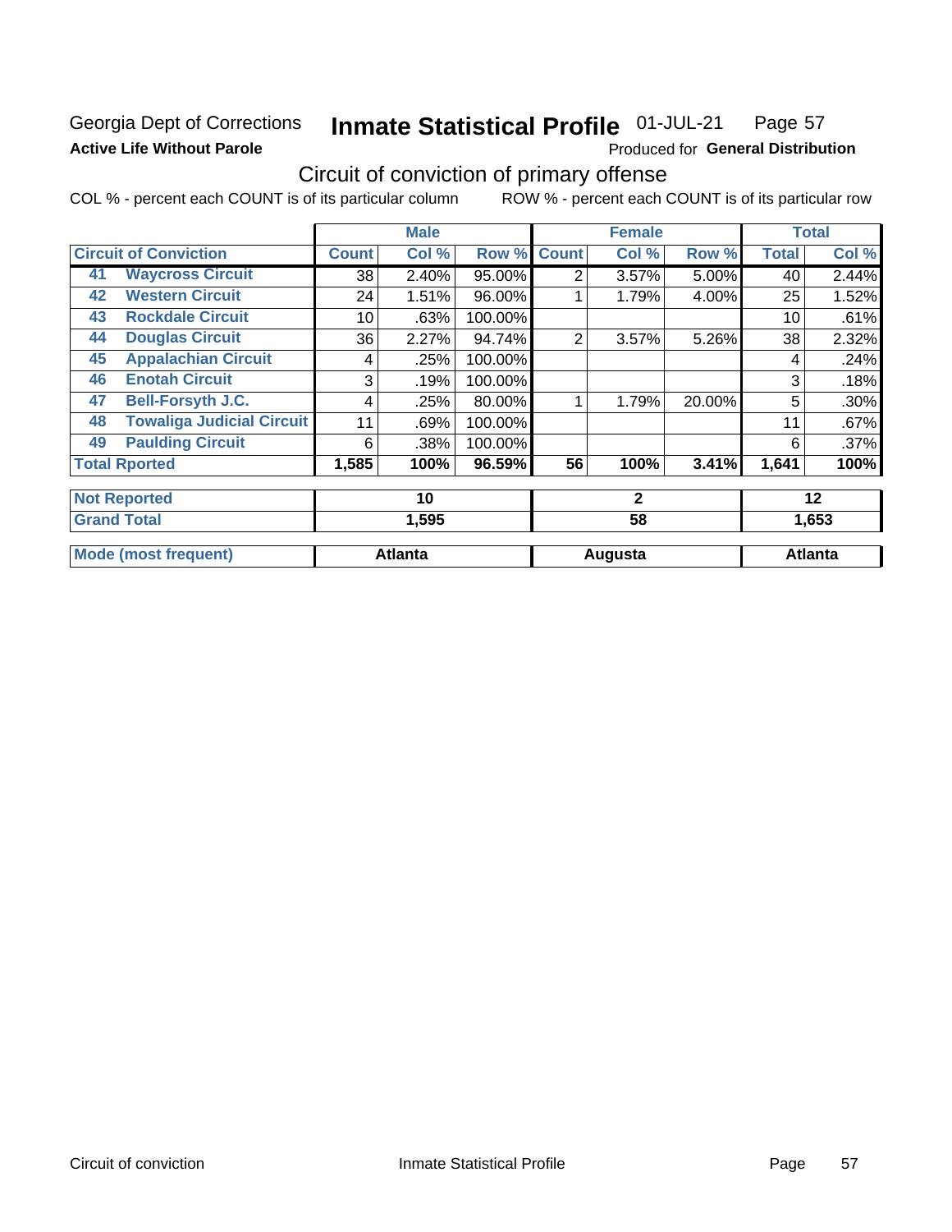Georgia Dept of Corrections
**Active Life Without Parole**

# Inmate Statistical Profile 01-JUL-21 Page 57

Produced for **General Distribution**

## Circuit of conviction of primary offense

COL % - percent each COUNT is of its particular column ROW % - percent each COUNT is of its particular row

| Circuit of Conviction | Male | | | Female | | | Total | |
|---|---|---|---|---|---|---|---|---|
| | Count | Col % | Row % | Count | Col % | Row % | Total | Col % |
| 41 Waycross Circuit | 38 | 2.40% | 95.00% | 2 | 3.57% | 5.00% | 40 | 2.44% |
| 42 Western Circuit | 24 | 1.51% | 96.00% | 1 | 1.79% | 4.00% | 25 | 1.52% |
| 43 Rockdale Circuit | 10 | .63% | 100.00% | | | | 10 | .61% |
| 44 Douglas Circuit | 36 | 2.27% | 94.74% | 2 | 3.57% | 5.26% | 38 | 2.32% |
| 45 Appalachian Circuit | 4 | .25% | 100.00% | | | | 4 | .24% |
| 46 Enotah Circuit | 3 | .19% | 100.00% | | | | 3 | .18% |
| 47 Bell-Forsyth J.C. | 4 | .25% | 80.00% | 1 | 1.79% | 20.00% | 5 | .30% |
| 48 Towaliga Judicial Circuit | 11 | .69% | 100.00% | | | | 11 | .67% |
| 49 Paulding Circuit | 6 | .38% | 100.00% | | | | 6 | .37% |
| **Total Rported** | **1,585** | **100%** | **96.59%** | **56** | **100%** | **3.41%** | **1,641** | **100%** |
| **Not Reported** | **10** | | | **2** | | | **12** | |
| **Grand Total** | **1,595** | | | **58** | | | **1,653** | |
| **Mode (most frequent)** | **Atlanta** | | | **Augusta** | | | **Atlanta** | |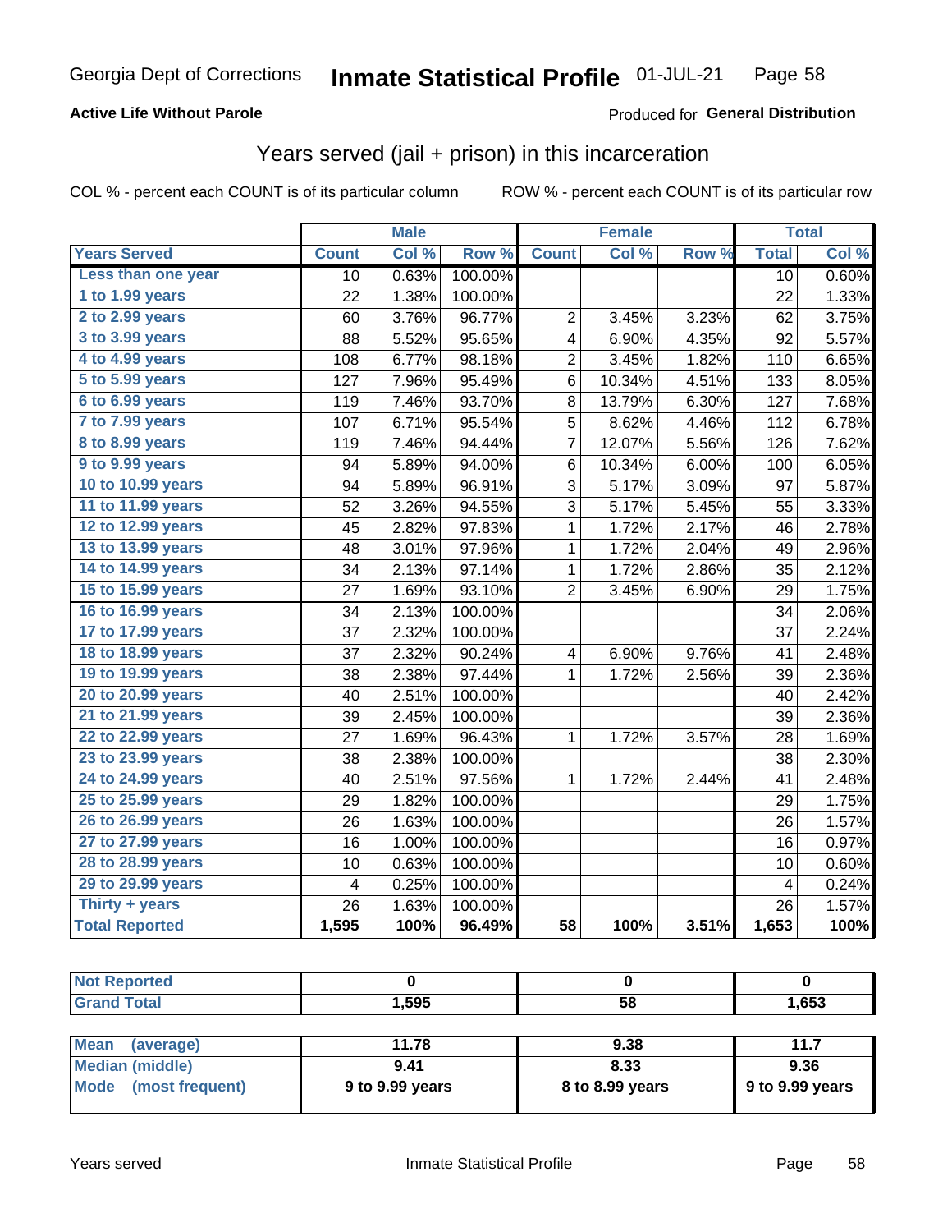Georgia Dept of Corrections **Inmate Statistical Profile** 01-JUL-21

**Active Life Without Parole**

Produced for **General Distribution**

## Years served (jail + prison) in this incarceration

COL % - percent each COUNT is of its particular column    ROW % - percent each COUNT is of its particular row

| | Male | | | Female | | | Total | |
|---|---|---|---|---|---|---|---|---|
| **Years Served** | **Count** | **Col %** | **Row %** | **Count** | **Col %** | **Row %** | **Total** | **Col %** |
| Less than one year | 10 | 0.63% | 100.00% | | | | 10 | 0.60% |
| 1 to 1.99 years | 22 | 1.38% | 100.00% | | | | 22 | 1.33% |
| 2 to 2.99 years | 60 | 3.76% | 96.77% | 2 | 3.45% | 3.23% | 62 | 3.75% |
| 3 to 3.99 years | 88 | 5.52% | 95.65% | 4 | 6.90% | 4.35% | 92 | 5.57% |
| 4 to 4.99 years | 108 | 6.77% | 98.18% | 2 | 3.45% | 1.82% | 110 | 6.65% |
| 5 to 5.99 years | 127 | 7.96% | 95.49% | 6 | 10.34% | 4.51% | 133 | 8.05% |
| 6 to 6.99 years | 119 | 7.46% | 93.70% | 8 | 13.79% | 6.30% | 127 | 7.68% |
| 7 to 7.99 years | 107 | 6.71% | 95.54% | 5 | 8.62% | 4.46% | 112 | 6.78% |
| 8 to 8.99 years | 119 | 7.46% | 94.44% | 7 | 12.07% | 5.56% | 126 | 7.62% |
| 9 to 9.99 years | 94 | 5.89% | 94.00% | 6 | 10.34% | 6.00% | 100 | 6.05% |
| 10 to 10.99 years | 94 | 5.89% | 96.91% | 3 | 5.17% | 3.09% | 97 | 5.87% |
| 11 to 11.99 years | 52 | 3.26% | 94.55% | 3 | 5.17% | 5.45% | 55 | 3.33% |
| 12 to 12.99 years | 45 | 2.82% | 97.83% | 1 | 1.72% | 2.17% | 46 | 2.78% |
| 13 to 13.99 years | 48 | 3.01% | 97.96% | 1 | 1.72% | 2.04% | 49 | 2.96% |
| 14 to 14.99 years | 34 | 2.13% | 97.14% | 1 | 1.72% | 2.86% | 35 | 2.12% |
| 15 to 15.99 years | 27 | 1.69% | 93.10% | 2 | 3.45% | 6.90% | 29 | 1.75% |
| 16 to 16.99 years | 34 | 2.13% | 100.00% | | | | 34 | 2.06% |
| 17 to 17.99 years | 37 | 2.32% | 100.00% | | | | 37 | 2.24% |
| 18 to 18.99 years | 37 | 2.32% | 90.24% | 4 | 6.90% | 9.76% | 41 | 2.48% |
| 19 to 19.99 years | 38 | 2.38% | 97.44% | 1 | 1.72% | 2.56% | 39 | 2.36% |
| 20 to 20.99 years | 40 | 2.51% | 100.00% | | | | 40 | 2.42% |
| 21 to 21.99 years | 39 | 2.45% | 100.00% | | | | 39 | 2.36% |
| 22 to 22.99 years | 27 | 1.69% | 96.43% | 1 | 1.72% | 3.57% | 28 | 1.69% |
| 23 to 23.99 years | 38 | 2.38% | 100.00% | | | | 38 | 2.30% |
| 24 to 24.99 years | 40 | 2.51% | 97.56% | 1 | 1.72% | 2.44% | 41 | 2.48% |
| 25 to 25.99 years | 29 | 1.82% | 100.00% | | | | 29 | 1.75% |
| 26 to 26.99 years | 26 | 1.63% | 100.00% | | | | 26 | 1.57% |
| 27 to 27.99 years | 16 | 1.00% | 100.00% | | | | 16 | 0.97% |
| 28 to 28.99 years | 10 | 0.63% | 100.00% | | | | 10 | 0.60% |
| 29 to 29.99 years | 4 | 0.25% | 100.00% | | | | 4 | 0.24% |
| Thirty + years | 26 | 1.63% | 100.00% | | | | 26 | 1.57% |
| **Total Reported** | **1,595** | **100%** | **96.49%** | **58** | **100%** | **3.51%** | **1,653** | **100%** |

| | Male | Female | Total |
|---|---|---|---|
| Not Reported | 0 | 0 | 0 |
| Grand Total | 1,595 | 58 | 1,653 |

| | Male | Female | Total |
|---|---|---|---|
| Mean (average) | 11.78 | 9.38 | 11.7 |
| Median (middle) | 9.41 | 8.33 | 9.36 |
| Mode (most frequent) | 9 to 9.99 years | 8 to 8.99 years | 9 to 9.99 years |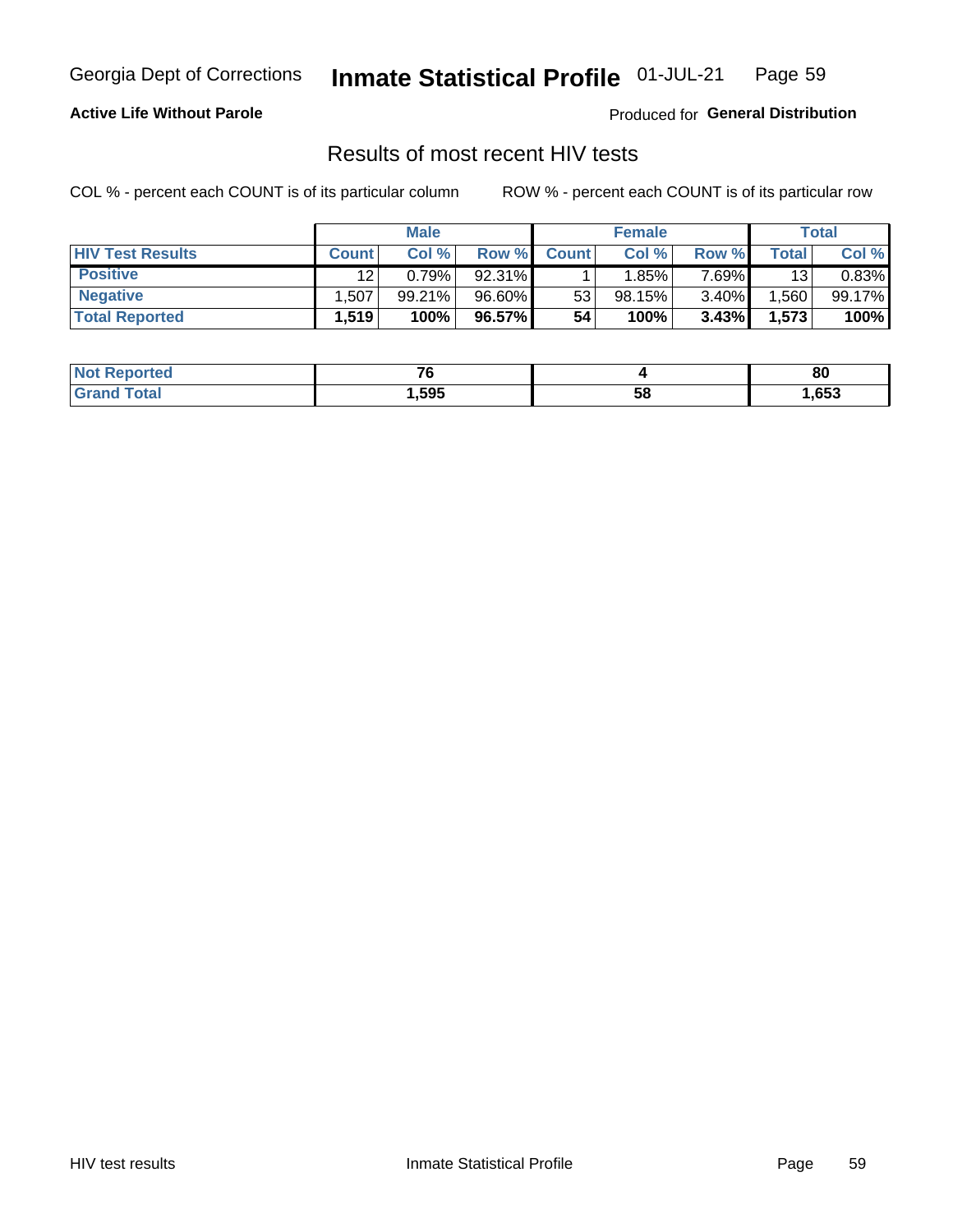Georgia Dept of Corrections **Inmate Statistical Profile** 01-JUL-21 Page 59

**Active Life Without Parole**

Produced for **General Distribution**

## Results of most recent HIV tests

COL % - percent each COUNT is of its particular column

ROW % - percent each COUNT is of its particular row

| | Male | | | Female | | | Total | |
|---|---|---|---|---|---|---|---|---|
| **HIV Test Results** | **Count** | **Col %** | **Row %** | **Count** | **Col %** | **Row %** | **Total** | **Col %** |
| **Positive** | 12 | 0.79% | 92.31% | 1 | 1.85% | 7.69% | 13 | 0.83% |
| **Negative** | 1,507 | 99.21% | 96.60% | 53 | 98.15% | 3.40% | 1,560 | 99.17% |
| **Total Reported** | **1,519** | **100%** | **96.57%** | **54** | **100%** | **3.43%** | **1,573** | **100%** |

| | Male | Female | Total |
|---|---|---|---|
| **Not Reported** | **76** | **4** | **80** |
| **Grand Total** | **1,595** | **58** | **1,653** |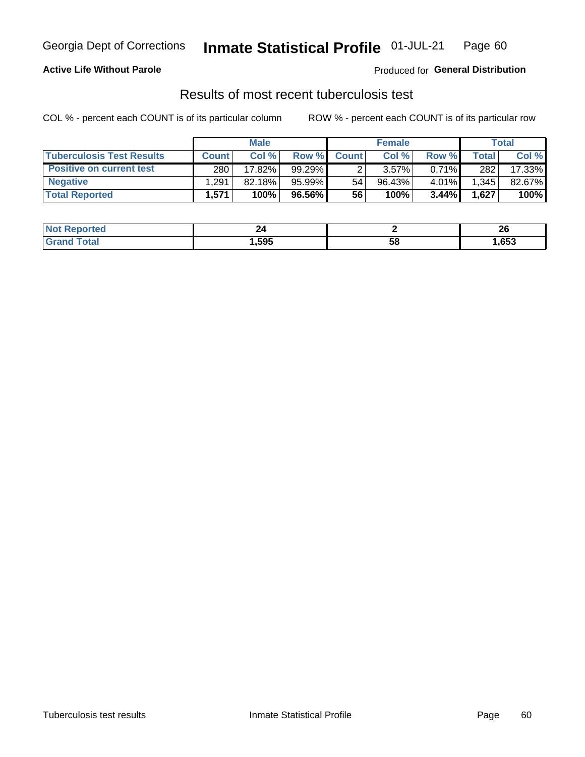Georgia Dept of Corrections **Inmate Statistical Profile** 01-JUL-21

**Active Life Without Parole**

Produced for **General Distribution**

## Results of most recent tuberculosis test

COL % - percent each COUNT is of its particular column

ROW % - percent each COUNT is of its particular row

| | Male | | | Female | | | Total | |
|---|---|---|---|---|---|---|---|---|
| **Tuberculosis Test Results** | **Count** | **Col %** | **Row %** | **Count** | **Col %** | **Row %** | **Total** | **Col %** |
| **Positive on current test** | 280 | 17.82% | 99.29% | 2 | 3.57% | 0.71% | 282 | 17.33% |
| **Negative** | 1,291 | 82.18% | 95.99% | 54 | 96.43% | 4.01% | 1,345 | 82.67% |
| **Total Reported** | **1,571** | **100%** | **96.56%** | **56** | **100%** | **3.44%** | **1,627** | **100%** |

| | Male | Female | Total |
|---|---|---|---|
| **Not Reported** | **24** | **2** | **26** |
| **Grand Total** | **1,595** | **58** | **1,653** |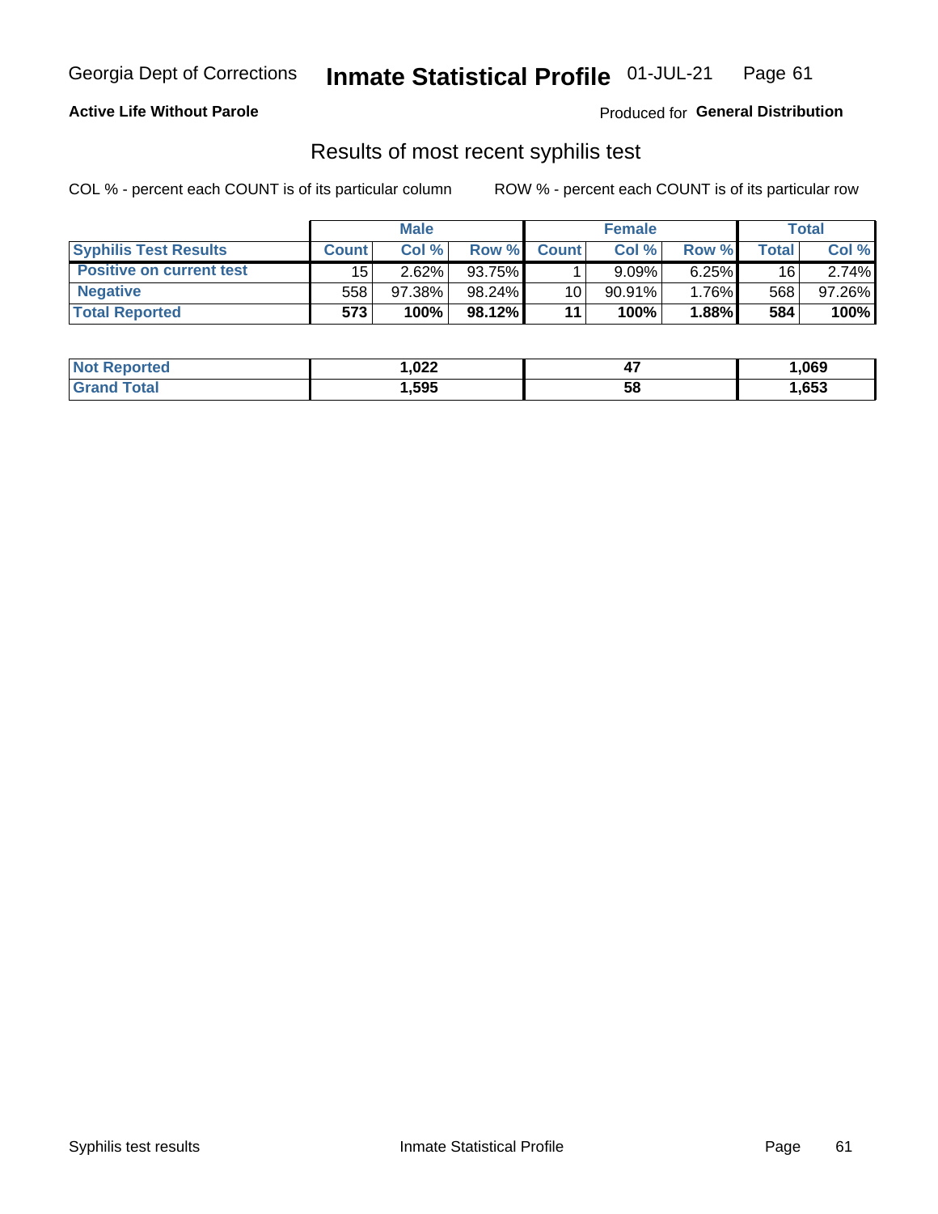Georgia Dept of Corrections **Inmate Statistical Profile** 01-JUL-21

**Active Life Without Parole**

Produced for **General Distribution**

## Results of most recent syphilis test

COL % - percent each COUNT is of its particular column ROW % - percent each COUNT is of its particular row

| | Male | | | Female | | | Total | |
|---|---|---|---|---|---|---|---|---|
| **Syphilis Test Results** | **Count** | **Col %** | **Row %** | **Count** | **Col %** | **Row %** | **Total** | **Col %** |
| **Positive on current test** | 15 | 2.62% | 93.75% | 1 | 9.09% | 6.25% | 16 | 2.74% |
| **Negative** | 558 | 97.38% | 98.24% | 10 | 90.91% | 1.76% | 568 | 97.26% |
| **Total Reported** | **573** | **100%** | **98.12%** | **11** | **100%** | **1.88%** | **584** | **100%** |

| | Male | Female | Total |
|---|---|---|---|
| **Not Reported** | **1,022** | **47** | **1,069** |
| **Grand Total** | **1,595** | **58** | **1,653** |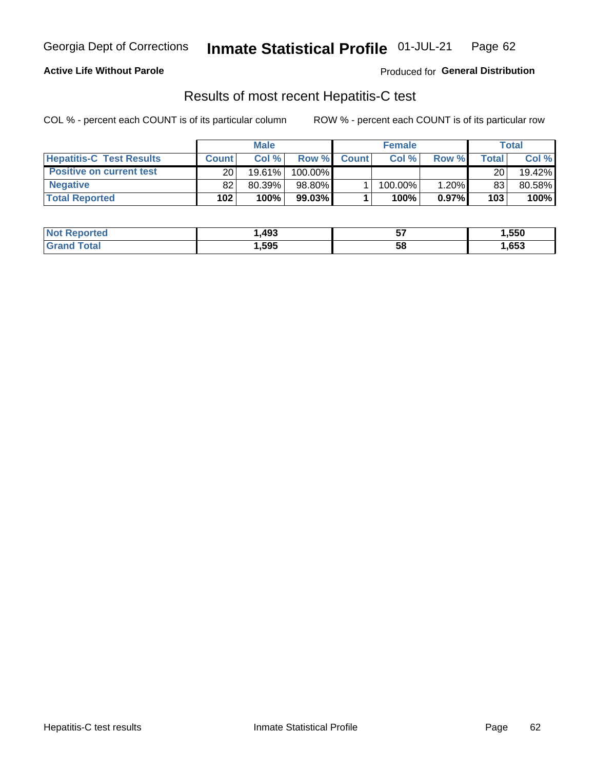Georgia Dept of Corrections **Inmate Statistical Profile** 01-JUL-21

**Active Life Without Parole**

Produced for **General Distribution**

## Results of most recent Hepatitis-C test

COL % - percent each COUNT is of its particular column ROW % - percent each COUNT is of its particular row

| | Male | | | Female | | | Total | |
|---|---|---|---|---|---|---|---|---|
| **Hepatitis-C Test Results** | **Count** | **Col %** | **Row %** | **Count** | **Col %** | **Row %** | **Total** | **Col %** |
| **Positive on current test** | 20 | 19.61% | 100.00% | | | | 20 | 19.42% |
| **Negative** | 82 | 80.39% | 98.80% | 1 | 100.00% | 1.20% | 83 | 80.58% |
| **Total Reported** | **102** | **100%** | **99.03%** | **1** | **100%** | **0.97%** | **103** | **100%** |

| | Male | Female | Total |
|---|---|---|---|
| **Not Reported** | **1,493** | **57** | **1,550** |
| **Grand Total** | **1,595** | **58** | **1,653** |

Hepatitis-C test results Inmate Statistical Profile